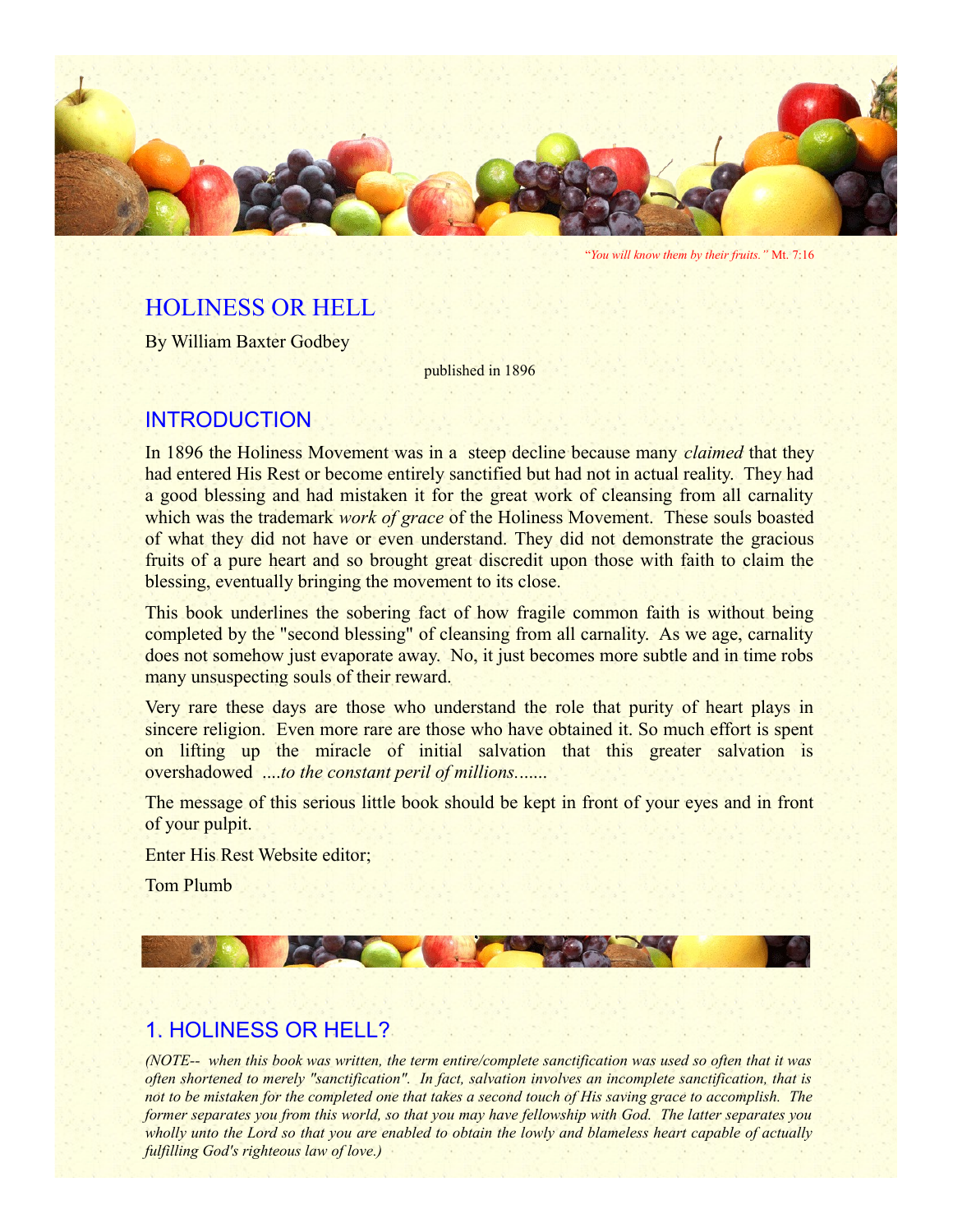*"You will know them by their fruits."* Mt. 7:16

# HOLINESS OR HELL

By William Baxter Godbey

published in 1896

## INTRODUCTION

In 1896 the Holiness Movement was in a steep decline because many *claimed* that they had entered His Rest or become entirely sanctified but had not in actual reality. They had a good blessing and had mistaken it for the great work of cleansing from all carnality which was the trademark *work of grace* of the Holiness Movement. These souls boasted of what they did not have or even understand. They did not demonstrate the gracious fruits of a pure heart and so brought great discredit upon those with faith to claim the blessing, eventually bringing the movement to its close.

This book underlines the sobering fact of how fragile common faith is without being completed by the "second blessing" of cleansing from all carnality. As we age, carnality does not somehow just evaporate away. No, it just becomes more subtle and in time robs many unsuspecting souls of their reward.

Very rare these days are those who understand the role that purity of heart plays in sincere religion. Even more rare are those who have obtained it. So much effort is spent on lifting up the miracle of initial salvation that this greater salvation is overshadowed *....to the constant peril of millions.......*

The message of this serious little book should be kept in front of your eyes and in front of your pulpit.

Enter His Rest Website editor;

Tom Plumb

## 1. HOLINESS OR HELL?

*(NOTE-- when this book was written, the term entire/complete sanctification was used so often that it was often shortened to merely "sanctification". In fact, salvation involves an incomplete sanctification, that is not to be mistaken for the completed one that takes a second touch of His saving grace to accomplish. The former separates you from this world, so that you may have fellowship with God. The latter separates you wholly unto the Lord so that you are enabled to obtain the lowly and blameless heart capable of actually fulfilling God's righteous law of love.)*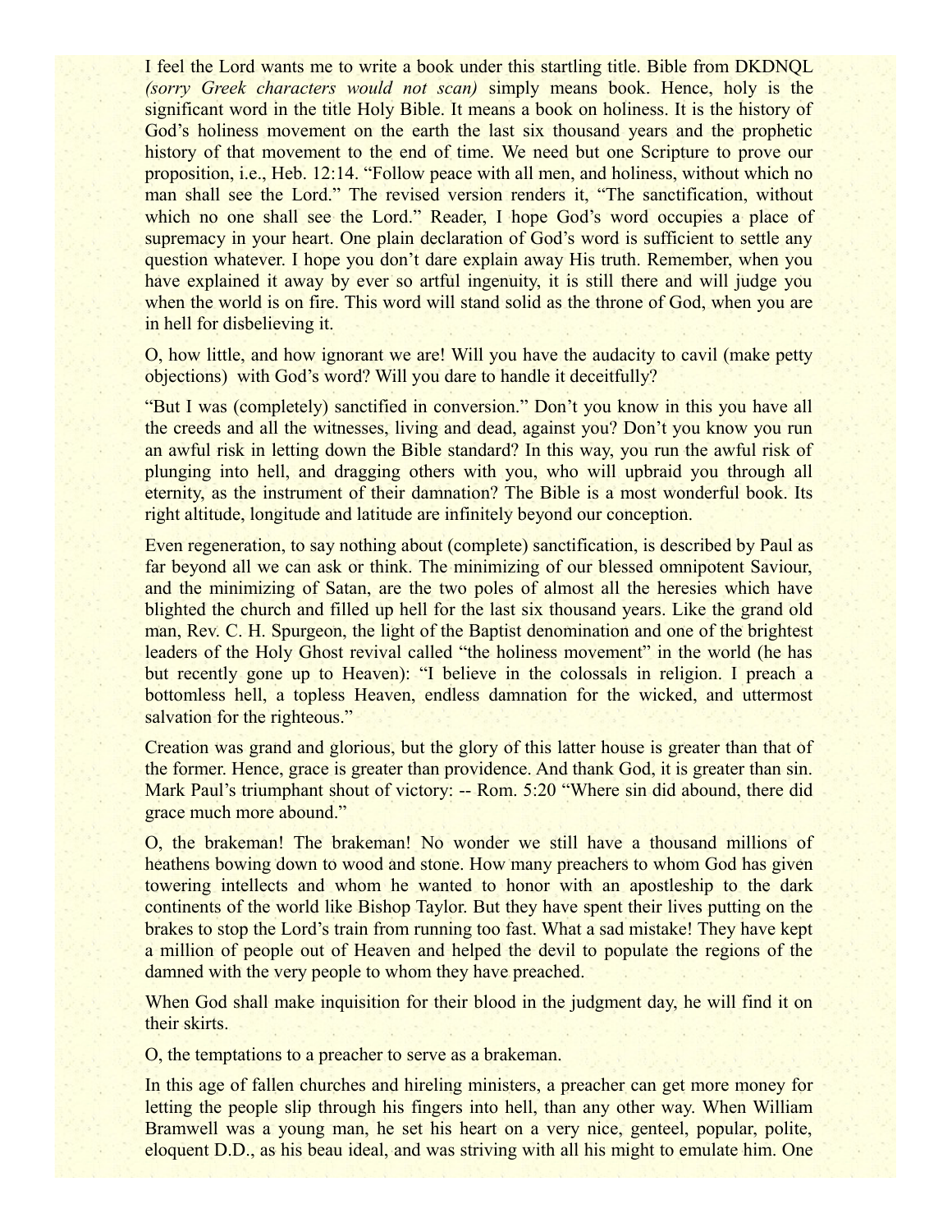I feel the Lord wants me to write a book under this startling title. Bible from DKDNQL *(sorry Greek characters would not scan)* simply means book. Hence, holy is the significant word in the title Holy Bible. It means a book on holiness. It is the history of God's holiness movement on the earth the last six thousand years and the prophetic history of that movement to the end of time. We need but one Scripture to prove our proposition, i.e., Heb. 12:14. "Follow peace with all men, and holiness, without which no man shall see the Lord." The revised version renders it, "The sanctification, without which no one shall see the Lord." Reader, I hope God's word occupies a place of supremacy in your heart. One plain declaration of God's word is sufficient to settle any question whatever. I hope you don't dare explain away His truth. Remember, when you have explained it away by ever so artful ingenuity, it is still there and will judge you when the world is on fire. This word will stand solid as the throne of God, when you are in hell for disbelieving it.

O, how little, and how ignorant we are! Will you have the audacity to cavil (make petty objections) with God's word? Will you dare to handle it deceitfully?

"But I was (completely) sanctified in conversion." Don't you know in this you have all the creeds and all the witnesses, living and dead, against you? Don't you know you run an awful risk in letting down the Bible standard? In this way, you run the awful risk of plunging into hell, and dragging others with you, who will upbraid you through all eternity, as the instrument of their damnation? The Bible is a most wonderful book. Its right altitude, longitude and latitude are infinitely beyond our conception.

Even regeneration, to say nothing about (complete) sanctification, is described by Paul as far beyond all we can ask or think. The minimizing of our blessed omnipotent Saviour, and the minimizing of Satan, are the two poles of almost all the heresies which have blighted the church and filled up hell for the last six thousand years. Like the grand old man, Rev. C. H. Spurgeon, the light of the Baptist denomination and one of the brightest leaders of the Holy Ghost revival called "the holiness movement" in the world (he has but recently gone up to Heaven): "I believe in the colossals in religion. I preach a bottomless hell, a topless Heaven, endless damnation for the wicked, and uttermost salvation for the righteous."

Creation was grand and glorious, but the glory of this latter house is greater than that of the former. Hence, grace is greater than providence. And thank God, it is greater than sin. Mark Paul's triumphant shout of victory: -- Rom. 5:20 "Where sin did abound, there did grace much more abound."

O, the brakeman! The brakeman! No wonder we still have a thousand millions of heathens bowing down to wood and stone. How many preachers to whom God has given towering intellects and whom he wanted to honor with an apostleship to the dark continents of the world like Bishop Taylor. But they have spent their lives putting on the brakes to stop the Lord's train from running too fast. What a sad mistake! They have kept a million of people out of Heaven and helped the devil to populate the regions of the damned with the very people to whom they have preached.

When God shall make inquisition for their blood in the judgment day, he will find it on their skirts.

O, the temptations to a preacher to serve as a brakeman.

In this age of fallen churches and hireling ministers, a preacher can get more money for letting the people slip through his fingers into hell, than any other way. When William Bramwell was a young man, he set his heart on a very nice, genteel, popular, polite, eloquent D.D., as his beau ideal, and was striving with all his might to emulate him. One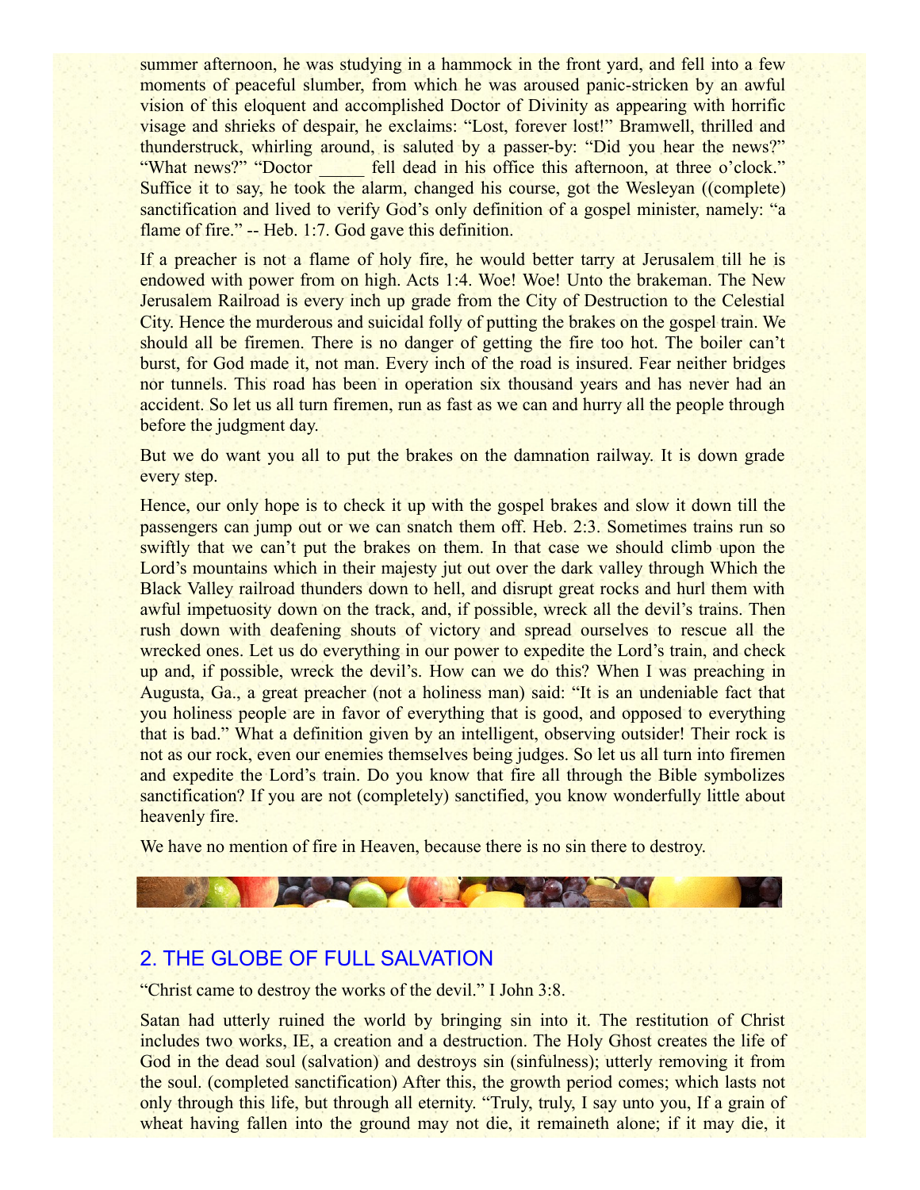summer afternoon, he was studying in a hammock in the front yard, and fell into a few moments of peaceful slumber, from which he was aroused panic-stricken by an awful vision of this eloquent and accomplished Doctor of Divinity as appearing with horrific visage and shrieks of despair, he exclaims: "Lost, forever lost!" Bramwell, thrilled and thunderstruck, whirling around, is saluted by a passer-by: "Did you hear the news?" "What news?" "Doctor _____ fell dead in his office this afternoon, at three o'clock." Suffice it to say, he took the alarm, changed his course, got the Wesleyan ((complete) sanctification and lived to verify God's only definition of a gospel minister, namely: "a flame of fire." -- Heb. 1:7. God gave this definition.

If a preacher is not a flame of holy fire, he would better tarry at Jerusalem till he is endowed with power from on high. Acts 1:4. Woe! Woe! Unto the brakeman. The New Jerusalem Railroad is every inch up grade from the City of Destruction to the Celestial City. Hence the murderous and suicidal folly of putting the brakes on the gospel train. We should all be firemen. There is no danger of getting the fire too hot. The boiler can't burst, for God made it, not man. Every inch of the road is insured. Fear neither bridges nor tunnels. This road has been in operation six thousand years and has never had an accident. So let us all turn firemen, run as fast as we can and hurry all the people through before the judgment day.

But we do want you all to put the brakes on the damnation railway. It is down grade every step.

Hence, our only hope is to check it up with the gospel brakes and slow it down till the passengers can jump out or we can snatch them off. Heb. 2:3. Sometimes trains run so swiftly that we can't put the brakes on them. In that case we should climb upon the Lord's mountains which in their majesty jut out over the dark valley through Which the Black Valley railroad thunders down to hell, and disrupt great rocks and hurl them with awful impetuosity down on the track, and, if possible, wreck all the devil's trains. Then rush down with deafening shouts of victory and spread ourselves to rescue all the wrecked ones. Let us do everything in our power to expedite the Lord's train, and check up and, if possible, wreck the devil's. How can we do this? When I was preaching in Augusta, Ga., a great preacher (not a holiness man) said: "It is an undeniable fact that you holiness people are in favor of everything that is good, and opposed to everything that is bad." What a definition given by an intelligent, observing outsider! Their rock is not as our rock, even our enemies themselves being judges. So let us all turn into firemen and expedite the Lord's train. Do you know that fire all through the Bible symbolizes sanctification? If you are not (completely) sanctified, you know wonderfully little about heavenly fire.

We have no mention of fire in Heaven, because there is no sin there to destroy.

## 2. THE GLOBE OF FULL SALVATION

"Christ came to destroy the works of the devil." I John 3:8.

Satan had utterly ruined the world by bringing sin into it. The restitution of Christ includes two works, IE, a creation and a destruction. The Holy Ghost creates the life of God in the dead soul (salvation) and destroys sin (sinfulness); utterly removing it from the soul. (completed sanctification) After this, the growth period comes; which lasts not only through this life, but through all eternity. "Truly, truly, I say unto you, If a grain of wheat having fallen into the ground may not die, it remaineth alone; if it may die, it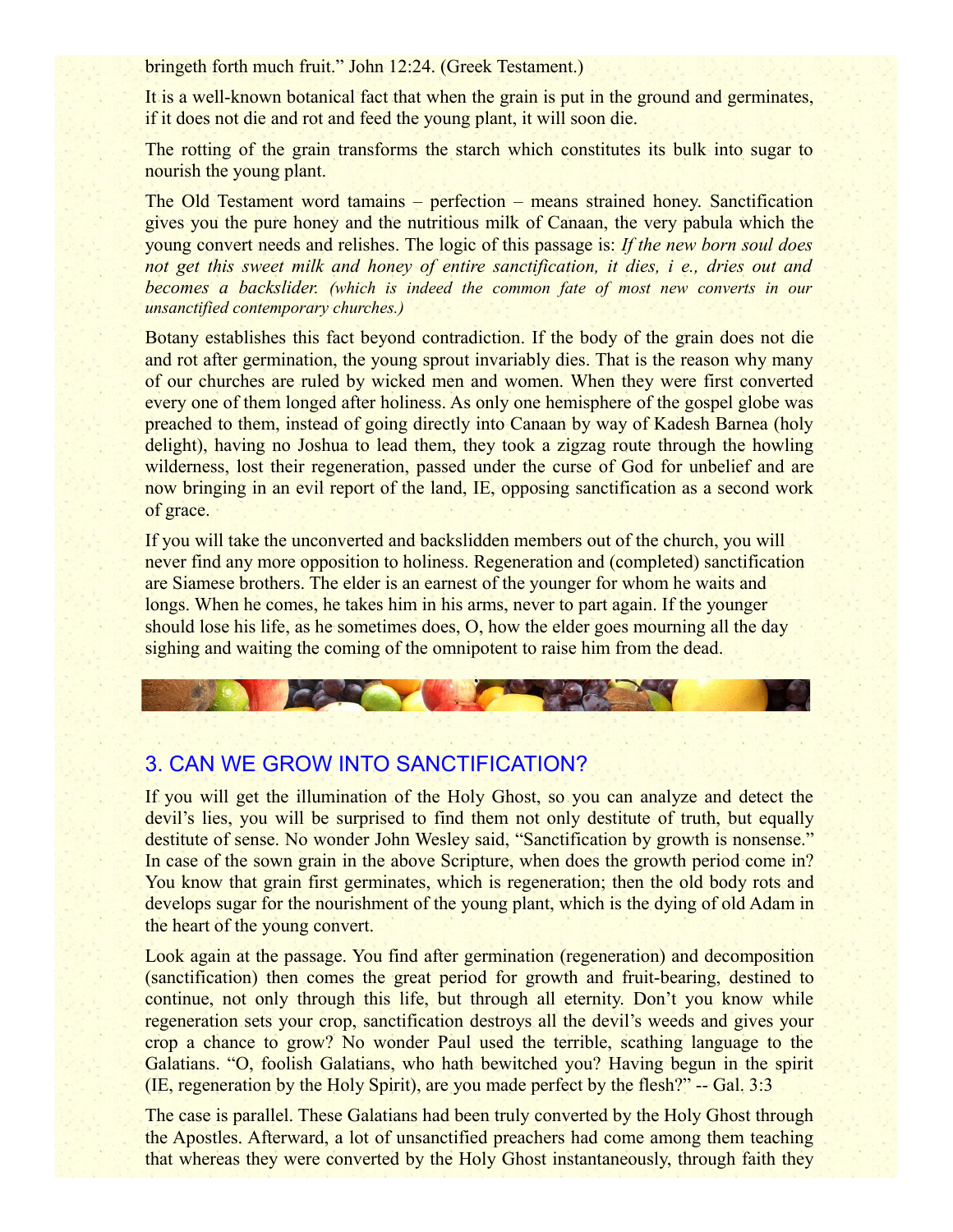bringeth forth much fruit." John 12:24. (Greek Testament.)

It is a well-known botanical fact that when the grain is put in the ground and germinates, if it does not die and rot and feed the young plant, it will soon die.

The rotting of the grain transforms the starch which constitutes its bulk into sugar to nourish the young plant.

The Old Testament word tamains – perfection – means strained honey. Sanctification gives you the pure honey and the nutritious milk of Canaan, the very pabula which the young convert needs and relishes. The logic of this passage is: *If the new born soul does not get this sweet milk and honey of entire sanctification, it dies, i e., dries out and becomes a backslider. (which is indeed the common fate of most new converts in our unsanctified contemporary churches.)*

Botany establishes this fact beyond contradiction. If the body of the grain does not die and rot after germination, the young sprout invariably dies. That is the reason why many of our churches are ruled by wicked men and women. When they were first converted every one of them longed after holiness. As only one hemisphere of the gospel globe was preached to them, instead of going directly into Canaan by way of Kadesh Barnea (holy delight), having no Joshua to lead them, they took a zigzag route through the howling wilderness, lost their regeneration, passed under the curse of God for unbelief and are now bringing in an evil report of the land, IE, opposing sanctification as a second work of grace.

If you will take the unconverted and backslidden members out of the church, you will never find any more opposition to holiness. Regeneration and (completed) sanctification are Siamese brothers. The elder is an earnest of the younger for whom he waits and longs. When he comes, he takes him in his arms, never to part again. If the younger should lose his life, as he sometimes does, O, how the elder goes mourning all the day sighing and waiting the coming of the omnipotent to raise him from the dead.

## 3. CAN WE GROW INTO SANCTIFICATION?

If you will get the illumination of the Holy Ghost, so you can analyze and detect the devil's lies, you will be surprised to find them not only destitute of truth, but equally destitute of sense. No wonder John Wesley said, "Sanctification by growth is nonsense." In case of the sown grain in the above Scripture, when does the growth period come in? You know that grain first germinates, which is regeneration; then the old body rots and develops sugar for the nourishment of the young plant, which is the dying of old Adam in the heart of the young convert.

Look again at the passage. You find after germination (regeneration) and decomposition (sanctification) then comes the great period for growth and fruit-bearing, destined to continue, not only through this life, but through all eternity. Don't you know while regeneration sets your crop, sanctification destroys all the devil's weeds and gives your crop a chance to grow? No wonder Paul used the terrible, scathing language to the Galatians. "O, foolish Galatians, who hath bewitched you? Having begun in the spirit (IE, regeneration by the Holy Spirit), are you made perfect by the flesh?" -- Gal. 3:3

The case is parallel. These Galatians had been truly converted by the Holy Ghost through the Apostles. Afterward, a lot of unsanctified preachers had come among them teaching that whereas they were converted by the Holy Ghost instantaneously, through faith they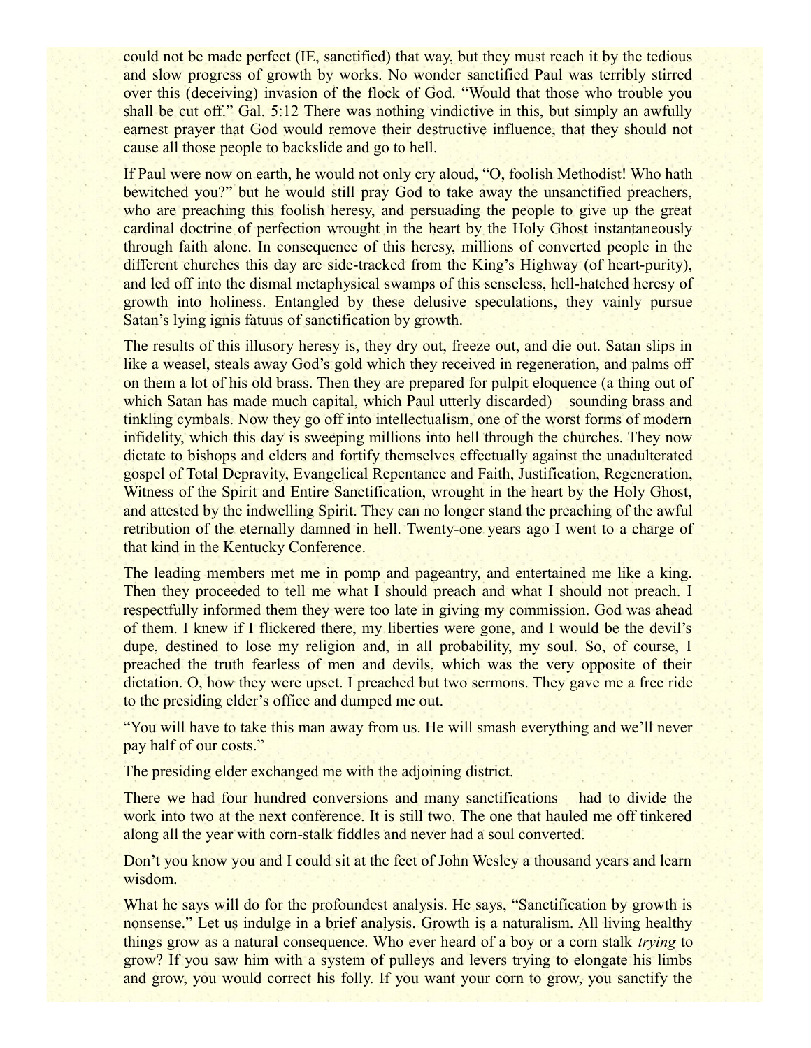could not be made perfect (IE, sanctified) that way, but they must reach it by the tedious and slow progress of growth by works. No wonder sanctified Paul was terribly stirred over this (deceiving) invasion of the flock of God. "Would that those who trouble you shall be cut off." Gal. 5:12 There was nothing vindictive in this, but simply an awfully earnest prayer that God would remove their destructive influence, that they should not cause all those people to backslide and go to hell.

If Paul were now on earth, he would not only cry aloud, "O, foolish Methodist! Who hath bewitched you?" but he would still pray God to take away the unsanctified preachers, who are preaching this foolish heresy, and persuading the people to give up the great cardinal doctrine of perfection wrought in the heart by the Holy Ghost instantaneously through faith alone. In consequence of this heresy, millions of converted people in the different churches this day are side-tracked from the King's Highway (of heart-purity), and led off into the dismal metaphysical swamps of this senseless, hell-hatched heresy of growth into holiness. Entangled by these delusive speculations, they vainly pursue Satan's lying ignis fatuus of sanctification by growth.

The results of this illusory heresy is, they dry out, freeze out, and die out. Satan slips in like a weasel, steals away God's gold which they received in regeneration, and palms off on them a lot of his old brass. Then they are prepared for pulpit eloquence (a thing out of which Satan has made much capital, which Paul utterly discarded) – sounding brass and tinkling cymbals. Now they go off into intellectualism, one of the worst forms of modern infidelity, which this day is sweeping millions into hell through the churches. They now dictate to bishops and elders and fortify themselves effectually against the unadulterated gospel of Total Depravity, Evangelical Repentance and Faith, Justification, Regeneration, Witness of the Spirit and Entire Sanctification, wrought in the heart by the Holy Ghost, and attested by the indwelling Spirit. They can no longer stand the preaching of the awful retribution of the eternally damned in hell. Twenty-one years ago I went to a charge of that kind in the Kentucky Conference.

The leading members met me in pomp and pageantry, and entertained me like a king. Then they proceeded to tell me what I should preach and what I should not preach. I respectfully informed them they were too late in giving my commission. God was ahead of them. I knew if I flickered there, my liberties were gone, and I would be the devil's dupe, destined to lose my religion and, in all probability, my soul. So, of course, I preached the truth fearless of men and devils, which was the very opposite of their dictation. O, how they were upset. I preached but two sermons. They gave me a free ride to the presiding elder's office and dumped me out.

"You will have to take this man away from us. He will smash everything and we'll never pay half of our costs."

The presiding elder exchanged me with the adjoining district.

There we had four hundred conversions and many sanctifications – had to divide the work into two at the next conference. It is still two. The one that hauled me off tinkered along all the year with corn-stalk fiddles and never had a soul converted.

Don't you know you and I could sit at the feet of John Wesley a thousand years and learn wisdom.

What he says will do for the profoundest analysis. He says, "Sanctification by growth is nonsense." Let us indulge in a brief analysis. Growth is a naturalism. All living healthy things grow as a natural consequence. Who ever heard of a boy or a corn stalk *trying* to grow? If you saw him with a system of pulleys and levers trying to elongate his limbs and grow, you would correct his folly. If you want your corn to grow, you sanctify the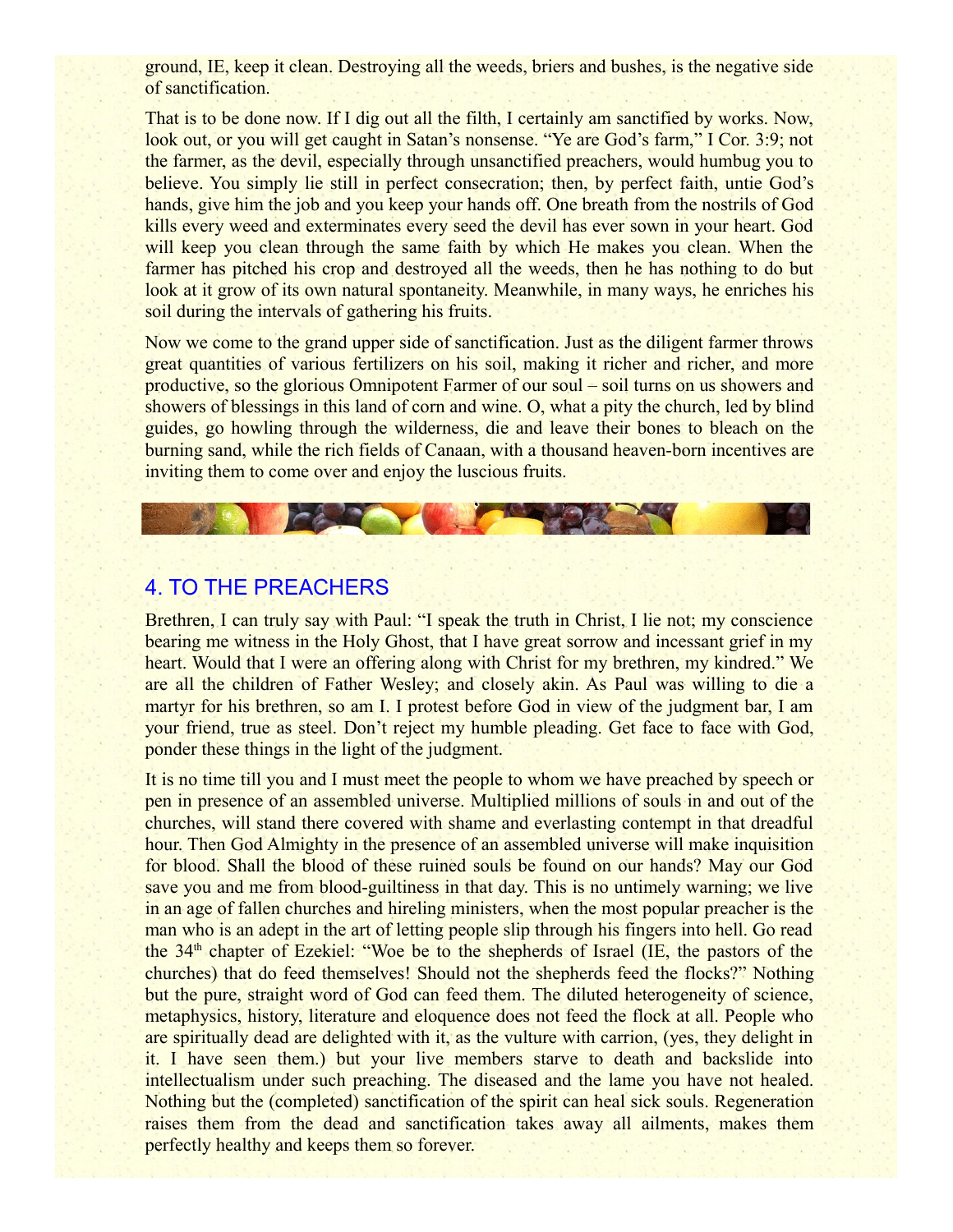ground, IE, keep it clean. Destroying all the weeds, briers and bushes, is the negative side of sanctification.

That is to be done now. If I dig out all the filth, I certainly am sanctified by works. Now, look out, or you will get caught in Satan's nonsense. "Ye are God's farm," I Cor. 3:9; not the farmer, as the devil, especially through unsanctified preachers, would humbug you to believe. You simply lie still in perfect consecration; then, by perfect faith, untie God's hands, give him the job and you keep your hands off. One breath from the nostrils of God kills every weed and exterminates every seed the devil has ever sown in your heart. God will keep you clean through the same faith by which He makes you clean. When the farmer has pitched his crop and destroyed all the weeds, then he has nothing to do but look at it grow of its own natural spontaneity. Meanwhile, in many ways, he enriches his soil during the intervals of gathering his fruits.

Now we come to the grand upper side of sanctification. Just as the diligent farmer throws great quantities of various fertilizers on his soil, making it richer and richer, and more productive, so the glorious Omnipotent Farmer of our soul – soil turns on us showers and showers of blessings in this land of corn and wine. O, what a pity the church, led by blind guides, go howling through the wilderness, die and leave their bones to bleach on the burning sand, while the rich fields of Canaan, with a thousand heaven-born incentives are inviting them to come over and enjoy the luscious fruits.

## 4. TO THE PREACHERS

Brethren, I can truly say with Paul: "I speak the truth in Christ, I lie not; my conscience bearing me witness in the Holy Ghost, that I have great sorrow and incessant grief in my heart. Would that I were an offering along with Christ for my brethren, my kindred." We are all the children of Father Wesley; and closely akin. As Paul was willing to die a martyr for his brethren, so am I. I protest before God in view of the judgment bar, I am your friend, true as steel. Don't reject my humble pleading. Get face to face with God, ponder these things in the light of the judgment.

It is no time till you and I must meet the people to whom we have preached by speech or pen in presence of an assembled universe. Multiplied millions of souls in and out of the churches, will stand there covered with shame and everlasting contempt in that dreadful hour. Then God Almighty in the presence of an assembled universe will make inquisition for blood. Shall the blood of these ruined souls be found on our hands? May our God save you and me from blood-guiltiness in that day. This is no untimely warning; we live in an age of fallen churches and hireling ministers, when the most popular preacher is the man who is an adept in the art of letting people slip through his fingers into hell. Go read the 34th chapter of Ezekiel: "Woe be to the shepherds of Israel (IE, the pastors of the churches) that do feed themselves! Should not the shepherds feed the flocks?" Nothing but the pure, straight word of God can feed them. The diluted heterogeneity of science, metaphysics, history, literature and eloquence does not feed the flock at all. People who are spiritually dead are delighted with it, as the vulture with carrion, (yes, they delight in it. I have seen them.) but your live members starve to death and backslide into intellectualism under such preaching. The diseased and the lame you have not healed. Nothing but the (completed) sanctification of the spirit can heal sick souls. Regeneration raises them from the dead and sanctification takes away all ailments, makes them perfectly healthy and keeps them so forever.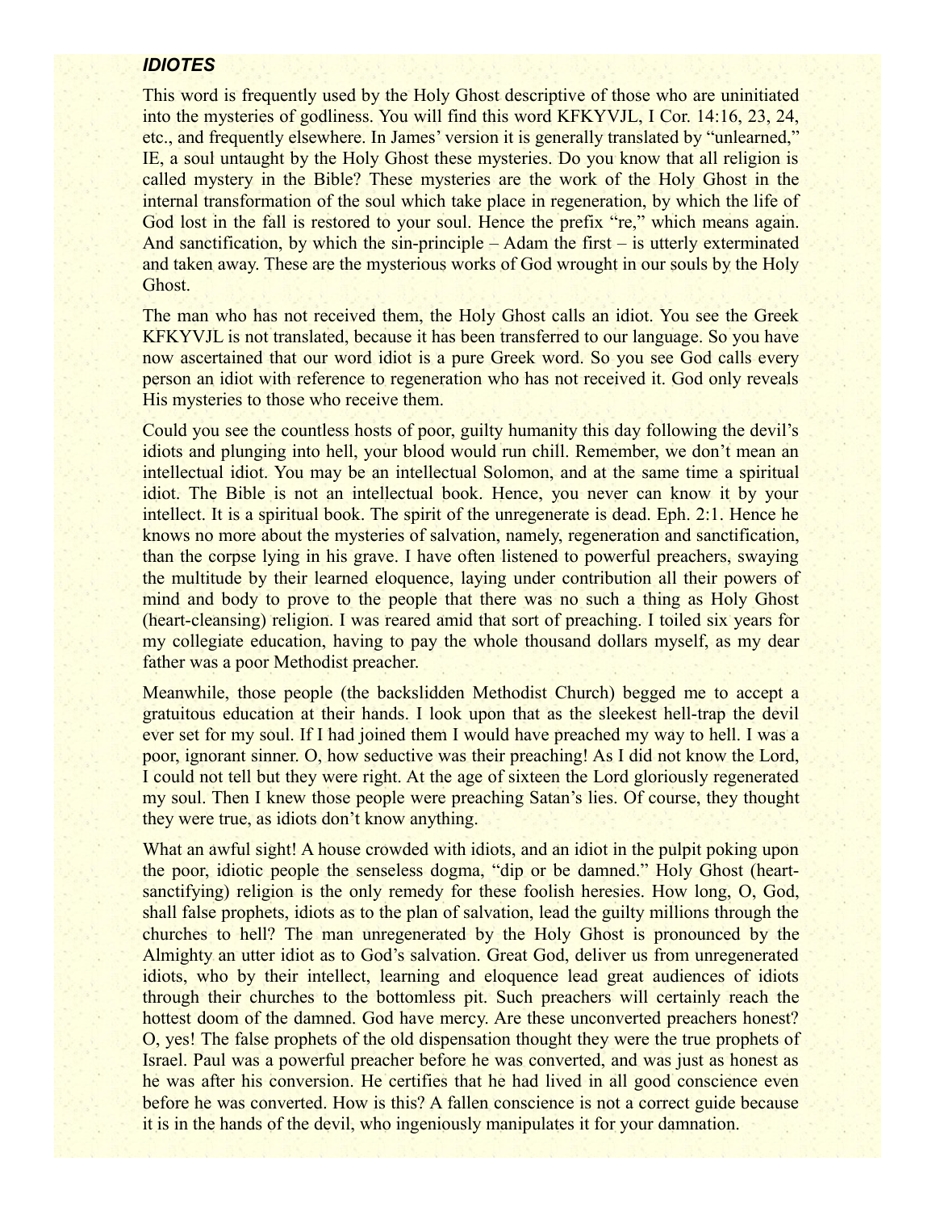### *IDIOTES*

This word is frequently used by the Holy Ghost descriptive of those who are uninitiated into the mysteries of godliness. You will find this word KFKYVJL, I Cor. 14:16, 23, 24, etc., and frequently elsewhere. In James' version it is generally translated by "unlearned," IE, a soul untaught by the Holy Ghost these mysteries. Do you know that all religion is called mystery in the Bible? These mysteries are the work of the Holy Ghost in the internal transformation of the soul which take place in regeneration, by which the life of God lost in the fall is restored to your soul. Hence the prefix "re," which means again. And sanctification, by which the sin-principle – Adam the first – is utterly exterminated and taken away. These are the mysterious works of God wrought in our souls by the Holy Ghost.

The man who has not received them, the Holy Ghost calls an idiot. You see the Greek KFKYVJL is not translated, because it has been transferred to our language. So you have now ascertained that our word idiot is a pure Greek word. So you see God calls every person an idiot with reference to regeneration who has not received it. God only reveals His mysteries to those who receive them.

Could you see the countless hosts of poor, guilty humanity this day following the devil's idiots and plunging into hell, your blood would run chill. Remember, we don't mean an intellectual idiot. You may be an intellectual Solomon, and at the same time a spiritual idiot. The Bible is not an intellectual book. Hence, you never can know it by your intellect. It is a spiritual book. The spirit of the unregenerate is dead. Eph. 2:1. Hence he knows no more about the mysteries of salvation, namely, regeneration and sanctification, than the corpse lying in his grave. I have often listened to powerful preachers, swaying the multitude by their learned eloquence, laying under contribution all their powers of mind and body to prove to the people that there was no such a thing as Holy Ghost (heart-cleansing) religion. I was reared amid that sort of preaching. I toiled six years for my collegiate education, having to pay the whole thousand dollars myself, as my dear father was a poor Methodist preacher.

Meanwhile, those people (the backslidden Methodist Church) begged me to accept a gratuitous education at their hands. I look upon that as the sleekest hell-trap the devil ever set for my soul. If I had joined them I would have preached my way to hell. I was a poor, ignorant sinner. O, how seductive was their preaching! As I did not know the Lord, I could not tell but they were right. At the age of sixteen the Lord gloriously regenerated my soul. Then I knew those people were preaching Satan's lies. Of course, they thought they were true, as idiots don't know anything.

What an awful sight! A house crowded with idiots, and an idiot in the pulpit poking upon the poor, idiotic people the senseless dogma, "dip or be damned." Holy Ghost (heart-sanctifying) religion is the only remedy for these foolish heresies. How long, O, God, shall false prophets, idiots as to the plan of salvation, lead the guilty millions through the churches to hell? The man unregenerated by the Holy Ghost is pronounced by the Almighty an utter idiot as to God's salvation. Great God, deliver us from unregenerated idiots, who by their intellect, learning and eloquence lead great audiences of idiots through their churches to the bottomless pit. Such preachers will certainly reach the hottest doom of the damned. God have mercy. Are these unconverted preachers honest? O, yes! The false prophets of the old dispensation thought they were the true prophets of Israel. Paul was a powerful preacher before he was converted, and was just as honest as he was after his conversion. He certifies that he had lived in all good conscience even before he was converted. How is this? A fallen conscience is not a correct guide because it is in the hands of the devil, who ingeniously manipulates it for your damnation.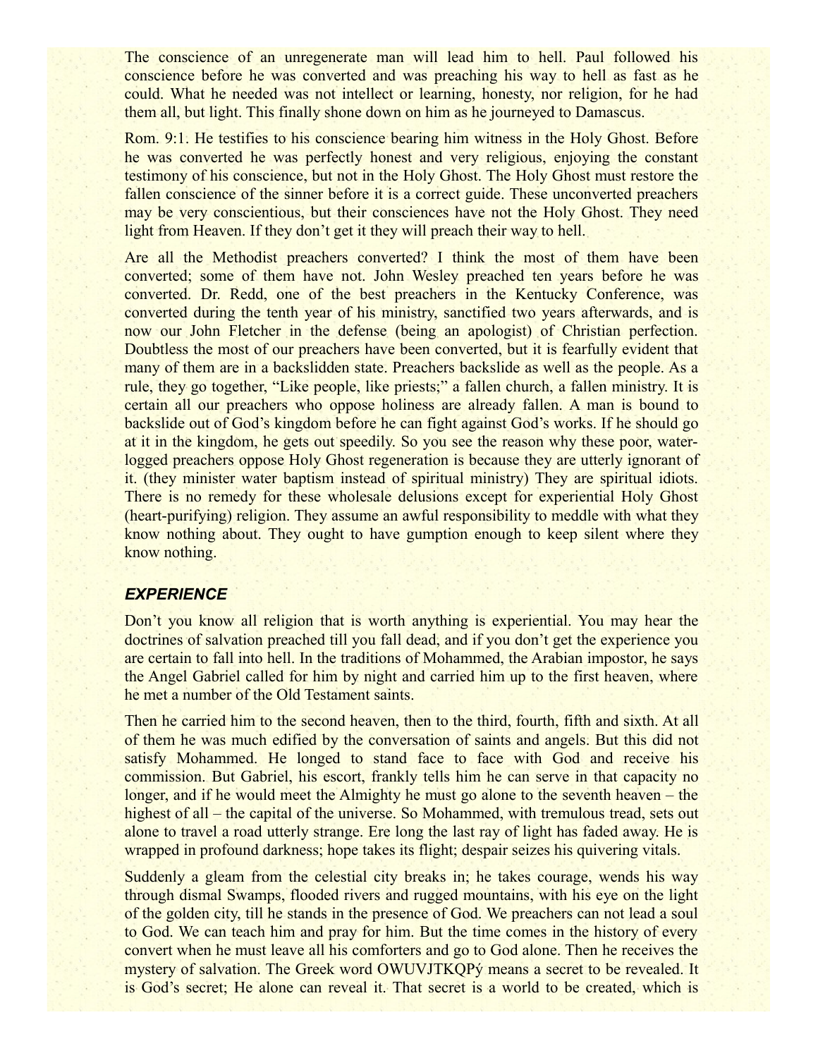The conscience of an unregenerate man will lead him to hell. Paul followed his conscience before he was converted and was preaching his way to hell as fast as he could. What he needed was not intellect or learning, honesty, nor religion, for he had them all, but light. This finally shone down on him as he journeyed to Damascus.

Rom. 9:1. He testifies to his conscience bearing him witness in the Holy Ghost. Before he was converted he was perfectly honest and very religious, enjoying the constant testimony of his conscience, but not in the Holy Ghost. The Holy Ghost must restore the fallen conscience of the sinner before it is a correct guide. These unconverted preachers may be very conscientious, but their consciences have not the Holy Ghost. They need light from Heaven. If they don't get it they will preach their way to hell.

Are all the Methodist preachers converted? I think the most of them have been converted; some of them have not. John Wesley preached ten years before he was converted. Dr. Redd, one of the best preachers in the Kentucky Conference, was converted during the tenth year of his ministry, sanctified two years afterwards, and is now our John Fletcher in the defense (being an apologist) of Christian perfection. Doubtless the most of our preachers have been converted, but it is fearfully evident that many of them are in a backslidden state. Preachers backslide as well as the people. As a rule, they go together, "Like people, like priests;" a fallen church, a fallen ministry. It is certain all our preachers who oppose holiness are already fallen. A man is bound to backslide out of God's kingdom before he can fight against God's works. If he should go at it in the kingdom, he gets out speedily. So you see the reason why these poor, water-logged preachers oppose Holy Ghost regeneration is because they are utterly ignorant of it. (they minister water baptism instead of spiritual ministry) They are spiritual idiots. There is no remedy for these wholesale delusions except for experiential Holy Ghost (heart-purifying) religion. They assume an awful responsibility to meddle with what they know nothing about. They ought to have gumption enough to keep silent where they know nothing.

### *EXPERIENCE*

Don't you know all religion that is worth anything is experiential. You may hear the doctrines of salvation preached till you fall dead, and if you don't get the experience you are certain to fall into hell. In the traditions of Mohammed, the Arabian impostor, he says the Angel Gabriel called for him by night and carried him up to the first heaven, where he met a number of the Old Testament saints.

Then he carried him to the second heaven, then to the third, fourth, fifth and sixth. At all of them he was much edified by the conversation of saints and angels. But this did not satisfy Mohammed. He longed to stand face to face with God and receive his commission. But Gabriel, his escort, frankly tells him he can serve in that capacity no longer, and if he would meet the Almighty he must go alone to the seventh heaven – the highest of all – the capital of the universe. So Mohammed, with tremulous tread, sets out alone to travel a road utterly strange. Ere long the last ray of light has faded away. He is wrapped in profound darkness; hope takes its flight; despair seizes his quivering vitals.

Suddenly a gleam from the celestial city breaks in; he takes courage, wends his way through dismal Swamps, flooded rivers and rugged mountains, with his eye on the light of the golden city, till he stands in the presence of God. We preachers can not lead a soul to God. We can teach him and pray for him. But the time comes in the history of every convert when he must leave all his comforters and go to God alone. Then he receives the mystery of salvation. The Greek word OWUVJTKQPý means a secret to be revealed. It is God's secret; He alone can reveal it. That secret is a world to be created, which is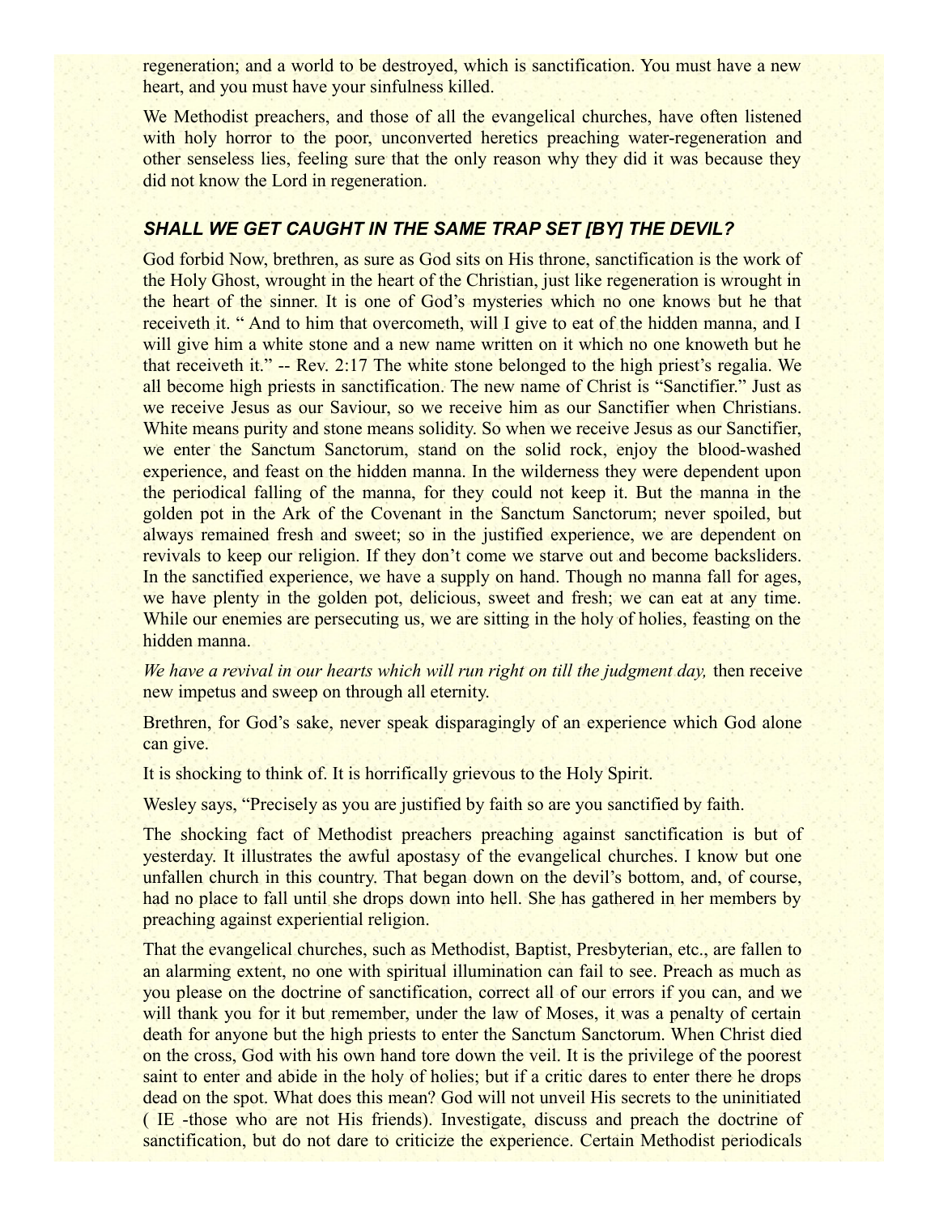regeneration; and a world to be destroyed, which is sanctification. You must have a new heart, and you must have your sinfulness killed.

We Methodist preachers, and those of all the evangelical churches, have often listened with holy horror to the poor, unconverted heretics preaching water-regeneration and other senseless lies, feeling sure that the only reason why they did it was because they did not know the Lord in regeneration.

### *SHALL WE GET CAUGHT IN THE SAME TRAP SET [BY] THE DEVIL?*

God forbid Now, brethren, as sure as God sits on His throne, sanctification is the work of the Holy Ghost, wrought in the heart of the Christian, just like regeneration is wrought in the heart of the sinner. It is one of God's mysteries which no one knows but he that receiveth it. " And to him that overcometh, will I give to eat of the hidden manna, and I will give him a white stone and a new name written on it which no one knoweth but he that receiveth it." -- Rev. 2:17 The white stone belonged to the high priest's regalia. We all become high priests in sanctification. The new name of Christ is "Sanctifier." Just as we receive Jesus as our Saviour, so we receive him as our Sanctifier when Christians. White means purity and stone means solidity. So when we receive Jesus as our Sanctifier, we enter the Sanctum Sanctorum, stand on the solid rock, enjoy the blood-washed experience, and feast on the hidden manna. In the wilderness they were dependent upon the periodical falling of the manna, for they could not keep it. But the manna in the golden pot in the Ark of the Covenant in the Sanctum Sanctorum; never spoiled, but always remained fresh and sweet; so in the justified experience, we are dependent on revivals to keep our religion. If they don't come we starve out and become backsliders. In the sanctified experience, we have a supply on hand. Though no manna fall for ages, we have plenty in the golden pot, delicious, sweet and fresh; we can eat at any time. While our enemies are persecuting us, we are sitting in the holy of holies, feasting on the hidden manna.

*We have a revival in our hearts which will run right on till the judgment day,* then receive new impetus and sweep on through all eternity.

Brethren, for God's sake, never speak disparagingly of an experience which God alone can give.

It is shocking to think of. It is horrifically grievous to the Holy Spirit.

Wesley says, "Precisely as you are justified by faith so are you sanctified by faith.

The shocking fact of Methodist preachers preaching against sanctification is but of yesterday. It illustrates the awful apostasy of the evangelical churches. I know but one unfallen church in this country. That began down on the devil's bottom, and, of course, had no place to fall until she drops down into hell. She has gathered in her members by preaching against experiential religion.

That the evangelical churches, such as Methodist, Baptist, Presbyterian, etc., are fallen to an alarming extent, no one with spiritual illumination can fail to see. Preach as much as you please on the doctrine of sanctification, correct all of our errors if you can, and we will thank you for it but remember, under the law of Moses, it was a penalty of certain death for anyone but the high priests to enter the Sanctum Sanctorum. When Christ died on the cross, God with his own hand tore down the veil. It is the privilege of the poorest saint to enter and abide in the holy of holies; but if a critic dares to enter there he drops dead on the spot. What does this mean? God will not unveil His secrets to the uninitiated ( IE -those who are not His friends). Investigate, discuss and preach the doctrine of sanctification, but do not dare to criticize the experience. Certain Methodist periodicals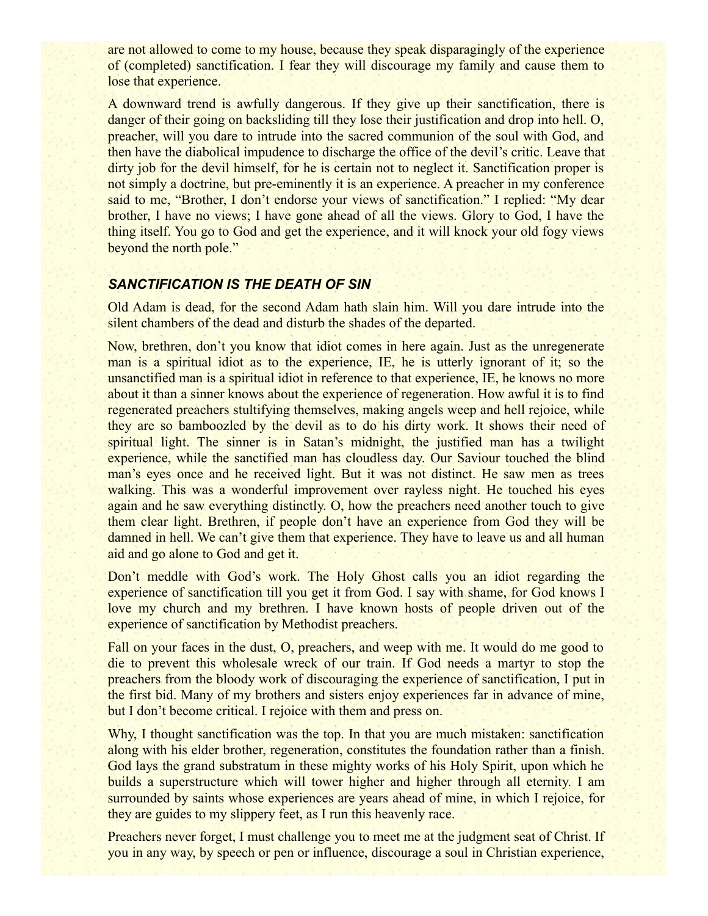are not allowed to come to my house, because they speak disparagingly of the experience of (completed) sanctification. I fear they will discourage my family and cause them to lose that experience.

A downward trend is awfully dangerous. If they give up their sanctification, there is danger of their going on backsliding till they lose their justification and drop into hell. O, preacher, will you dare to intrude into the sacred communion of the soul with God, and then have the diabolical impudence to discharge the office of the devil's critic. Leave that dirty job for the devil himself, for he is certain not to neglect it. Sanctification proper is not simply a doctrine, but pre-eminently it is an experience. A preacher in my conference said to me, "Brother, I don't endorse your views of sanctification." I replied: "My dear brother, I have no views; I have gone ahead of all the views. Glory to God, I have the thing itself. You go to God and get the experience, and it will knock your old fogy views beyond the north pole."

### *SANCTIFICATION IS THE DEATH OF SIN*

Old Adam is dead, for the second Adam hath slain him. Will you dare intrude into the silent chambers of the dead and disturb the shades of the departed.

Now, brethren, don't you know that idiot comes in here again. Just as the unregenerate man is a spiritual idiot as to the experience, IE, he is utterly ignorant of it; so the unsanctified man is a spiritual idiot in reference to that experience, IE, he knows no more about it than a sinner knows about the experience of regeneration. How awful it is to find regenerated preachers stultifying themselves, making angels weep and hell rejoice, while they are so bamboozled by the devil as to do his dirty work. It shows their need of spiritual light. The sinner is in Satan's midnight, the justified man has a twilight experience, while the sanctified man has cloudless day. Our Saviour touched the blind man's eyes once and he received light. But it was not distinct. He saw men as trees walking. This was a wonderful improvement over rayless night. He touched his eyes again and he saw everything distinctly. O, how the preachers need another touch to give them clear light. Brethren, if people don't have an experience from God they will be damned in hell. We can't give them that experience. They have to leave us and all human aid and go alone to God and get it.

Don't meddle with God's work. The Holy Ghost calls you an idiot regarding the experience of sanctification till you get it from God. I say with shame, for God knows I love my church and my brethren. I have known hosts of people driven out of the experience of sanctification by Methodist preachers.

Fall on your faces in the dust, O, preachers, and weep with me. It would do me good to die to prevent this wholesale wreck of our train. If God needs a martyr to stop the preachers from the bloody work of discouraging the experience of sanctification, I put in the first bid. Many of my brothers and sisters enjoy experiences far in advance of mine, but I don't become critical. I rejoice with them and press on.

Why, I thought sanctification was the top. In that you are much mistaken: sanctification along with his elder brother, regeneration, constitutes the foundation rather than a finish. God lays the grand substratum in these mighty works of his Holy Spirit, upon which he builds a superstructure which will tower higher and higher through all eternity. I am surrounded by saints whose experiences are years ahead of mine, in which I rejoice, for they are guides to my slippery feet, as I run this heavenly race.

Preachers never forget, I must challenge you to meet me at the judgment seat of Christ. If you in any way, by speech or pen or influence, discourage a soul in Christian experience,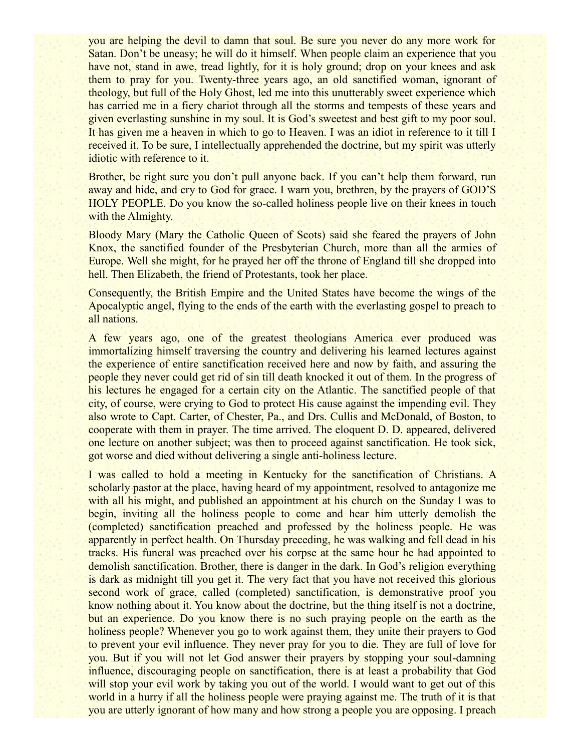you are helping the devil to damn that soul. Be sure you never do any more work for Satan. Don't be uneasy; he will do it himself. When people claim an experience that you have not, stand in awe, tread lightly, for it is holy ground; drop on your knees and ask them to pray for you. Twenty-three years ago, an old sanctified woman, ignorant of theology, but full of the Holy Ghost, led me into this unutterably sweet experience which has carried me in a fiery chariot through all the storms and tempests of these years and given everlasting sunshine in my soul. It is God's sweetest and best gift to my poor soul. It has given me a heaven in which to go to Heaven. I was an idiot in reference to it till I received it. To be sure, I intellectually apprehended the doctrine, but my spirit was utterly idiotic with reference to it.

Brother, be right sure you don't pull anyone back. If you can't help them forward, run away and hide, and cry to God for grace. I warn you, brethren, by the prayers of GOD'S HOLY PEOPLE. Do you know the so-called holiness people live on their knees in touch with the Almighty.

Bloody Mary (Mary the Catholic Queen of Scots) said she feared the prayers of John Knox, the sanctified founder of the Presbyterian Church, more than all the armies of Europe. Well she might, for he prayed her off the throne of England till she dropped into hell. Then Elizabeth, the friend of Protestants, took her place.

Consequently, the British Empire and the United States have become the wings of the Apocalyptic angel, flying to the ends of the earth with the everlasting gospel to preach to all nations.

A few years ago, one of the greatest theologians America ever produced was immortalizing himself traversing the country and delivering his learned lectures against the experience of entire sanctification received here and now by faith, and assuring the people they never could get rid of sin till death knocked it out of them. In the progress of his lectures he engaged for a certain city on the Atlantic. The sanctified people of that city, of course, were crying to God to protect His cause against the impending evil. They also wrote to Capt. Carter, of Chester, Pa., and Drs. Cullis and McDonald, of Boston, to cooperate with them in prayer. The time arrived. The eloquent D. D. appeared, delivered one lecture on another subject; was then to proceed against sanctification. He took sick, got worse and died without delivering a single anti-holiness lecture.

I was called to hold a meeting in Kentucky for the sanctification of Christians. A scholarly pastor at the place, having heard of my appointment, resolved to antagonize me with all his might, and published an appointment at his church on the Sunday I was to begin, inviting all the holiness people to come and hear him utterly demolish the (completed) sanctification preached and professed by the holiness people. He was apparently in perfect health. On Thursday preceding, he was walking and fell dead in his tracks. His funeral was preached over his corpse at the same hour he had appointed to demolish sanctification. Brother, there is danger in the dark. In God's religion everything is dark as midnight till you get it. The very fact that you have not received this glorious second work of grace, called (completed) sanctification, is demonstrative proof you know nothing about it. You know about the doctrine, but the thing itself is not a doctrine, but an experience. Do you know there is no such praying people on the earth as the holiness people? Whenever you go to work against them, they unite their prayers to God to prevent your evil influence. They never pray for you to die. They are full of love for you. But if you will not let God answer their prayers by stopping your soul-damning influence, discouraging people on sanctification, there is at least a probability that God will stop your evil work by taking you out of the world. I would want to get out of this world in a hurry if all the holiness people were praying against me. The truth of it is that you are utterly ignorant of how many and how strong a people you are opposing. I preach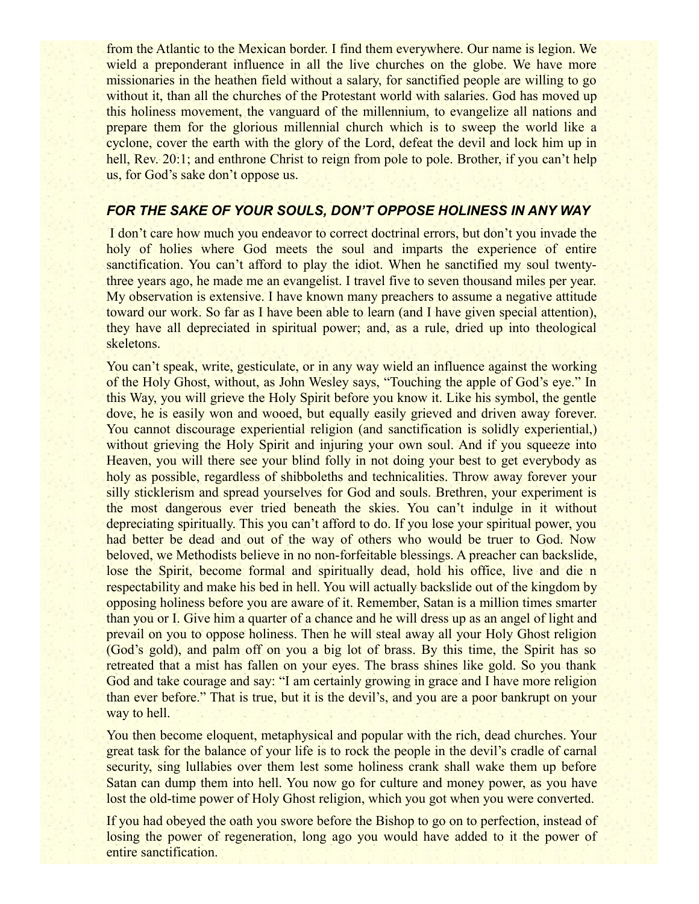from the Atlantic to the Mexican border. I find them everywhere. Our name is legion. We wield a preponderant influence in all the live churches on the globe. We have more missionaries in the heathen field without a salary, for sanctified people are willing to go without it, than all the churches of the Protestant world with salaries. God has moved up this holiness movement, the vanguard of the millennium, to evangelize all nations and prepare them for the glorious millennial church which is to sweep the world like a cyclone, cover the earth with the glory of the Lord, defeat the devil and lock him up in hell, Rev. 20:1; and enthrone Christ to reign from pole to pole. Brother, if you can't help us, for God's sake don't oppose us.

### *FOR THE SAKE OF YOUR SOULS, DON'T OPPOSE HOLINESS IN ANY WAY*

I don't care how much you endeavor to correct doctrinal errors, but don't you invade the holy of holies where God meets the soul and imparts the experience of entire sanctification. You can't afford to play the idiot. When he sanctified my soul twenty-three years ago, he made me an evangelist. I travel five to seven thousand miles per year. My observation is extensive. I have known many preachers to assume a negative attitude toward our work. So far as I have been able to learn (and I have given special attention), they have all depreciated in spiritual power; and, as a rule, dried up into theological skeletons.

You can't speak, write, gesticulate, or in any way wield an influence against the working of the Holy Ghost, without, as John Wesley says, "Touching the apple of God's eye." In this Way, you will grieve the Holy Spirit before you know it. Like his symbol, the gentle dove, he is easily won and wooed, but equally easily grieved and driven away forever. You cannot discourage experiential religion (and sanctification is solidly experiential,) without grieving the Holy Spirit and injuring your own soul. And if you squeeze into Heaven, you will there see your blind folly in not doing your best to get everybody as holy as possible, regardless of shibboleths and technicalities. Throw away forever your silly sticklerism and spread yourselves for God and souls. Brethren, your experiment is the most dangerous ever tried beneath the skies. You can't indulge in it without depreciating spiritually. This you can't afford to do. If you lose your spiritual power, you had better be dead and out of the way of others who would be truer to God. Now beloved, we Methodists believe in no non-forfeitable blessings. A preacher can backslide, lose the Spirit, become formal and spiritually dead, hold his office, live and die n respectability and make his bed in hell. You will actually backslide out of the kingdom by opposing holiness before you are aware of it. Remember, Satan is a million times smarter than you or I. Give him a quarter of a chance and he will dress up as an angel of light and prevail on you to oppose holiness. Then he will steal away all your Holy Ghost religion (God's gold), and palm off on you a big lot of brass. By this time, the Spirit has so retreated that a mist has fallen on your eyes. The brass shines like gold. So you thank God and take courage and say: "I am certainly growing in grace and I have more religion than ever before." That is true, but it is the devil's, and you are a poor bankrupt on your way to hell.

You then become eloquent, metaphysical and popular with the rich, dead churches. Your great task for the balance of your life is to rock the people in the devil's cradle of carnal security, sing lullabies over them lest some holiness crank shall wake them up before Satan can dump them into hell. You now go for culture and money power, as you have lost the old-time power of Holy Ghost religion, which you got when you were converted.

If you had obeyed the oath you swore before the Bishop to go on to perfection, instead of losing the power of regeneration, long ago you would have added to it the power of entire sanctification.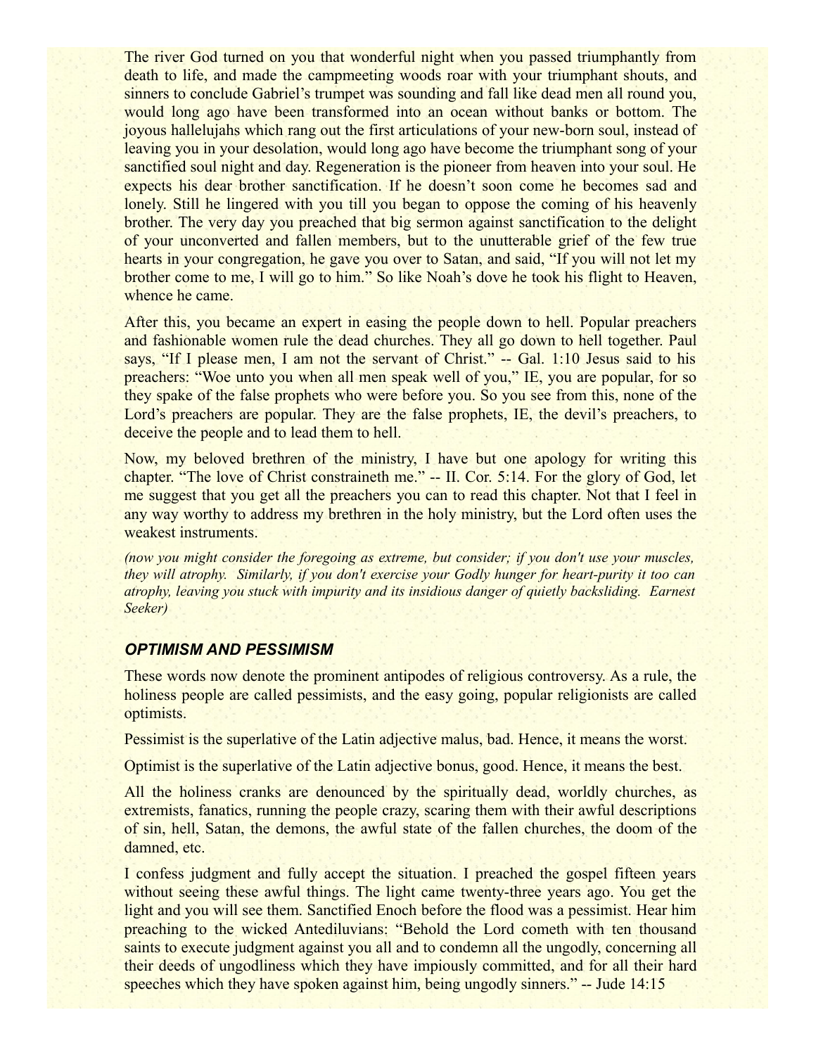The river God turned on you that wonderful night when you passed triumphantly from death to life, and made the campmeeting woods roar with your triumphant shouts, and sinners to conclude Gabriel's trumpet was sounding and fall like dead men all round you, would long ago have been transformed into an ocean without banks or bottom. The joyous hallelujahs which rang out the first articulations of your new-born soul, instead of leaving you in your desolation, would long ago have become the triumphant song of your sanctified soul night and day. Regeneration is the pioneer from heaven into your soul. He expects his dear brother sanctification. If he doesn't soon come he becomes sad and lonely. Still he lingered with you till you began to oppose the coming of his heavenly brother. The very day you preached that big sermon against sanctification to the delight of your unconverted and fallen members, but to the unutterable grief of the few true hearts in your congregation, he gave you over to Satan, and said, "If you will not let my brother come to me, I will go to him." So like Noah's dove he took his flight to Heaven, whence he came.

After this, you became an expert in easing the people down to hell. Popular preachers and fashionable women rule the dead churches. They all go down to hell together. Paul says, "If I please men, I am not the servant of Christ." -- Gal. 1:10 Jesus said to his preachers: "Woe unto you when all men speak well of you," IE, you are popular, for so they spake of the false prophets who were before you. So you see from this, none of the Lord's preachers are popular. They are the false prophets, IE, the devil's preachers, to deceive the people and to lead them to hell.

Now, my beloved brethren of the ministry, I have but one apology for writing this chapter. "The love of Christ constraineth me." -- II. Cor. 5:14. For the glory of God, let me suggest that you get all the preachers you can to read this chapter. Not that I feel in any way worthy to address my brethren in the holy ministry, but the Lord often uses the weakest instruments.

*(now you might consider the foregoing as extreme, but consider; if you don't use your muscles, they will atrophy. Similarly, if you don't exercise your Godly hunger for heart-purity it too can atrophy, leaving you stuck with impurity and its insidious danger of quietly backsliding. Earnest Seeker)*

### *OPTIMISM AND PESSIMISM*

These words now denote the prominent antipodes of religious controversy. As a rule, the holiness people are called pessimists, and the easy going, popular religionists are called optimists.

Pessimist is the superlative of the Latin adjective malus, bad. Hence, it means the worst.

Optimist is the superlative of the Latin adjective bonus, good. Hence, it means the best.

All the holiness cranks are denounced by the spiritually dead, worldly churches, as extremists, fanatics, running the people crazy, scaring them with their awful descriptions of sin, hell, Satan, the demons, the awful state of the fallen churches, the doom of the damned, etc.

I confess judgment and fully accept the situation. I preached the gospel fifteen years without seeing these awful things. The light came twenty-three years ago. You get the light and you will see them. Sanctified Enoch before the flood was a pessimist. Hear him preaching to the wicked Antediluvians: "Behold the Lord cometh with ten thousand saints to execute judgment against you all and to condemn all the ungodly, concerning all their deeds of ungodliness which they have impiously committed, and for all their hard speeches which they have spoken against him, being ungodly sinners." -- Jude 14:15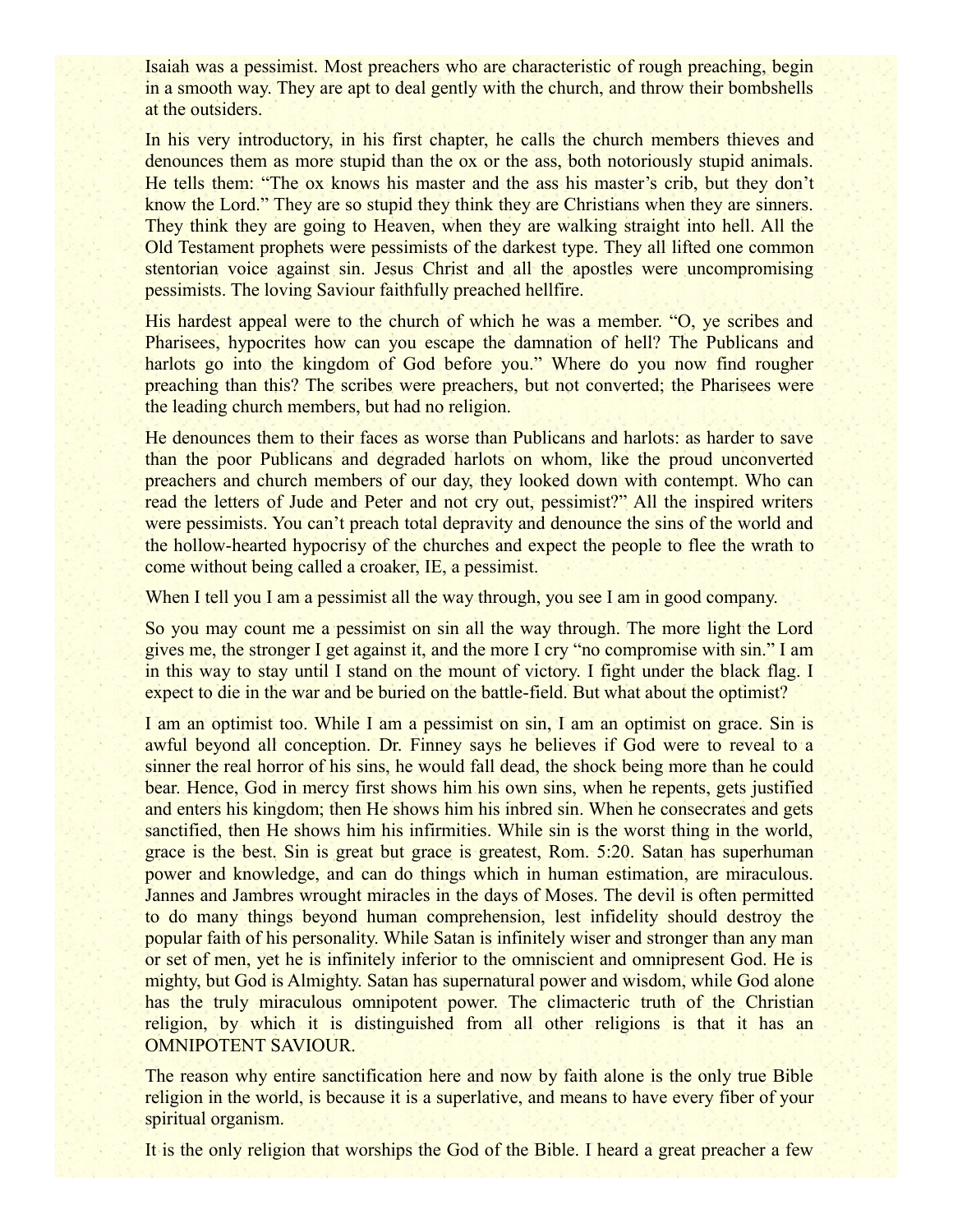Isaiah was a pessimist. Most preachers who are characteristic of rough preaching, begin in a smooth way. They are apt to deal gently with the church, and throw their bombshells at the outsiders.

In his very introductory, in his first chapter, he calls the church members thieves and denounces them as more stupid than the ox or the ass, both notoriously stupid animals. He tells them: "The ox knows his master and the ass his master's crib, but they don't know the Lord." They are so stupid they think they are Christians when they are sinners. They think they are going to Heaven, when they are walking straight into hell. All the Old Testament prophets were pessimists of the darkest type. They all lifted one common stentorian voice against sin. Jesus Christ and all the apostles were uncompromising pessimists. The loving Saviour faithfully preached hellfire.

His hardest appeal were to the church of which he was a member. "O, ye scribes and Pharisees, hypocrites how can you escape the damnation of hell? The Publicans and harlots go into the kingdom of God before you." Where do you now find rougher preaching than this? The scribes were preachers, but not converted; the Pharisees were the leading church members, but had no religion.

He denounces them to their faces as worse than Publicans and harlots: as harder to save than the poor Publicans and degraded harlots on whom, like the proud unconverted preachers and church members of our day, they looked down with contempt. Who can read the letters of Jude and Peter and not cry out, pessimist?" All the inspired writers were pessimists. You can't preach total depravity and denounce the sins of the world and the hollow-hearted hypocrisy of the churches and expect the people to flee the wrath to come without being called a croaker, IE, a pessimist.

When I tell you I am a pessimist all the way through, you see I am in good company.

So you may count me a pessimist on sin all the way through. The more light the Lord gives me, the stronger I get against it, and the more I cry "no compromise with sin." I am in this way to stay until I stand on the mount of victory. I fight under the black flag. I expect to die in the war and be buried on the battle-field. But what about the optimist?

I am an optimist too. While I am a pessimist on sin, I am an optimist on grace. Sin is awful beyond all conception. Dr. Finney says he believes if God were to reveal to a sinner the real horror of his sins, he would fall dead, the shock being more than he could bear. Hence, God in mercy first shows him his own sins, when he repents, gets justified and enters his kingdom; then He shows him his inbred sin. When he consecrates and gets sanctified, then He shows him his infirmities. While sin is the worst thing in the world, grace is the best. Sin is great but grace is greatest, Rom. 5:20. Satan has superhuman power and knowledge, and can do things which in human estimation, are miraculous. Jannes and Jambres wrought miracles in the days of Moses. The devil is often permitted to do many things beyond human comprehension, lest infidelity should destroy the popular faith of his personality. While Satan is infinitely wiser and stronger than any man or set of men, yet he is infinitely inferior to the omniscient and omnipresent God. He is mighty, but God is Almighty. Satan has supernatural power and wisdom, while God alone has the truly miraculous omnipotent power. The climacteric truth of the Christian religion, by which it is distinguished from all other religions is that it has an OMNIPOTENT SAVIOUR.

The reason why entire sanctification here and now by faith alone is the only true Bible religion in the world, is because it is a superlative, and means to have every fiber of your spiritual organism.

It is the only religion that worships the God of the Bible. I heard a great preacher a few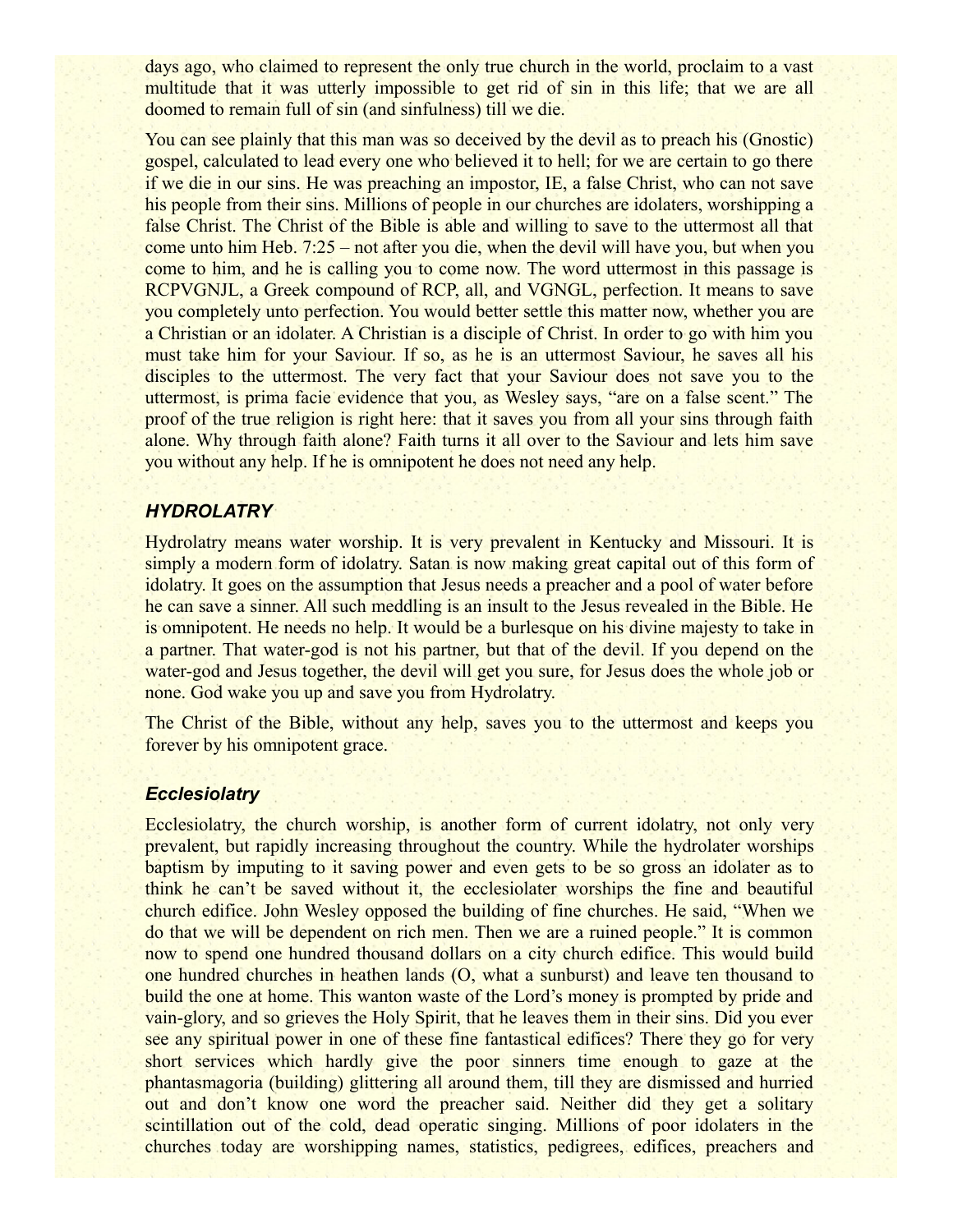days ago, who claimed to represent the only true church in the world, proclaim to a vast multitude that it was utterly impossible to get rid of sin in this life; that we are all doomed to remain full of sin (and sinfulness) till we die.

You can see plainly that this man was so deceived by the devil as to preach his (Gnostic) gospel, calculated to lead every one who believed it to hell; for we are certain to go there if we die in our sins. He was preaching an impostor, IE, a false Christ, who can not save his people from their sins. Millions of people in our churches are idolaters, worshipping a false Christ. The Christ of the Bible is able and willing to save to the uttermost all that come unto him Heb. 7:25 – not after you die, when the devil will have you, but when you come to him, and he is calling you to come now. The word uttermost in this passage is RCPVGNJL, a Greek compound of RCP, all, and VGNGL, perfection. It means to save you completely unto perfection. You would better settle this matter now, whether you are a Christian or an idolater. A Christian is a disciple of Christ. In order to go with him you must take him for your Saviour. If so, as he is an uttermost Saviour, he saves all his disciples to the uttermost. The very fact that your Saviour does not save you to the uttermost, is prima facie evidence that you, as Wesley says, "are on a false scent." The proof of the true religion is right here: that it saves you from all your sins through faith alone. Why through faith alone? Faith turns it all over to the Saviour and lets him save you without any help. If he is omnipotent he does not need any help.

### *HYDROLATRY*

Hydrolatry means water worship. It is very prevalent in Kentucky and Missouri. It is simply a modern form of idolatry. Satan is now making great capital out of this form of idolatry. It goes on the assumption that Jesus needs a preacher and a pool of water before he can save a sinner. All such meddling is an insult to the Jesus revealed in the Bible. He is omnipotent. He needs no help. It would be a burlesque on his divine majesty to take in a partner. That water-god is not his partner, but that of the devil. If you depend on the water-god and Jesus together, the devil will get you sure, for Jesus does the whole job or none. God wake you up and save you from Hydrolatry.

The Christ of the Bible, without any help, saves you to the uttermost and keeps you forever by his omnipotent grace.

### *Ecclesiolatry*

Ecclesiolatry, the church worship, is another form of current idolatry, not only very prevalent, but rapidly increasing throughout the country. While the hydrolater worships baptism by imputing to it saving power and even gets to be so gross an idolater as to think he can't be saved without it, the ecclesiolater worships the fine and beautiful church edifice. John Wesley opposed the building of fine churches. He said, "When we do that we will be dependent on rich men. Then we are a ruined people." It is common now to spend one hundred thousand dollars on a city church edifice. This would build one hundred churches in heathen lands (O, what a sunburst) and leave ten thousand to build the one at home. This wanton waste of the Lord's money is prompted by pride and vain-glory, and so grieves the Holy Spirit, that he leaves them in their sins. Did you ever see any spiritual power in one of these fine fantastical edifices? There they go for very short services which hardly give the poor sinners time enough to gaze at the phantasmagoria (building) glittering all around them, till they are dismissed and hurried out and don't know one word the preacher said. Neither did they get a solitary scintillation out of the cold, dead operatic singing. Millions of poor idolaters in the churches today are worshipping names, statistics, pedigrees, edifices, preachers and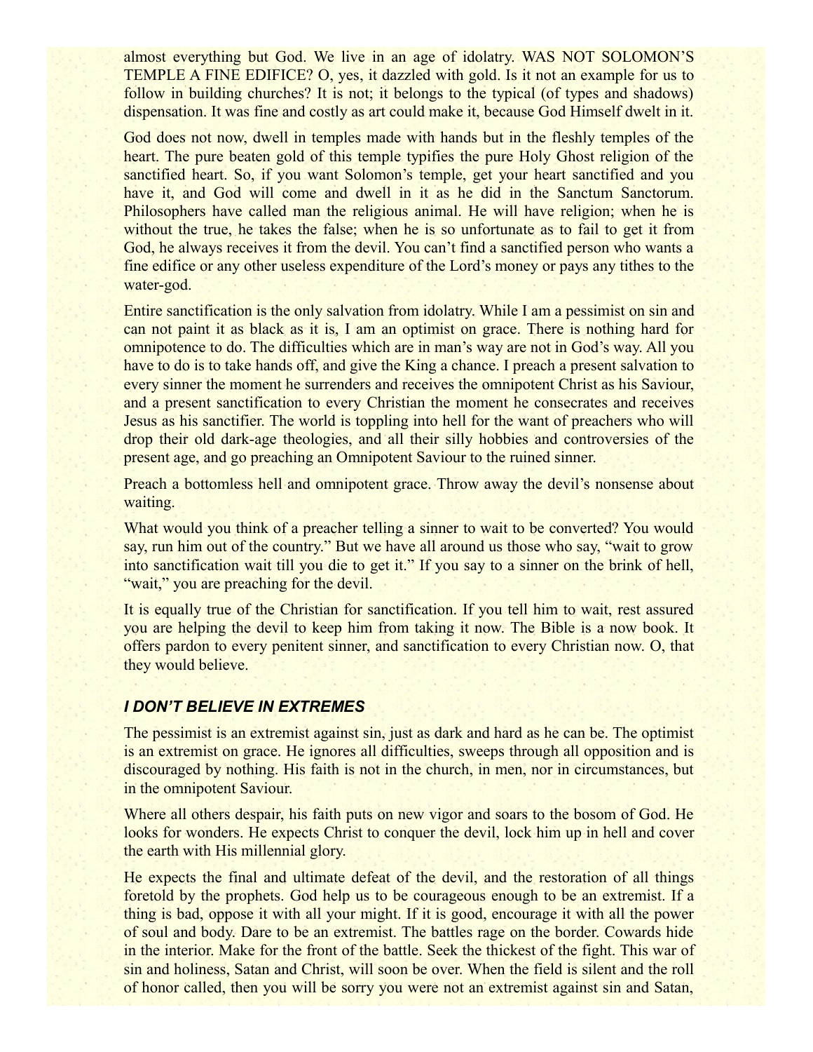almost everything but God. We live in an age of idolatry. WAS NOT SOLOMON'S TEMPLE A FINE EDIFICE? O, yes, it dazzled with gold. Is it not an example for us to follow in building churches? It is not; it belongs to the typical (of types and shadows) dispensation. It was fine and costly as art could make it, because God Himself dwelt in it.

God does not now, dwell in temples made with hands but in the fleshly temples of the heart. The pure beaten gold of this temple typifies the pure Holy Ghost religion of the sanctified heart. So, if you want Solomon's temple, get your heart sanctified and you have it, and God will come and dwell in it as he did in the Sanctum Sanctorum. Philosophers have called man the religious animal. He will have religion; when he is without the true, he takes the false; when he is so unfortunate as to fail to get it from God, he always receives it from the devil. You can't find a sanctified person who wants a fine edifice or any other useless expenditure of the Lord's money or pays any tithes to the water-god.

Entire sanctification is the only salvation from idolatry. While I am a pessimist on sin and can not paint it as black as it is, I am an optimist on grace. There is nothing hard for omnipotence to do. The difficulties which are in man's way are not in God's way. All you have to do is to take hands off, and give the King a chance. I preach a present salvation to every sinner the moment he surrenders and receives the omnipotent Christ as his Saviour, and a present sanctification to every Christian the moment he consecrates and receives Jesus as his sanctifier. The world is toppling into hell for the want of preachers who will drop their old dark-age theologies, and all their silly hobbies and controversies of the present age, and go preaching an Omnipotent Saviour to the ruined sinner.

Preach a bottomless hell and omnipotent grace. Throw away the devil's nonsense about waiting.

What would you think of a preacher telling a sinner to wait to be converted? You would say, run him out of the country." But we have all around us those who say, "wait to grow into sanctification wait till you die to get it." If you say to a sinner on the brink of hell, "wait," you are preaching for the devil.

It is equally true of the Christian for sanctification. If you tell him to wait, rest assured you are helping the devil to keep him from taking it now. The Bible is a now book. It offers pardon to every penitent sinner, and sanctification to every Christian now. O, that they would believe.

### *I DON'T BELIEVE IN EXTREMES*

The pessimist is an extremist against sin, just as dark and hard as he can be. The optimist is an extremist on grace. He ignores all difficulties, sweeps through all opposition and is discouraged by nothing. His faith is not in the church, in men, nor in circumstances, but in the omnipotent Saviour.

Where all others despair, his faith puts on new vigor and soars to the bosom of God. He looks for wonders. He expects Christ to conquer the devil, lock him up in hell and cover the earth with His millennial glory.

He expects the final and ultimate defeat of the devil, and the restoration of all things foretold by the prophets. God help us to be courageous enough to be an extremist. If a thing is bad, oppose it with all your might. If it is good, encourage it with all the power of soul and body. Dare to be an extremist. The battles rage on the border. Cowards hide in the interior. Make for the front of the battle. Seek the thickest of the fight. This war of sin and holiness, Satan and Christ, will soon be over. When the field is silent and the roll of honor called, then you will be sorry you were not an extremist against sin and Satan,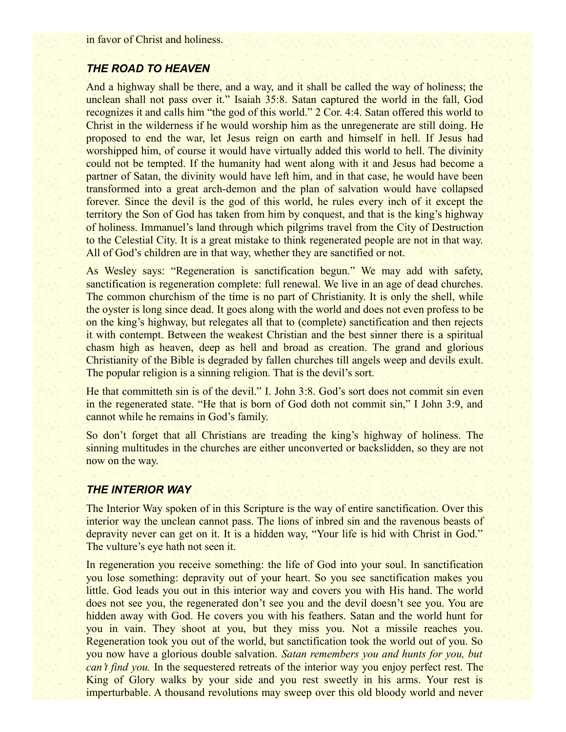in favor of Christ and holiness.

### *THE ROAD TO HEAVEN*

And a highway shall be there, and a way, and it shall be called the way of holiness; the unclean shall not pass over it." Isaiah 35:8. Satan captured the world in the fall, God recognizes it and calls him "the god of this world." 2 Cor. 4:4. Satan offered this world to Christ in the wilderness if he would worship him as the unregenerate are still doing. He proposed to end the war, let Jesus reign on earth and himself in hell. If Jesus had worshipped him, of course it would have virtually added this world to hell. The divinity could not be tempted. If the humanity had went along with it and Jesus had become a partner of Satan, the divinity would have left him, and in that case, he would have been transformed into a great arch-demon and the plan of salvation would have collapsed forever. Since the devil is the god of this world, he rules every inch of it except the territory the Son of God has taken from him by conquest, and that is the king's highway of holiness. Immanuel's land through which pilgrims travel from the City of Destruction to the Celestial City. It is a great mistake to think regenerated people are not in that way. All of God's children are in that way, whether they are sanctified or not.

As Wesley says: "Regeneration is sanctification begun." We may add with safety, sanctification is regeneration complete: full renewal. We live in an age of dead churches. The common churchism of the time is no part of Christianity. It is only the shell, while the oyster is long since dead. It goes along with the world and does not even profess to be on the king's highway, but relegates all that to (complete) sanctification and then rejects it with contempt. Between the weakest Christian and the best sinner there is a spiritual chasm high as heaven, deep as hell and broad as creation. The grand and glorious Christianity of the Bible is degraded by fallen churches till angels weep and devils exult. The popular religion is a sinning religion. That is the devil's sort.

He that committeth sin is of the devil." I. John 3:8. God's sort does not commit sin even in the regenerated state. "He that is born of God doth not commit sin," I John 3:9, and cannot while he remains in God's family.

So don't forget that all Christians are treading the king's highway of holiness. The sinning multitudes in the churches are either unconverted or backslidden, so they are not now on the way.

### *THE INTERIOR WAY*

The Interior Way spoken of in this Scripture is the way of entire sanctification. Over this interior way the unclean cannot pass. The lions of inbred sin and the ravenous beasts of depravity never can get on it. It is a hidden way, "Your life is hid with Christ in God." The vulture's eye hath not seen it.

In regeneration you receive something: the life of God into your soul. In sanctification you lose something: depravity out of your heart. So you see sanctification makes you little. God leads you out in this interior way and covers you with His hand. The world does not see you, the regenerated don't see you and the devil doesn't see you. You are hidden away with God. He covers you with his feathers. Satan and the world hunt for you in vain. They shoot at you, but they miss you. Not a missile reaches you. Regeneration took you out of the world, but sanctification took the world out of you. So you now have a glorious double salvation. *Satan remembers you and hunts for you, but can't find you.* In the sequestered retreats of the interior way you enjoy perfect rest. The King of Glory walks by your side and you rest sweetly in his arms. Your rest is imperturbable. A thousand revolutions may sweep over this old bloody world and never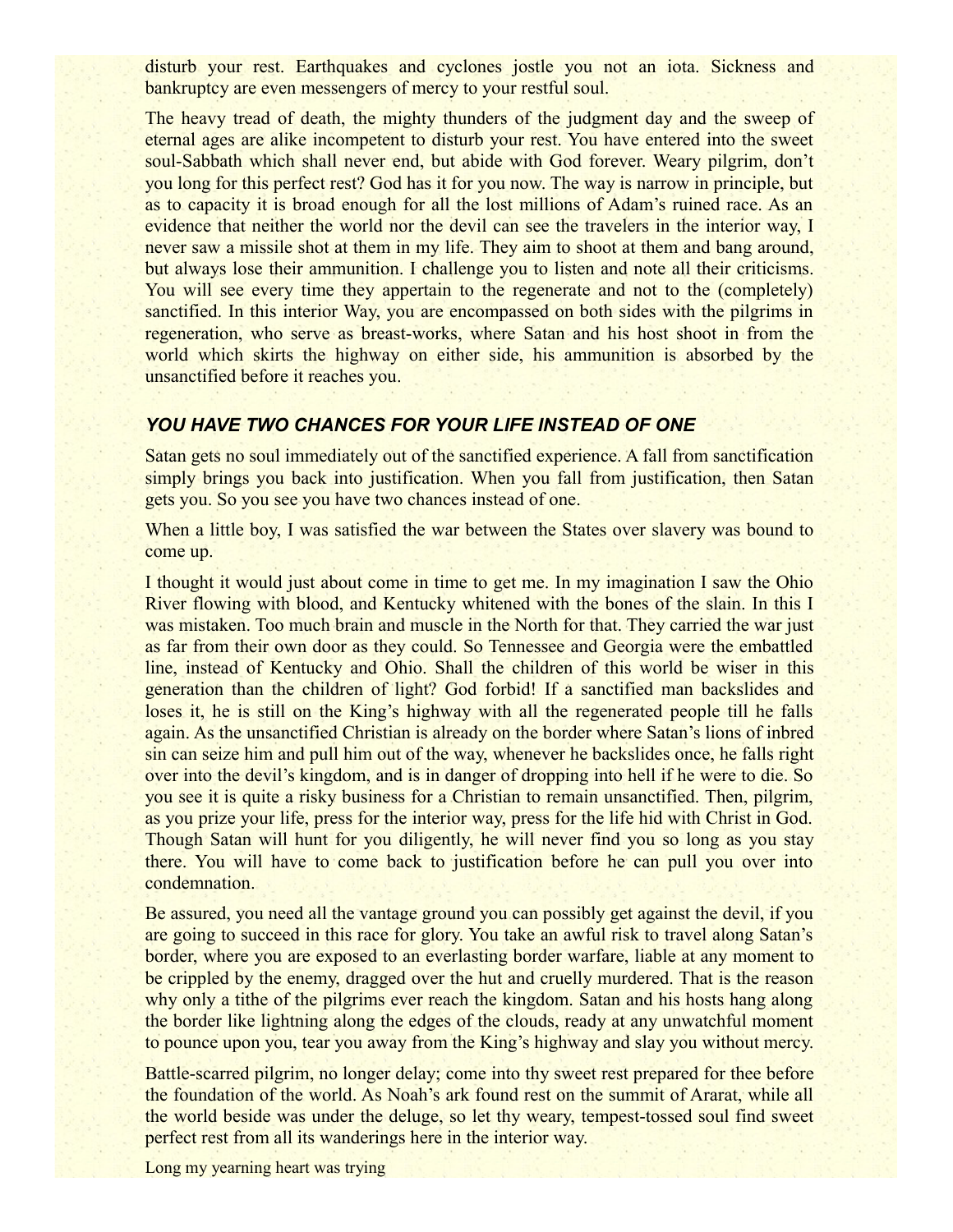disturb your rest. Earthquakes and cyclones jostle you not an iota. Sickness and bankruptcy are even messengers of mercy to your restful soul.

The heavy tread of death, the mighty thunders of the judgment day and the sweep of eternal ages are alike incompetent to disturb your rest. You have entered into the sweet soul-Sabbath which shall never end, but abide with God forever. Weary pilgrim, don't you long for this perfect rest? God has it for you now. The way is narrow in principle, but as to capacity it is broad enough for all the lost millions of Adam's ruined race. As an evidence that neither the world nor the devil can see the travelers in the interior way, I never saw a missile shot at them in my life. They aim to shoot at them and bang around, but always lose their ammunition. I challenge you to listen and note all their criticisms. You will see every time they appertain to the regenerate and not to the (completely) sanctified. In this interior Way, you are encompassed on both sides with the pilgrims in regeneration, who serve as breast-works, where Satan and his host shoot in from the world which skirts the highway on either side, his ammunition is absorbed by the unsanctified before it reaches you.

### *YOU HAVE TWO CHANCES FOR YOUR LIFE INSTEAD OF ONE*

Satan gets no soul immediately out of the sanctified experience. A fall from sanctification simply brings you back into justification. When you fall from justification, then Satan gets you. So you see you have two chances instead of one.

When a little boy, I was satisfied the war between the States over slavery was bound to come up.

I thought it would just about come in time to get me. In my imagination I saw the Ohio River flowing with blood, and Kentucky whitened with the bones of the slain. In this I was mistaken. Too much brain and muscle in the North for that. They carried the war just as far from their own door as they could. So Tennessee and Georgia were the embattled line, instead of Kentucky and Ohio. Shall the children of this world be wiser in this generation than the children of light? God forbid! If a sanctified man backslides and loses it, he is still on the King's highway with all the regenerated people till he falls again. As the unsanctified Christian is already on the border where Satan's lions of inbred sin can seize him and pull him out of the way, whenever he backslides once, he falls right over into the devil's kingdom, and is in danger of dropping into hell if he were to die. So you see it is quite a risky business for a Christian to remain unsanctified. Then, pilgrim, as you prize your life, press for the interior way, press for the life hid with Christ in God. Though Satan will hunt for you diligently, he will never find you so long as you stay there. You will have to come back to justification before he can pull you over into condemnation.

Be assured, you need all the vantage ground you can possibly get against the devil, if you are going to succeed in this race for glory. You take an awful risk to travel along Satan's border, where you are exposed to an everlasting border warfare, liable at any moment to be crippled by the enemy, dragged over the hut and cruelly murdered. That is the reason why only a tithe of the pilgrims ever reach the kingdom. Satan and his hosts hang along the border like lightning along the edges of the clouds, ready at any unwatchful moment to pounce upon you, tear you away from the King's highway and slay you without mercy.

Battle-scarred pilgrim, no longer delay; come into thy sweet rest prepared for thee before the foundation of the world. As Noah's ark found rest on the summit of Ararat, while all the world beside was under the deluge, so let thy weary, tempest-tossed soul find sweet perfect rest from all its wanderings here in the interior way.

Long my yearning heart was trying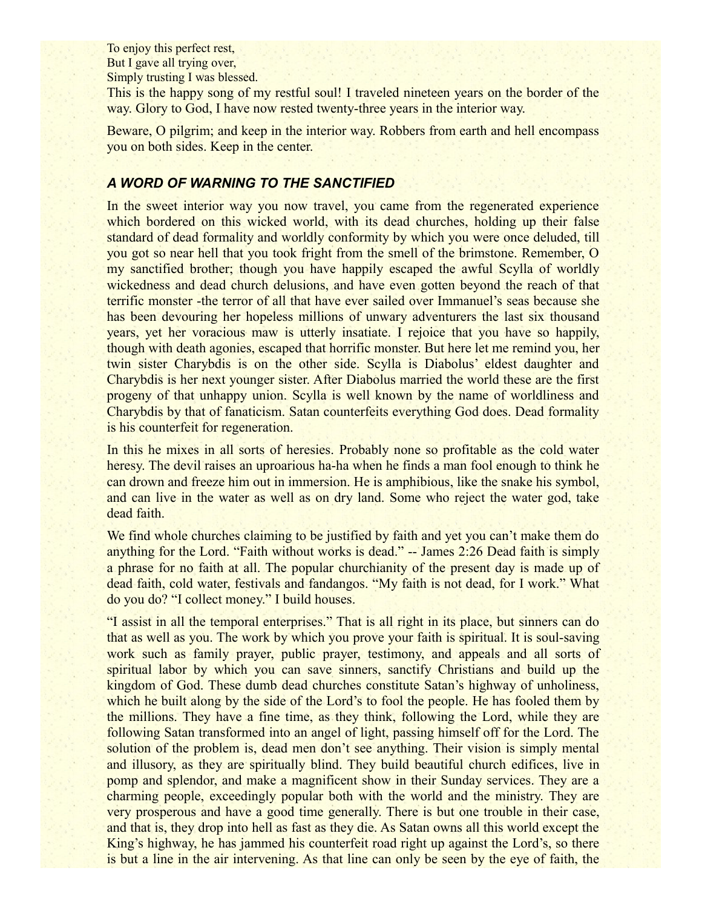To enjoy this perfect rest,  
But I gave all trying over,  
Simply trusting I was blessed.

This is the happy song of my restful soul! I traveled nineteen years on the border of the way. Glory to God, I have now rested twenty-three years in the interior way.

Beware, O pilgrim; and keep in the interior way. Robbers from earth and hell encompass you on both sides. Keep in the center.

### *A WORD OF WARNING TO THE SANCTIFIED*

In the sweet interior way you now travel, you came from the regenerated experience which bordered on this wicked world, with its dead churches, holding up their false standard of dead formality and worldly conformity by which you were once deluded, till you got so near hell that you took fright from the smell of the brimstone. Remember, O my sanctified brother; though you have happily escaped the awful Scylla of worldly wickedness and dead church delusions, and have even gotten beyond the reach of that terrific monster -the terror of all that have ever sailed over Immanuel's seas because she has been devouring her hopeless millions of unwary adventurers the last six thousand years, yet her voracious maw is utterly insatiate. I rejoice that you have so happily, though with death agonies, escaped that horrific monster. But here let me remind you, her twin sister Charybdis is on the other side. Scylla is Diabolus' eldest daughter and Charybdis is her next younger sister. After Diabolus married the world these are the first progeny of that unhappy union. Scylla is well known by the name of worldliness and Charybdis by that of fanaticism. Satan counterfeits everything God does. Dead formality is his counterfeit for regeneration.

In this he mixes in all sorts of heresies. Probably none so profitable as the cold water heresy. The devil raises an uproarious ha-ha when he finds a man fool enough to think he can drown and freeze him out in immersion. He is amphibious, like the snake his symbol, and can live in the water as well as on dry land. Some who reject the water god, take dead faith.

We find whole churches claiming to be justified by faith and yet you can't make them do anything for the Lord. "Faith without works is dead." -- James 2:26 Dead faith is simply a phrase for no faith at all. The popular churchianity of the present day is made up of dead faith, cold water, festivals and fandangos. "My faith is not dead, for I work." What do you do? "I collect money." I build houses.

"I assist in all the temporal enterprises." That is all right in its place, but sinners can do that as well as you. The work by which you prove your faith is spiritual. It is soul-saving work such as family prayer, public prayer, testimony, and appeals and all sorts of spiritual labor by which you can save sinners, sanctify Christians and build up the kingdom of God. These dumb dead churches constitute Satan's highway of unholiness, which he built along by the side of the Lord's to fool the people. He has fooled them by the millions. They have a fine time, as they think, following the Lord, while they are following Satan transformed into an angel of light, passing himself off for the Lord. The solution of the problem is, dead men don't see anything. Their vision is simply mental and illusory, as they are spiritually blind. They build beautiful church edifices, live in pomp and splendor, and make a magnificent show in their Sunday services. They are a charming people, exceedingly popular both with the world and the ministry. They are very prosperous and have a good time generally. There is but one trouble in their case, and that is, they drop into hell as fast as they die. As Satan owns all this world except the King's highway, he has jammed his counterfeit road right up against the Lord's, so there is but a line in the air intervening. As that line can only be seen by the eye of faith, the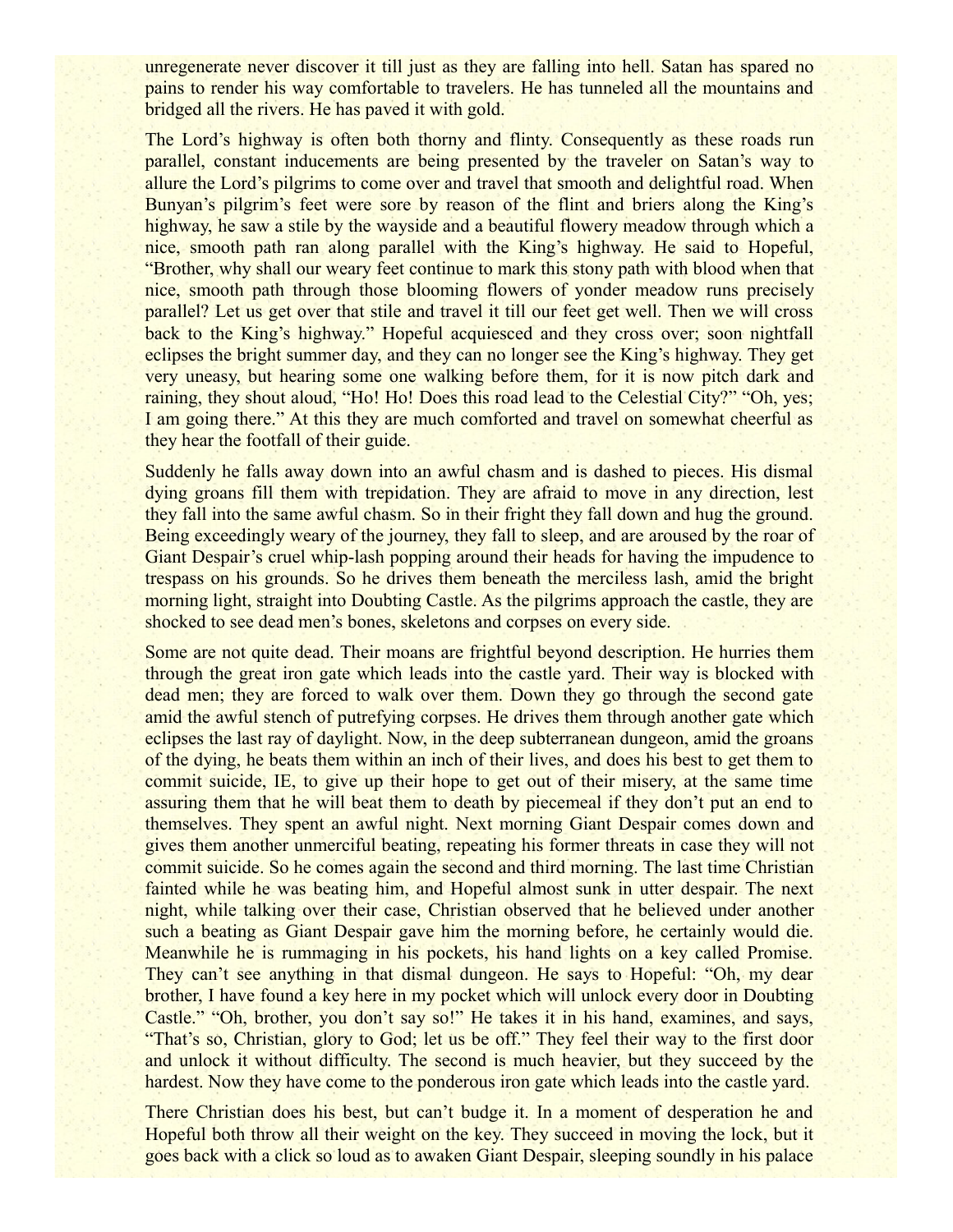unregenerate never discover it till just as they are falling into hell. Satan has spared no pains to render his way comfortable to travelers. He has tunneled all the mountains and bridged all the rivers. He has paved it with gold.

The Lord's highway is often both thorny and flinty. Consequently as these roads run parallel, constant inducements are being presented by the traveler on Satan's way to allure the Lord's pilgrims to come over and travel that smooth and delightful road. When Bunyan's pilgrim's feet were sore by reason of the flint and briers along the King's highway, he saw a stile by the wayside and a beautiful flowery meadow through which a nice, smooth path ran along parallel with the King's highway. He said to Hopeful, "Brother, why shall our weary feet continue to mark this stony path with blood when that nice, smooth path through those blooming flowers of yonder meadow runs precisely parallel? Let us get over that stile and travel it till our feet get well. Then we will cross back to the King's highway." Hopeful acquiesced and they cross over; soon nightfall eclipses the bright summer day, and they can no longer see the King's highway. They get very uneasy, but hearing some one walking before them, for it is now pitch dark and raining, they shout aloud, "Ho! Ho! Does this road lead to the Celestial City?" "Oh, yes; I am going there." At this they are much comforted and travel on somewhat cheerful as they hear the footfall of their guide.

Suddenly he falls away down into an awful chasm and is dashed to pieces. His dismal dying groans fill them with trepidation. They are afraid to move in any direction, lest they fall into the same awful chasm. So in their fright they fall down and hug the ground. Being exceedingly weary of the journey, they fall to sleep, and are aroused by the roar of Giant Despair's cruel whip-lash popping around their heads for having the impudence to trespass on his grounds. So he drives them beneath the merciless lash, amid the bright morning light, straight into Doubting Castle. As the pilgrims approach the castle, they are shocked to see dead men's bones, skeletons and corpses on every side.

Some are not quite dead. Their moans are frightful beyond description. He hurries them through the great iron gate which leads into the castle yard. Their way is blocked with dead men; they are forced to walk over them. Down they go through the second gate amid the awful stench of putrefying corpses. He drives them through another gate which eclipses the last ray of daylight. Now, in the deep subterranean dungeon, amid the groans of the dying, he beats them within an inch of their lives, and does his best to get them to commit suicide, IE, to give up their hope to get out of their misery, at the same time assuring them that he will beat them to death by piecemeal if they don't put an end to themselves. They spent an awful night. Next morning Giant Despair comes down and gives them another unmerciful beating, repeating his former threats in case they will not commit suicide. So he comes again the second and third morning. The last time Christian fainted while he was beating him, and Hopeful almost sunk in utter despair. The next night, while talking over their case, Christian observed that he believed under another such a beating as Giant Despair gave him the morning before, he certainly would die. Meanwhile he is rummaging in his pockets, his hand lights on a key called Promise. They can't see anything in that dismal dungeon. He says to Hopeful: "Oh, my dear brother, I have found a key here in my pocket which will unlock every door in Doubting Castle." "Oh, brother, you don't say so!" He takes it in his hand, examines, and says, "That's so, Christian, glory to God; let us be off." They feel their way to the first door and unlock it without difficulty. The second is much heavier, but they succeed by the hardest. Now they have come to the ponderous iron gate which leads into the castle yard.

There Christian does his best, but can't budge it. In a moment of desperation he and Hopeful both throw all their weight on the key. They succeed in moving the lock, but it goes back with a click so loud as to awaken Giant Despair, sleeping soundly in his palace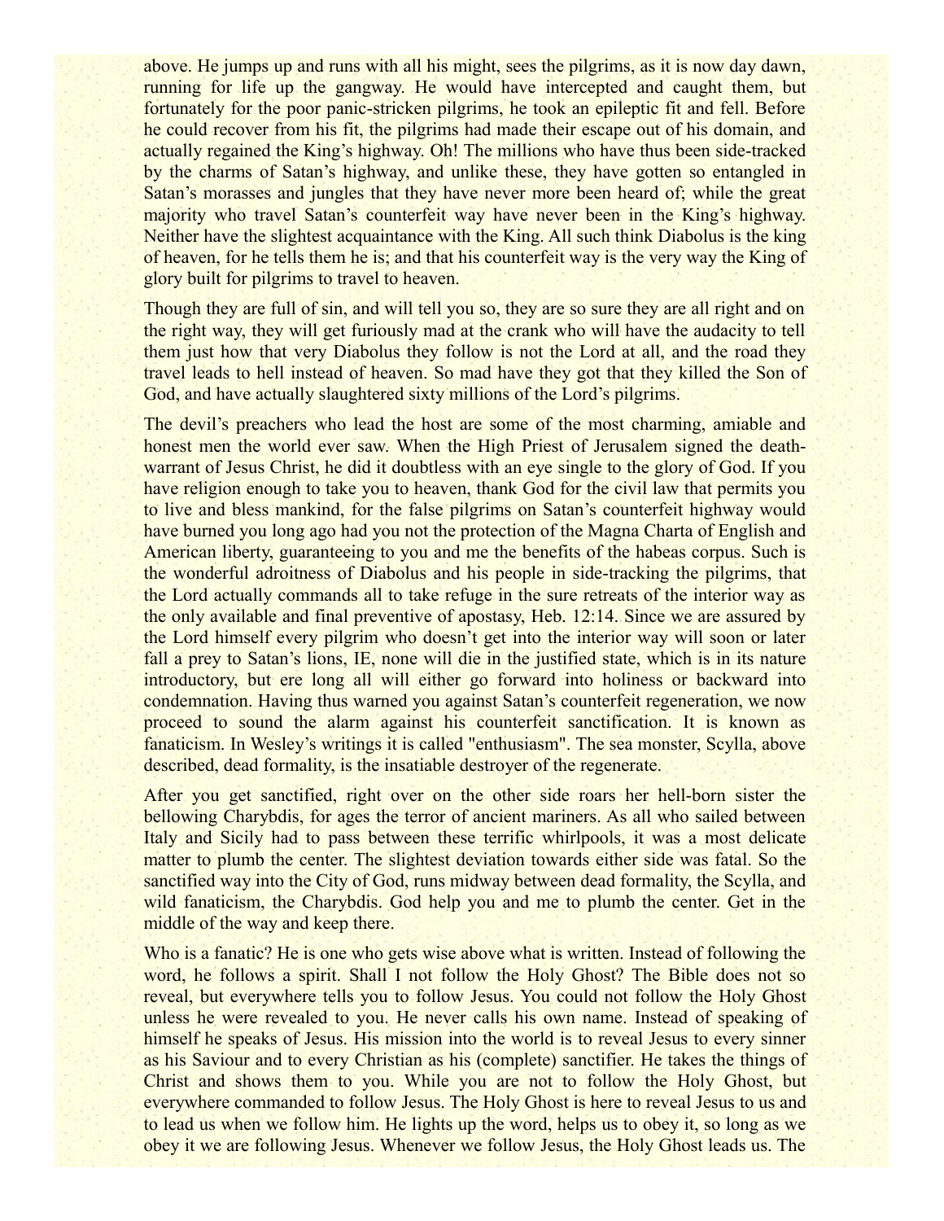above. He jumps up and runs with all his might, sees the pilgrims, as it is now day dawn, running for life up the gangway. He would have intercepted and caught them, but fortunately for the poor panic-stricken pilgrims, he took an epileptic fit and fell. Before he could recover from his fit, the pilgrims had made their escape out of his domain, and actually regained the King's highway. Oh! The millions who have thus been side-tracked by the charms of Satan's highway, and unlike these, they have gotten so entangled in Satan's morasses and jungles that they have never more been heard of; while the great majority who travel Satan's counterfeit way have never been in the King's highway. Neither have the slightest acquaintance with the King. All such think Diabolus is the king of heaven, for he tells them he is; and that his counterfeit way is the very way the King of glory built for pilgrims to travel to heaven.

Though they are full of sin, and will tell you so, they are so sure they are all right and on the right way, they will get furiously mad at the crank who will have the audacity to tell them just how that very Diabolus they follow is not the Lord at all, and the road they travel leads to hell instead of heaven. So mad have they got that they killed the Son of God, and have actually slaughtered sixty millions of the Lord's pilgrims.

The devil's preachers who lead the host are some of the most charming, amiable and honest men the world ever saw. When the High Priest of Jerusalem signed the death-warrant of Jesus Christ, he did it doubtless with an eye single to the glory of God. If you have religion enough to take you to heaven, thank God for the civil law that permits you to live and bless mankind, for the false pilgrims on Satan's counterfeit highway would have burned you long ago had you not the protection of the Magna Charta of English and American liberty, guaranteeing to you and me the benefits of the habeas corpus. Such is the wonderful adroitness of Diabolus and his people in side-tracking the pilgrims, that the Lord actually commands all to take refuge in the sure retreats of the interior way as the only available and final preventive of apostasy, Heb. 12:14. Since we are assured by the Lord himself every pilgrim who doesn't get into the interior way will soon or later fall a prey to Satan's lions, IE, none will die in the justified state, which is in its nature introductory, but ere long all will either go forward into holiness or backward into condemnation. Having thus warned you against Satan's counterfeit regeneration, we now proceed to sound the alarm against his counterfeit sanctification. It is known as fanaticism. In Wesley's writings it is called "enthusiasm". The sea monster, Scylla, above described, dead formality, is the insatiable destroyer of the regenerate.

After you get sanctified, right over on the other side roars her hell-born sister the bellowing Charybdis, for ages the terror of ancient mariners. As all who sailed between Italy and Sicily had to pass between these terrific whirlpools, it was a most delicate matter to plumb the center. The slightest deviation towards either side was fatal. So the sanctified way into the City of God, runs midway between dead formality, the Scylla, and wild fanaticism, the Charybdis. God help you and me to plumb the center. Get in the middle of the way and keep there.

Who is a fanatic? He is one who gets wise above what is written. Instead of following the word, he follows a spirit. Shall I not follow the Holy Ghost? The Bible does not so reveal, but everywhere tells you to follow Jesus. You could not follow the Holy Ghost unless he were revealed to you. He never calls his own name. Instead of speaking of himself he speaks of Jesus. His mission into the world is to reveal Jesus to every sinner as his Saviour and to every Christian as his (complete) sanctifier. He takes the things of Christ and shows them to you. While you are not to follow the Holy Ghost, but everywhere commanded to follow Jesus. The Holy Ghost is here to reveal Jesus to us and to lead us when we follow him. He lights up the word, helps us to obey it, so long as we obey it we are following Jesus. Whenever we follow Jesus, the Holy Ghost leads us. The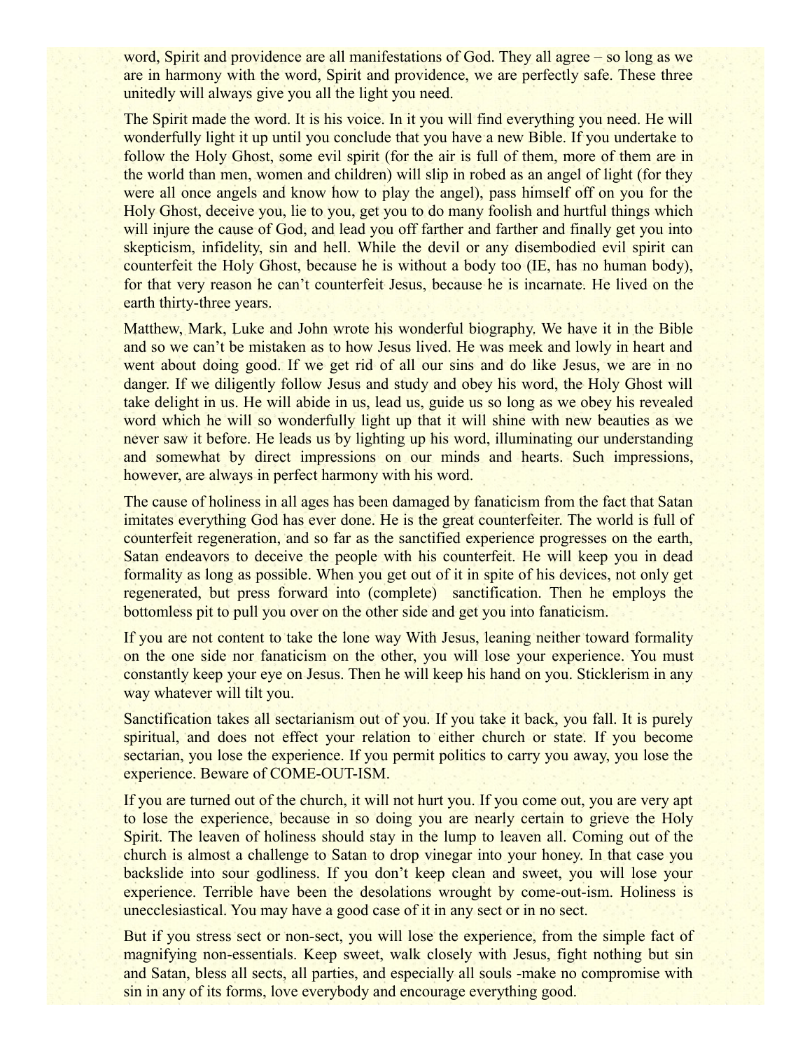word, Spirit and providence are all manifestations of God. They all agree – so long as we are in harmony with the word, Spirit and providence, we are perfectly safe. These three unitedly will always give you all the light you need.

The Spirit made the word. It is his voice. In it you will find everything you need. He will wonderfully light it up until you conclude that you have a new Bible. If you undertake to follow the Holy Ghost, some evil spirit (for the air is full of them, more of them are in the world than men, women and children) will slip in robed as an angel of light (for they were all once angels and know how to play the angel), pass himself off on you for the Holy Ghost, deceive you, lie to you, get you to do many foolish and hurtful things which will injure the cause of God, and lead you off farther and farther and finally get you into skepticism, infidelity, sin and hell. While the devil or any disembodied evil spirit can counterfeit the Holy Ghost, because he is without a body too (IE, has no human body), for that very reason he can't counterfeit Jesus, because he is incarnate. He lived on the earth thirty-three years.

Matthew, Mark, Luke and John wrote his wonderful biography. We have it in the Bible and so we can't be mistaken as to how Jesus lived. He was meek and lowly in heart and went about doing good. If we get rid of all our sins and do like Jesus, we are in no danger. If we diligently follow Jesus and study and obey his word, the Holy Ghost will take delight in us. He will abide in us, lead us, guide us so long as we obey his revealed word which he will so wonderfully light up that it will shine with new beauties as we never saw it before. He leads us by lighting up his word, illuminating our understanding and somewhat by direct impressions on our minds and hearts. Such impressions, however, are always in perfect harmony with his word.

The cause of holiness in all ages has been damaged by fanaticism from the fact that Satan imitates everything God has ever done. He is the great counterfeiter. The world is full of counterfeit regeneration, and so far as the sanctified experience progresses on the earth, Satan endeavors to deceive the people with his counterfeit. He will keep you in dead formality as long as possible. When you get out of it in spite of his devices, not only get regenerated, but press forward into (complete) sanctification. Then he employs the bottomless pit to pull you over on the other side and get you into fanaticism.

If you are not content to take the lone way With Jesus, leaning neither toward formality on the one side nor fanaticism on the other, you will lose your experience. You must constantly keep your eye on Jesus. Then he will keep his hand on you. Sticklerism in any way whatever will tilt you.

Sanctification takes all sectarianism out of you. If you take it back, you fall. It is purely spiritual, and does not effect your relation to either church or state. If you become sectarian, you lose the experience. If you permit politics to carry you away, you lose the experience. Beware of COME-OUT-ISM.

If you are turned out of the church, it will not hurt you. If you come out, you are very apt to lose the experience, because in so doing you are nearly certain to grieve the Holy Spirit. The leaven of holiness should stay in the lump to leaven all. Coming out of the church is almost a challenge to Satan to drop vinegar into your honey. In that case you backslide into sour godliness. If you don't keep clean and sweet, you will lose your experience. Terrible have been the desolations wrought by come-out-ism. Holiness is unecclesiastical. You may have a good case of it in any sect or in no sect.

But if you stress sect or non-sect, you will lose the experience, from the simple fact of magnifying non-essentials. Keep sweet, walk closely with Jesus, fight nothing but sin and Satan, bless all sects, all parties, and especially all souls -make no compromise with sin in any of its forms, love everybody and encourage everything good.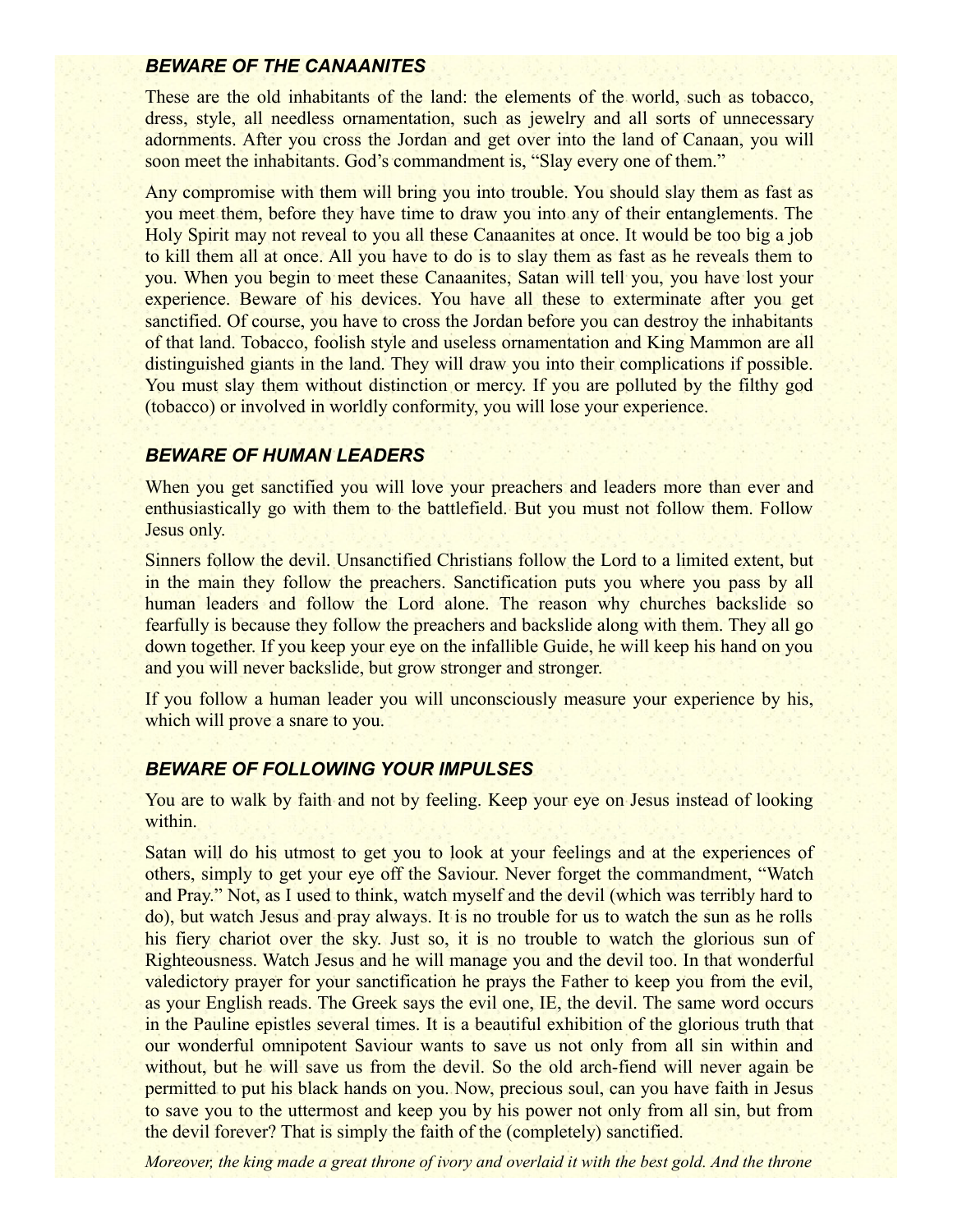### *BEWARE OF THE CANAANITES*

These are the old inhabitants of the land: the elements of the world, such as tobacco, dress, style, all needless ornamentation, such as jewelry and all sorts of unnecessary adornments. After you cross the Jordan and get over into the land of Canaan, you will soon meet the inhabitants. God's commandment is, "Slay every one of them."

Any compromise with them will bring you into trouble. You should slay them as fast as you meet them, before they have time to draw you into any of their entanglements. The Holy Spirit may not reveal to you all these Canaanites at once. It would be too big a job to kill them all at once. All you have to do is to slay them as fast as he reveals them to you. When you begin to meet these Canaanites, Satan will tell you, you have lost your experience. Beware of his devices. You have all these to exterminate after you get sanctified. Of course, you have to cross the Jordan before you can destroy the inhabitants of that land. Tobacco, foolish style and useless ornamentation and King Mammon are all distinguished giants in the land. They will draw you into their complications if possible. You must slay them without distinction or mercy. If you are polluted by the filthy god (tobacco) or involved in worldly conformity, you will lose your experience.

### *BEWARE OF HUMAN LEADERS*

When you get sanctified you will love your preachers and leaders more than ever and enthusiastically go with them to the battlefield. But you must not follow them. Follow Jesus only.

Sinners follow the devil. Unsanctified Christians follow the Lord to a limited extent, but in the main they follow the preachers. Sanctification puts you where you pass by all human leaders and follow the Lord alone. The reason why churches backslide so fearfully is because they follow the preachers and backslide along with them. They all go down together. If you keep your eye on the infallible Guide, he will keep his hand on you and you will never backslide, but grow stronger and stronger.

If you follow a human leader you will unconsciously measure your experience by his, which will prove a snare to you.

### *BEWARE OF FOLLOWING YOUR IMPULSES*

You are to walk by faith and not by feeling. Keep your eye on Jesus instead of looking within.

Satan will do his utmost to get you to look at your feelings and at the experiences of others, simply to get your eye off the Saviour. Never forget the commandment, "Watch and Pray." Not, as I used to think, watch myself and the devil (which was terribly hard to do), but watch Jesus and pray always. It is no trouble for us to watch the sun as he rolls his fiery chariot over the sky. Just so, it is no trouble to watch the glorious sun of Righteousness. Watch Jesus and he will manage you and the devil too. In that wonderful valedictory prayer for your sanctification he prays the Father to keep you from the evil, as your English reads. The Greek says the evil one, IE, the devil. The same word occurs in the Pauline epistles several times. It is a beautiful exhibition of the glorious truth that our wonderful omnipotent Saviour wants to save us not only from all sin within and without, but he will save us from the devil. So the old arch-fiend will never again be permitted to put his black hands on you. Now, precious soul, can you have faith in Jesus to save you to the uttermost and keep you by his power not only from all sin, but from the devil forever? That is simply the faith of the (completely) sanctified.

*Moreover, the king made a great throne of ivory and overlaid it with the best gold. And the throne*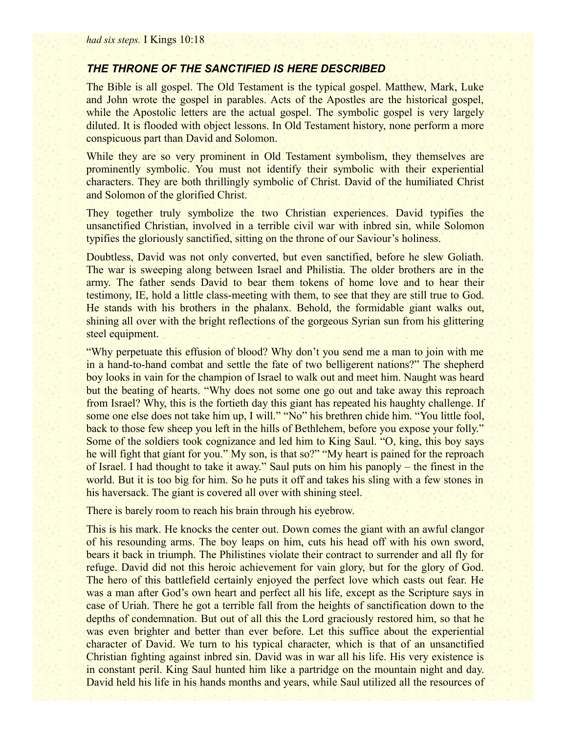*had six steps.* I Kings 10:18

### *THE THRONE OF THE SANCTIFIED IS HERE DESCRIBED*

The Bible is all gospel. The Old Testament is the typical gospel. Matthew, Mark, Luke and John wrote the gospel in parables. Acts of the Apostles are the historical gospel, while the Apostolic letters are the actual gospel. The symbolic gospel is very largely diluted. It is flooded with object lessons. In Old Testament history, none perform a more conspicuous part than David and Solomon.

While they are so very prominent in Old Testament symbolism, they themselves are prominently symbolic. You must not identify their symbolic with their experiential characters. They are both thrillingly symbolic of Christ. David of the humiliated Christ and Solomon of the glorified Christ.

They together truly symbolize the two Christian experiences. David typifies the unsanctified Christian, involved in a terrible civil war with inbred sin, while Solomon typifies the gloriously sanctified, sitting on the throne of our Saviour's holiness.

Doubtless, David was not only converted, but even sanctified, before he slew Goliath. The war is sweeping along between Israel and Philistia. The older brothers are in the army. The father sends David to bear them tokens of home love and to hear their testimony, IE, hold a little class-meeting with them, to see that they are still true to God. He stands with his brothers in the phalanx. Behold, the formidable giant walks out, shining all over with the bright reflections of the gorgeous Syrian sun from his glittering steel equipment.

"Why perpetuate this effusion of blood? Why don't you send me a man to join with me in a hand-to-hand combat and settle the fate of two belligerent nations?" The shepherd boy looks in vain for the champion of Israel to walk out and meet him. Naught was heard but the beating of hearts. "Why does not some one go out and take away this reproach from Israel? Why, this is the fortieth day this giant has repeated his haughty challenge. If some one else does not take him up, I will." "No" his brethren chide him. "You little fool, back to those few sheep you left in the hills of Bethlehem, before you expose your folly." Some of the soldiers took cognizance and led him to King Saul. "O, king, this boy says he will fight that giant for you." My son, is that so?" "My heart is pained for the reproach of Israel. I had thought to take it away." Saul puts on him his panoply – the finest in the world. But it is too big for him. So he puts it off and takes his sling with a few stones in his haversack. The giant is covered all over with shining steel.

There is barely room to reach his brain through his eyebrow.

This is his mark. He knocks the center out. Down comes the giant with an awful clangor of his resounding arms. The boy leaps on him, cuts his head off with his own sword, bears it back in triumph. The Philistines violate their contract to surrender and all fly for refuge. David did not this heroic achievement for vain glory, but for the glory of God. The hero of this battlefield certainly enjoyed the perfect love which casts out fear. He was a man after God's own heart and perfect all his life, except as the Scripture says in case of Uriah. There he got a terrible fall from the heights of sanctification down to the depths of condemnation. But out of all this the Lord graciously restored him, so that he was even brighter and better than ever before. Let this suffice about the experiential character of David. We turn to his typical character, which is that of an unsanctified Christian fighting against inbred sin. David was in war all his life. His very existence is in constant peril. King Saul hunted him like a partridge on the mountain night and day. David held his life in his hands months and years, while Saul utilized all the resources of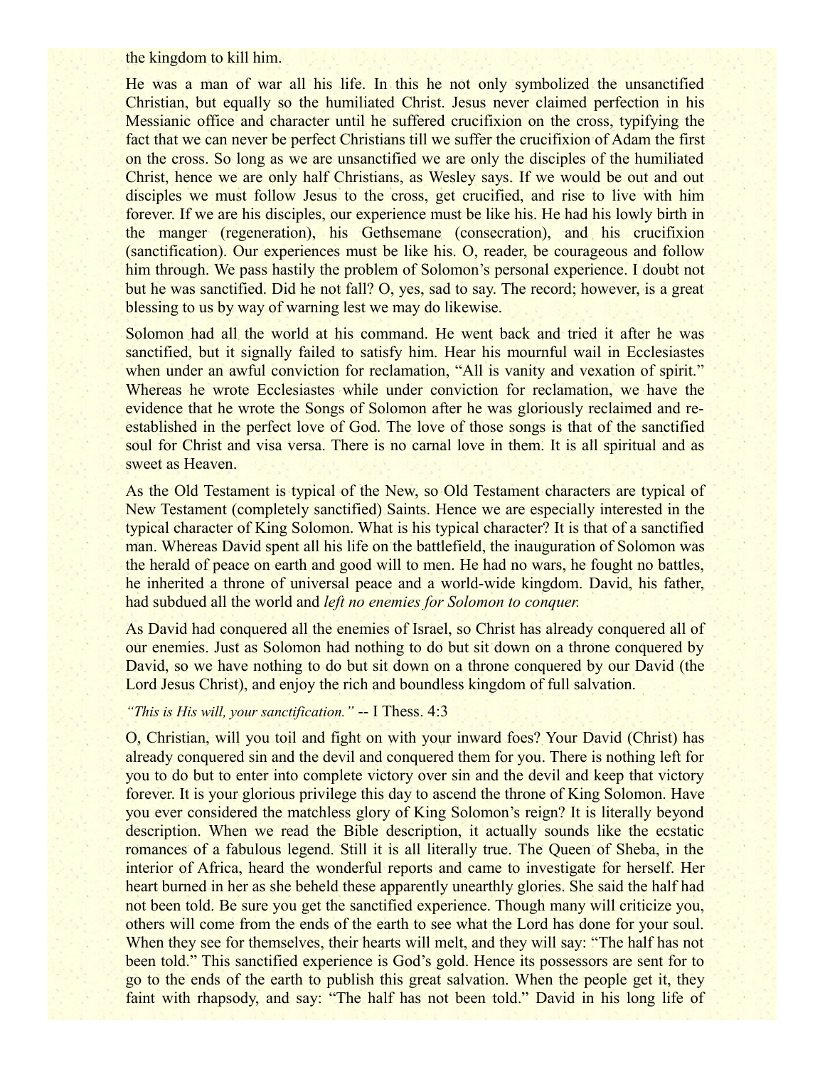the kingdom to kill him.

He was a man of war all his life. In this he not only symbolized the unsanctified Christian, but equally so the humiliated Christ. Jesus never claimed perfection in his Messianic office and character until he suffered crucifixion on the cross, typifying the fact that we can never be perfect Christians till we suffer the crucifixion of Adam the first on the cross. So long as we are unsanctified we are only the disciples of the humiliated Christ, hence we are only half Christians, as Wesley says. If we would be out and out disciples we must follow Jesus to the cross, get crucified, and rise to live with him forever. If we are his disciples, our experience must be like his. He had his lowly birth in the manger (regeneration), his Gethsemane (consecration), and his crucifixion (sanctification). Our experiences must be like his. O, reader, be courageous and follow him through. We pass hastily the problem of Solomon's personal experience. I doubt not but he was sanctified. Did he not fall? O, yes, sad to say. The record; however, is a great blessing to us by way of warning lest we may do likewise.

Solomon had all the world at his command. He went back and tried it after he was sanctified, but it signally failed to satisfy him. Hear his mournful wail in Ecclesiastes when under an awful conviction for reclamation, "All is vanity and vexation of spirit." Whereas he wrote Ecclesiastes while under conviction for reclamation, we have the evidence that he wrote the Songs of Solomon after he was gloriously reclaimed and re-established in the perfect love of God. The love of those songs is that of the sanctified soul for Christ and visa versa. There is no carnal love in them. It is all spiritual and as sweet as Heaven.

As the Old Testament is typical of the New, so Old Testament characters are typical of New Testament (completely sanctified) Saints. Hence we are especially interested in the typical character of King Solomon. What is his typical character? It is that of a sanctified man. Whereas David spent all his life on the battlefield, the inauguration of Solomon was the herald of peace on earth and good will to men. He had no wars, he fought no battles, he inherited a throne of universal peace and a world-wide kingdom. David, his father, had subdued all the world and *left no enemies for Solomon to conquer.*

As David had conquered all the enemies of Israel, so Christ has already conquered all of our enemies. Just as Solomon had nothing to do but sit down on a throne conquered by David, so we have nothing to do but sit down on a throne conquered by our David (the Lord Jesus Christ), and enjoy the rich and boundless kingdom of full salvation.

*"This is His will, your sanctification."* -- I Thess. 4:3

O, Christian, will you toil and fight on with your inward foes? Your David (Christ) has already conquered sin and the devil and conquered them for you. There is nothing left for you to do but to enter into complete victory over sin and the devil and keep that victory forever. It is your glorious privilege this day to ascend the throne of King Solomon. Have you ever considered the matchless glory of King Solomon's reign? It is literally beyond description. When we read the Bible description, it actually sounds like the ecstatic romances of a fabulous legend. Still it is all literally true. The Queen of Sheba, in the interior of Africa, heard the wonderful reports and came to investigate for herself. Her heart burned in her as she beheld these apparently unearthly glories. She said the half had not been told. Be sure you get the sanctified experience. Though many will criticize you, others will come from the ends of the earth to see what the Lord has done for your soul. When they see for themselves, their hearts will melt, and they will say: "The half has not been told." This sanctified experience is God's gold. Hence its possessors are sent for to go to the ends of the earth to publish this great salvation. When the people get it, they faint with rhapsody, and say: "The half has not been told." David in his long life of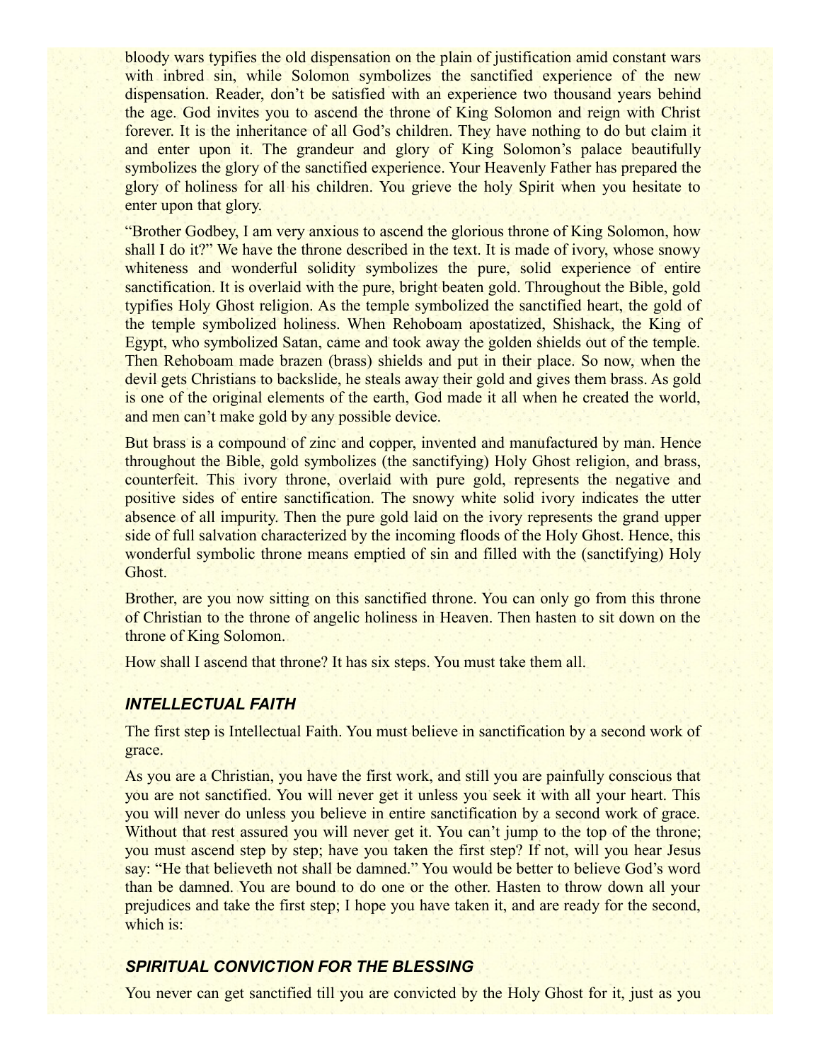bloody wars typifies the old dispensation on the plain of justification amid constant wars with inbred sin, while Solomon symbolizes the sanctified experience of the new dispensation. Reader, don't be satisfied with an experience two thousand years behind the age. God invites you to ascend the throne of King Solomon and reign with Christ forever. It is the inheritance of all God's children. They have nothing to do but claim it and enter upon it. The grandeur and glory of King Solomon's palace beautifully symbolizes the glory of the sanctified experience. Your Heavenly Father has prepared the glory of holiness for all his children. You grieve the holy Spirit when you hesitate to enter upon that glory.

"Brother Godbey, I am very anxious to ascend the glorious throne of King Solomon, how shall I do it?" We have the throne described in the text. It is made of ivory, whose snowy whiteness and wonderful solidity symbolizes the pure, solid experience of entire sanctification. It is overlaid with the pure, bright beaten gold. Throughout the Bible, gold typifies Holy Ghost religion. As the temple symbolized the sanctified heart, the gold of the temple symbolized holiness. When Rehoboam apostatized, Shishack, the King of Egypt, who symbolized Satan, came and took away the golden shields out of the temple. Then Rehoboam made brazen (brass) shields and put in their place. So now, when the devil gets Christians to backslide, he steals away their gold and gives them brass. As gold is one of the original elements of the earth, God made it all when he created the world, and men can't make gold by any possible device.

But brass is a compound of zinc and copper, invented and manufactured by man. Hence throughout the Bible, gold symbolizes (the sanctifying) Holy Ghost religion, and brass, counterfeit. This ivory throne, overlaid with pure gold, represents the negative and positive sides of entire sanctification. The snowy white solid ivory indicates the utter absence of all impurity. Then the pure gold laid on the ivory represents the grand upper side of full salvation characterized by the incoming floods of the Holy Ghost. Hence, this wonderful symbolic throne means emptied of sin and filled with the (sanctifying) Holy Ghost.

Brother, are you now sitting on this sanctified throne. You can only go from this throne of Christian to the throne of angelic holiness in Heaven. Then hasten to sit down on the throne of King Solomon.

How shall I ascend that throne? It has six steps. You must take them all.

### *INTELLECTUAL FAITH*

The first step is Intellectual Faith. You must believe in sanctification by a second work of grace.

As you are a Christian, you have the first work, and still you are painfully conscious that you are not sanctified. You will never get it unless you seek it with all your heart. This you will never do unless you believe in entire sanctification by a second work of grace. Without that rest assured you will never get it. You can't jump to the top of the throne; you must ascend step by step; have you taken the first step? If not, will you hear Jesus say: "He that believeth not shall be damned." You would be better to believe God's word than be damned. You are bound to do one or the other. Hasten to throw down all your prejudices and take the first step; I hope you have taken it, and are ready for the second, which is:

### *SPIRITUAL CONVICTION FOR THE BLESSING*

You never can get sanctified till you are convicted by the Holy Ghost for it, just as you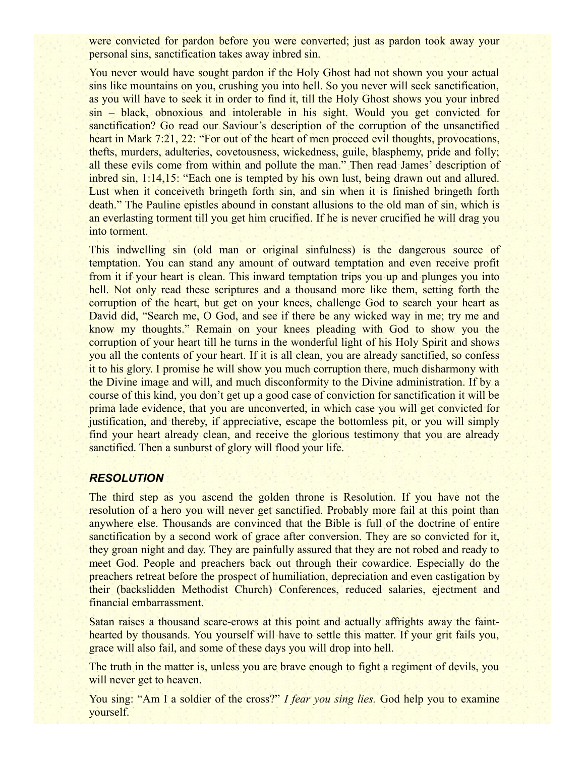were convicted for pardon before you were converted; just as pardon took away your personal sins, sanctification takes away inbred sin.

You never would have sought pardon if the Holy Ghost had not shown you your actual sins like mountains on you, crushing you into hell. So you never will seek sanctification, as you will have to seek it in order to find it, till the Holy Ghost shows you your inbred sin – black, obnoxious and intolerable in his sight. Would you get convicted for sanctification? Go read our Saviour's description of the corruption of the unsanctified heart in Mark 7:21, 22: "For out of the heart of men proceed evil thoughts, provocations, thefts, murders, adulteries, covetousness, wickedness, guile, blasphemy, pride and folly; all these evils come from within and pollute the man." Then read James' description of inbred sin, 1:14,15: "Each one is tempted by his own lust, being drawn out and allured. Lust when it conceiveth bringeth forth sin, and sin when it is finished bringeth forth death." The Pauline epistles abound in constant allusions to the old man of sin, which is an everlasting torment till you get him crucified. If he is never crucified he will drag you into torment.

This indwelling sin (old man or original sinfulness) is the dangerous source of temptation. You can stand any amount of outward temptation and even receive profit from it if your heart is clean. This inward temptation trips you up and plunges you into hell. Not only read these scriptures and a thousand more like them, setting forth the corruption of the heart, but get on your knees, challenge God to search your heart as David did, "Search me, O God, and see if there be any wicked way in me; try me and know my thoughts." Remain on your knees pleading with God to show you the corruption of your heart till he turns in the wonderful light of his Holy Spirit and shows you all the contents of your heart. If it is all clean, you are already sanctified, so confess it to his glory. I promise he will show you much corruption there, much disharmony with the Divine image and will, and much disconformity to the Divine administration. If by a course of this kind, you don't get up a good case of conviction for sanctification it will be prima lade evidence, that you are unconverted, in which case you will get convicted for justification, and thereby, if appreciative, escape the bottomless pit, or you will simply find your heart already clean, and receive the glorious testimony that you are already sanctified. Then a sunburst of glory will flood your life.

### *RESOLUTION*

The third step as you ascend the golden throne is Resolution. If you have not the resolution of a hero you will never get sanctified. Probably more fail at this point than anywhere else. Thousands are convinced that the Bible is full of the doctrine of entire sanctification by a second work of grace after conversion. They are so convicted for it, they groan night and day. They are painfully assured that they are not robed and ready to meet God. People and preachers back out through their cowardice. Especially do the preachers retreat before the prospect of humiliation, depreciation and even castigation by their (backslidden Methodist Church) Conferences, reduced salaries, ejectment and financial embarrassment.

Satan raises a thousand scare-crows at this point and actually affrights away the faint-hearted by thousands. You yourself will have to settle this matter. If your grit fails you, grace will also fail, and some of these days you will drop into hell.

The truth in the matter is, unless you are brave enough to fight a regiment of devils, you will never get to heaven.

You sing: "Am I a soldier of the cross?" *I fear you sing lies.* God help you to examine yourself.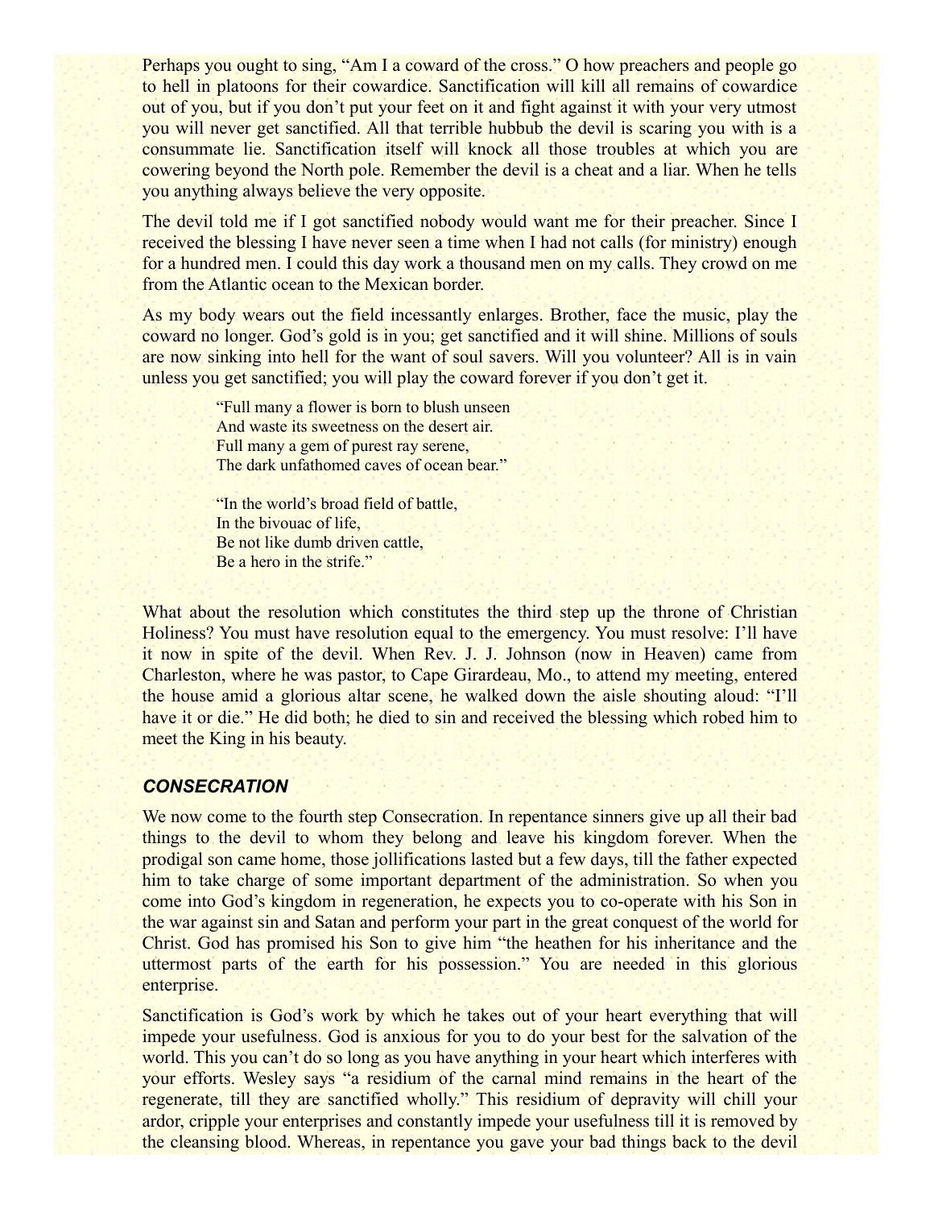Perhaps you ought to sing, "Am I a coward of the cross." O how preachers and people go to hell in platoons for their cowardice. Sanctification will kill all remains of cowardice out of you, but if you don't put your feet on it and fight against it with your very utmost you will never get sanctified. All that terrible hubbub the devil is scaring you with is a consummate lie. Sanctification itself will knock all those troubles at which you are cowering beyond the North pole. Remember the devil is a cheat and a liar. When he tells you anything always believe the very opposite.

The devil told me if I got sanctified nobody would want me for their preacher. Since I received the blessing I have never seen a time when I had not calls (for ministry) enough for a hundred men. I could this day work a thousand men on my calls. They crowd on me from the Atlantic ocean to the Mexican border.

As my body wears out the field incessantly enlarges. Brother, face the music, play the coward no longer. God's gold is in you; get sanctified and it will shine. Millions of souls are now sinking into hell for the want of soul savers. Will you volunteer? All is in vain unless you get sanctified; you will play the coward forever if you don't get it.

> "Full many a flower is born to blush unseen
> And waste its sweetness on the desert air.
> Full many a gem of purest ray serene,
> The dark unfathomed caves of ocean bear."
>
> "In the world's broad field of battle,
> In the bivouac of life,
> Be not like dumb driven cattle,
> Be a hero in the strife."

What about the resolution which constitutes the third step up the throne of Christian Holiness? You must have resolution equal to the emergency. You must resolve: I'll have it now in spite of the devil. When Rev. J. J. Johnson (now in Heaven) came from Charleston, where he was pastor, to Cape Girardeau, Mo., to attend my meeting, entered the house amid a glorious altar scene, he walked down the aisle shouting aloud: "I'll have it or die." He did both; he died to sin and received the blessing which robed him to meet the King in his beauty.

### *CONSECRATION*

We now come to the fourth step Consecration. In repentance sinners give up all their bad things to the devil to whom they belong and leave his kingdom forever. When the prodigal son came home, those jollifications lasted but a few days, till the father expected him to take charge of some important department of the administration. So when you come into God's kingdom in regeneration, he expects you to co-operate with his Son in the war against sin and Satan and perform your part in the great conquest of the world for Christ. God has promised his Son to give him "the heathen for his inheritance and the uttermost parts of the earth for his possession." You are needed in this glorious enterprise.

Sanctification is God's work by which he takes out of your heart everything that will impede your usefulness. God is anxious for you to do your best for the salvation of the world. This you can't do so long as you have anything in your heart which interferes with your efforts. Wesley says "a residium of the carnal mind remains in the heart of the regenerate, till they are sanctified wholly." This residium of depravity will chill your ardor, cripple your enterprises and constantly impede your usefulness till it is removed by the cleansing blood. Whereas, in repentance you gave your bad things back to the devil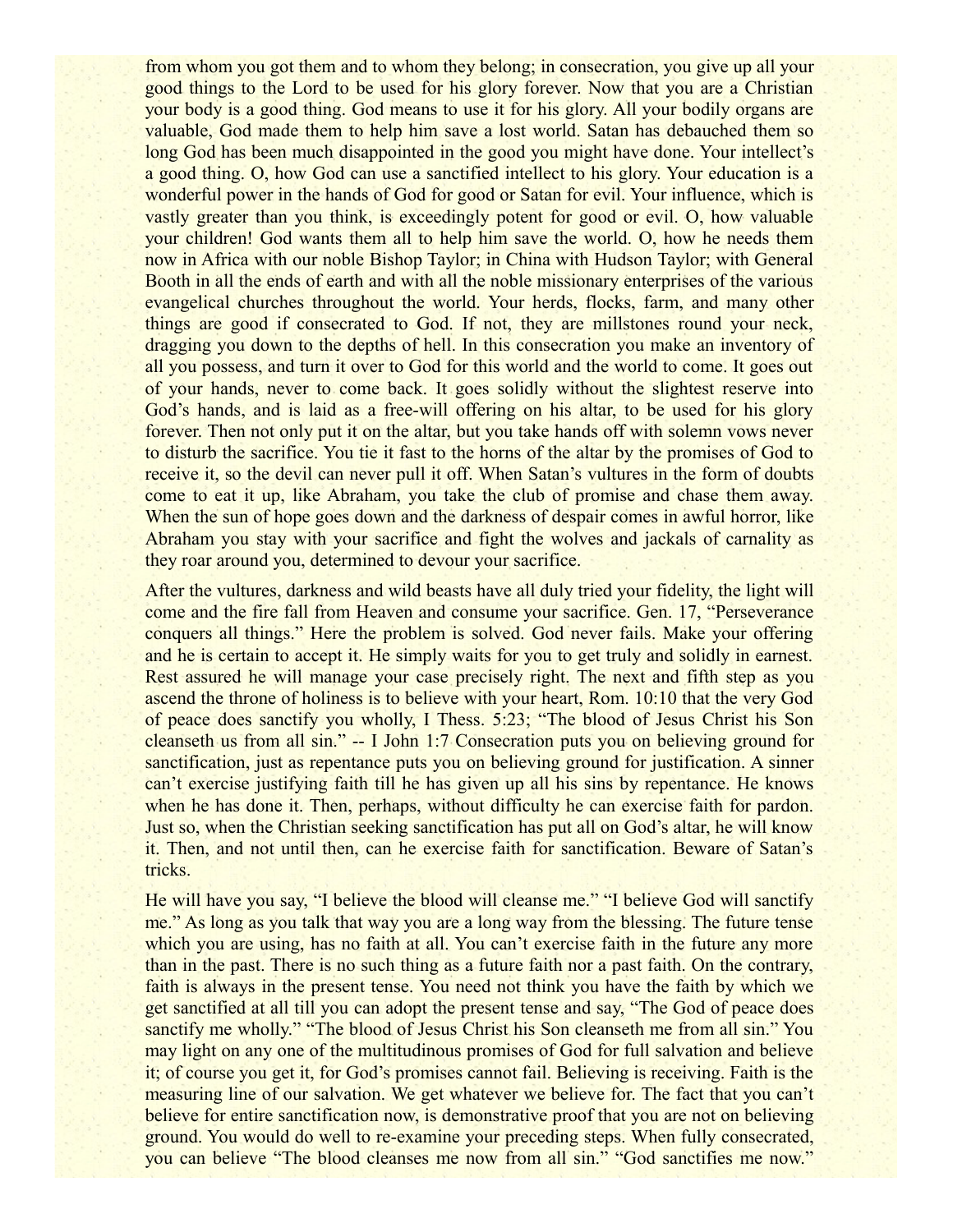from whom you got them and to whom they belong; in consecration, you give up all your good things to the Lord to be used for his glory forever. Now that you are a Christian your body is a good thing. God means to use it for his glory. All your bodily organs are valuable, God made them to help him save a lost world. Satan has debauched them so long God has been much disappointed in the good you might have done. Your intellect's a good thing. O, how God can use a sanctified intellect to his glory. Your education is a wonderful power in the hands of God for good or Satan for evil. Your influence, which is vastly greater than you think, is exceedingly potent for good or evil. O, how valuable your children! God wants them all to help him save the world. O, how he needs them now in Africa with our noble Bishop Taylor; in China with Hudson Taylor; with General Booth in all the ends of earth and with all the noble missionary enterprises of the various evangelical churches throughout the world. Your herds, flocks, farm, and many other things are good if consecrated to God. If not, they are millstones round your neck, dragging you down to the depths of hell. In this consecration you make an inventory of all you possess, and turn it over to God for this world and the world to come. It goes out of your hands, never to come back. It goes solidly without the slightest reserve into God's hands, and is laid as a free-will offering on his altar, to be used for his glory forever. Then not only put it on the altar, but you take hands off with solemn vows never to disturb the sacrifice. You tie it fast to the horns of the altar by the promises of God to receive it, so the devil can never pull it off. When Satan's vultures in the form of doubts come to eat it up, like Abraham, you take the club of promise and chase them away. When the sun of hope goes down and the darkness of despair comes in awful horror, like Abraham you stay with your sacrifice and fight the wolves and jackals of carnality as they roar around you, determined to devour your sacrifice.

After the vultures, darkness and wild beasts have all duly tried your fidelity, the light will come and the fire fall from Heaven and consume your sacrifice. Gen. 17, "Perseverance conquers all things." Here the problem is solved. God never fails. Make your offering and he is certain to accept it. He simply waits for you to get truly and solidly in earnest. Rest assured he will manage your case precisely right. The next and fifth step as you ascend the throne of holiness is to believe with your heart, Rom. 10:10 that the very God of peace does sanctify you wholly, I Thess. 5:23; "The blood of Jesus Christ his Son cleanseth us from all sin." -- I John 1:7 Consecration puts you on believing ground for sanctification, just as repentance puts you on believing ground for justification. A sinner can't exercise justifying faith till he has given up all his sins by repentance. He knows when he has done it. Then, perhaps, without difficulty he can exercise faith for pardon. Just so, when the Christian seeking sanctification has put all on God's altar, he will know it. Then, and not until then, can he exercise faith for sanctification. Beware of Satan's tricks.

He will have you say, "I believe the blood will cleanse me." "I believe God will sanctify me." As long as you talk that way you are a long way from the blessing. The future tense which you are using, has no faith at all. You can't exercise faith in the future any more than in the past. There is no such thing as a future faith nor a past faith. On the contrary, faith is always in the present tense. You need not think you have the faith by which we get sanctified at all till you can adopt the present tense and say, "The God of peace does sanctify me wholly." "The blood of Jesus Christ his Son cleanseth me from all sin." You may light on any one of the multitudinous promises of God for full salvation and believe it; of course you get it, for God's promises cannot fail. Believing is receiving. Faith is the measuring line of our salvation. We get whatever we believe for. The fact that you can't believe for entire sanctification now, is demonstrative proof that you are not on believing ground. You would do well to re-examine your preceding steps. When fully consecrated, you can believe "The blood cleanses me now from all sin." "God sanctifies me now."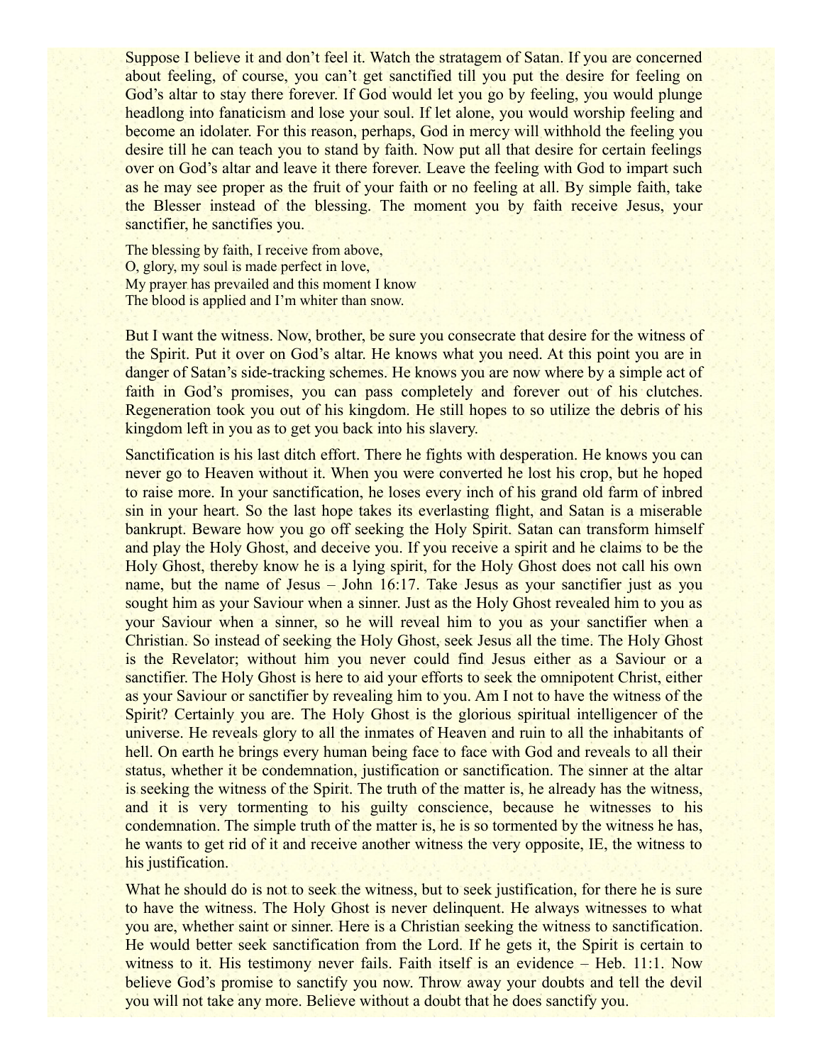Suppose I believe it and don't feel it. Watch the stratagem of Satan. If you are concerned about feeling, of course, you can't get sanctified till you put the desire for feeling on God's altar to stay there forever. If God would let you go by feeling, you would plunge headlong into fanaticism and lose your soul. If let alone, you would worship feeling and become an idolater. For this reason, perhaps, God in mercy will withhold the feeling you desire till he can teach you to stand by faith. Now put all that desire for certain feelings over on God's altar and leave it there forever. Leave the feeling with God to impart such as he may see proper as the fruit of your faith or no feeling at all. By simple faith, take the Blesser instead of the blessing. The moment you by faith receive Jesus, your sanctifier, he sanctifies you.

The blessing by faith, I receive from above,  
O, glory, my soul is made perfect in love,  
My prayer has prevailed and this moment I know  
The blood is applied and I'm whiter than snow.

But I want the witness. Now, brother, be sure you consecrate that desire for the witness of the Spirit. Put it over on God's altar. He knows what you need. At this point you are in danger of Satan's side-tracking schemes. He knows you are now where by a simple act of faith in God's promises, you can pass completely and forever out of his clutches. Regeneration took you out of his kingdom. He still hopes to so utilize the debris of his kingdom left in you as to get you back into his slavery.

Sanctification is his last ditch effort. There he fights with desperation. He knows you can never go to Heaven without it. When you were converted he lost his crop, but he hoped to raise more. In your sanctification, he loses every inch of his grand old farm of inbred sin in your heart. So the last hope takes its everlasting flight, and Satan is a miserable bankrupt. Beware how you go off seeking the Holy Spirit. Satan can transform himself and play the Holy Ghost, and deceive you. If you receive a spirit and he claims to be the Holy Ghost, thereby know he is a lying spirit, for the Holy Ghost does not call his own name, but the name of Jesus – John 16:17. Take Jesus as your sanctifier just as you sought him as your Saviour when a sinner. Just as the Holy Ghost revealed him to you as your Saviour when a sinner, so he will reveal him to you as your sanctifier when a Christian. So instead of seeking the Holy Ghost, seek Jesus all the time. The Holy Ghost is the Revelator; without him you never could find Jesus either as a Saviour or a sanctifier. The Holy Ghost is here to aid your efforts to seek the omnipotent Christ, either as your Saviour or sanctifier by revealing him to you. Am I not to have the witness of the Spirit? Certainly you are. The Holy Ghost is the glorious spiritual intelligencer of the universe. He reveals glory to all the inmates of Heaven and ruin to all the inhabitants of hell. On earth he brings every human being face to face with God and reveals to all their status, whether it be condemnation, justification or sanctification. The sinner at the altar is seeking the witness of the Spirit. The truth of the matter is, he already has the witness, and it is very tormenting to his guilty conscience, because he witnesses to his condemnation. The simple truth of the matter is, he is so tormented by the witness he has, he wants to get rid of it and receive another witness the very opposite, IE, the witness to his justification.

What he should do is not to seek the witness, but to seek justification, for there he is sure to have the witness. The Holy Ghost is never delinquent. He always witnesses to what you are, whether saint or sinner. Here is a Christian seeking the witness to sanctification. He would better seek sanctification from the Lord. If he gets it, the Spirit is certain to witness to it. His testimony never fails. Faith itself is an evidence – Heb. 11:1. Now believe God's promise to sanctify you now. Throw away your doubts and tell the devil you will not take any more. Believe without a doubt that he does sanctify you.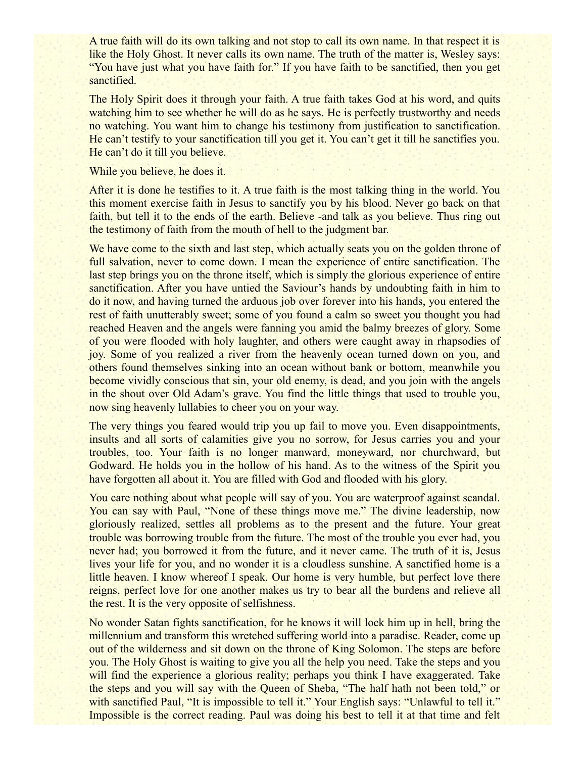A true faith will do its own talking and not stop to call its own name. In that respect it is like the Holy Ghost. It never calls its own name. The truth of the matter is, Wesley says: "You have just what you have faith for." If you have faith to be sanctified, then you get sanctified.

The Holy Spirit does it through your faith. A true faith takes God at his word, and quits watching him to see whether he will do as he says. He is perfectly trustworthy and needs no watching. You want him to change his testimony from justification to sanctification. He can't testify to your sanctification till you get it. You can't get it till he sanctifies you. He can't do it till you believe.

While you believe, he does it.

After it is done he testifies to it. A true faith is the most talking thing in the world. You this moment exercise faith in Jesus to sanctify you by his blood. Never go back on that faith, but tell it to the ends of the earth. Believe -and talk as you believe. Thus ring out the testimony of faith from the mouth of hell to the judgment bar.

We have come to the sixth and last step, which actually seats you on the golden throne of full salvation, never to come down. I mean the experience of entire sanctification. The last step brings you on the throne itself, which is simply the glorious experience of entire sanctification. After you have untied the Saviour's hands by undoubting faith in him to do it now, and having turned the arduous job over forever into his hands, you entered the rest of faith unutterably sweet; some of you found a calm so sweet you thought you had reached Heaven and the angels were fanning you amid the balmy breezes of glory. Some of you were flooded with holy laughter, and others were caught away in rhapsodies of joy. Some of you realized a river from the heavenly ocean turned down on you, and others found themselves sinking into an ocean without bank or bottom, meanwhile you become vividly conscious that sin, your old enemy, is dead, and you join with the angels in the shout over Old Adam's grave. You find the little things that used to trouble you, now sing heavenly lullabies to cheer you on your way.

The very things you feared would trip you up fail to move you. Even disappointments, insults and all sorts of calamities give you no sorrow, for Jesus carries you and your troubles, too. Your faith is no longer manward, moneyward, nor churchward, but Godward. He holds you in the hollow of his hand. As to the witness of the Spirit you have forgotten all about it. You are filled with God and flooded with his glory.

You care nothing about what people will say of you. You are waterproof against scandal. You can say with Paul, "None of these things move me." The divine leadership, now gloriously realized, settles all problems as to the present and the future. Your great trouble was borrowing trouble from the future. The most of the trouble you ever had, you never had; you borrowed it from the future, and it never came. The truth of it is, Jesus lives your life for you, and no wonder it is a cloudless sunshine. A sanctified home is a little heaven. I know whereof I speak. Our home is very humble, but perfect love there reigns, perfect love for one another makes us try to bear all the burdens and relieve all the rest. It is the very opposite of selfishness.

No wonder Satan fights sanctification, for he knows it will lock him up in hell, bring the millennium and transform this wretched suffering world into a paradise. Reader, come up out of the wilderness and sit down on the throne of King Solomon. The steps are before you. The Holy Ghost is waiting to give you all the help you need. Take the steps and you will find the experience a glorious reality; perhaps you think I have exaggerated. Take the steps and you will say with the Queen of Sheba, "The half hath not been told," or with sanctified Paul, "It is impossible to tell it." Your English says: "Unlawful to tell it." Impossible is the correct reading. Paul was doing his best to tell it at that time and felt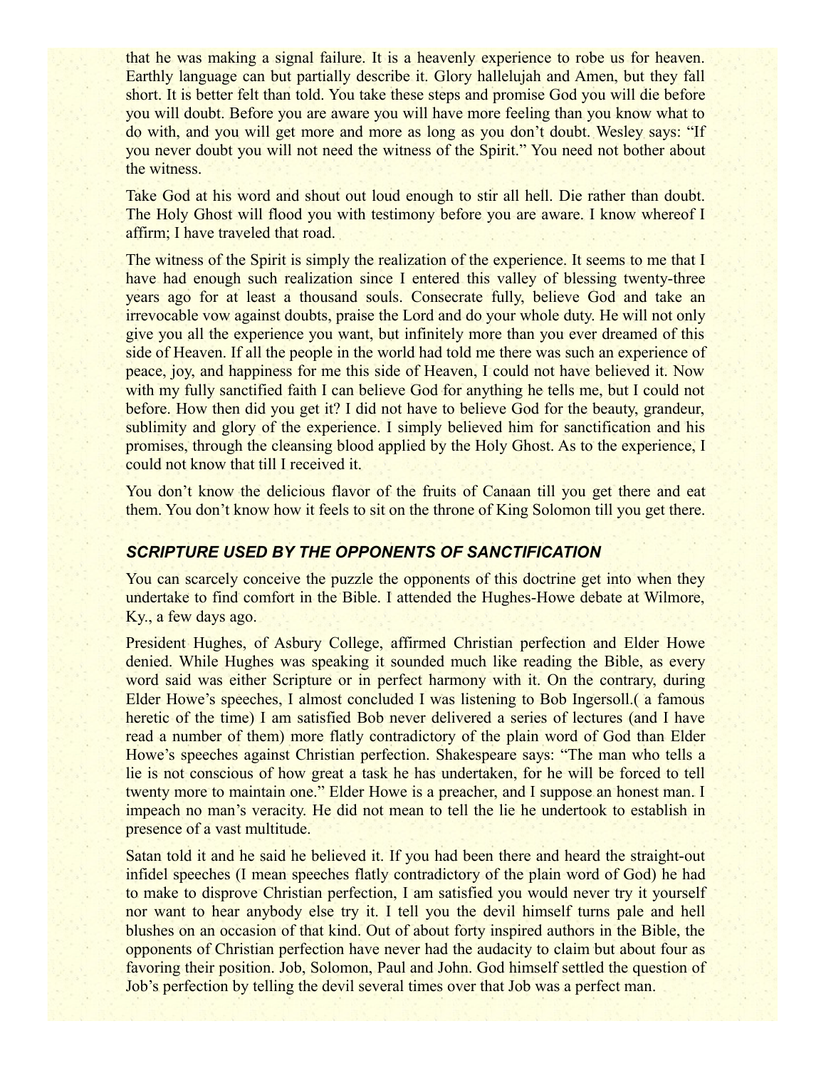that he was making a signal failure. It is a heavenly experience to robe us for heaven. Earthly language can but partially describe it. Glory hallelujah and Amen, but they fall short. It is better felt than told. You take these steps and promise God you will die before you will doubt. Before you are aware you will have more feeling than you know what to do with, and you will get more and more as long as you don't doubt. Wesley says: "If you never doubt you will not need the witness of the Spirit." You need not bother about the witness.

Take God at his word and shout out loud enough to stir all hell. Die rather than doubt. The Holy Ghost will flood you with testimony before you are aware. I know whereof I affirm; I have traveled that road.

The witness of the Spirit is simply the realization of the experience. It seems to me that I have had enough such realization since I entered this valley of blessing twenty-three years ago for at least a thousand souls. Consecrate fully, believe God and take an irrevocable vow against doubts, praise the Lord and do your whole duty. He will not only give you all the experience you want, but infinitely more than you ever dreamed of this side of Heaven. If all the people in the world had told me there was such an experience of peace, joy, and happiness for me this side of Heaven, I could not have believed it. Now with my fully sanctified faith I can believe God for anything he tells me, but I could not before. How then did you get it? I did not have to believe God for the beauty, grandeur, sublimity and glory of the experience. I simply believed him for sanctification and his promises, through the cleansing blood applied by the Holy Ghost. As to the experience, I could not know that till I received it.

You don't know the delicious flavor of the fruits of Canaan till you get there and eat them. You don't know how it feels to sit on the throne of King Solomon till you get there.

### *SCRIPTURE USED BY THE OPPONENTS OF SANCTIFICATION*

You can scarcely conceive the puzzle the opponents of this doctrine get into when they undertake to find comfort in the Bible. I attended the Hughes-Howe debate at Wilmore, Ky., a few days ago.

President Hughes, of Asbury College, affirmed Christian perfection and Elder Howe denied. While Hughes was speaking it sounded much like reading the Bible, as every word said was either Scripture or in perfect harmony with it. On the contrary, during Elder Howe's speeches, I almost concluded I was listening to Bob Ingersoll.( a famous heretic of the time) I am satisfied Bob never delivered a series of lectures (and I have read a number of them) more flatly contradictory of the plain word of God than Elder Howe's speeches against Christian perfection. Shakespeare says: "The man who tells a lie is not conscious of how great a task he has undertaken, for he will be forced to tell twenty more to maintain one." Elder Howe is a preacher, and I suppose an honest man. I impeach no man's veracity. He did not mean to tell the lie he undertook to establish in presence of a vast multitude.

Satan told it and he said he believed it. If you had been there and heard the straight-out infidel speeches (I mean speeches flatly contradictory of the plain word of God) he had to make to disprove Christian perfection, I am satisfied you would never try it yourself nor want to hear anybody else try it. I tell you the devil himself turns pale and hell blushes on an occasion of that kind. Out of about forty inspired authors in the Bible, the opponents of Christian perfection have never had the audacity to claim but about four as favoring their position. Job, Solomon, Paul and John. God himself settled the question of Job's perfection by telling the devil several times over that Job was a perfect man.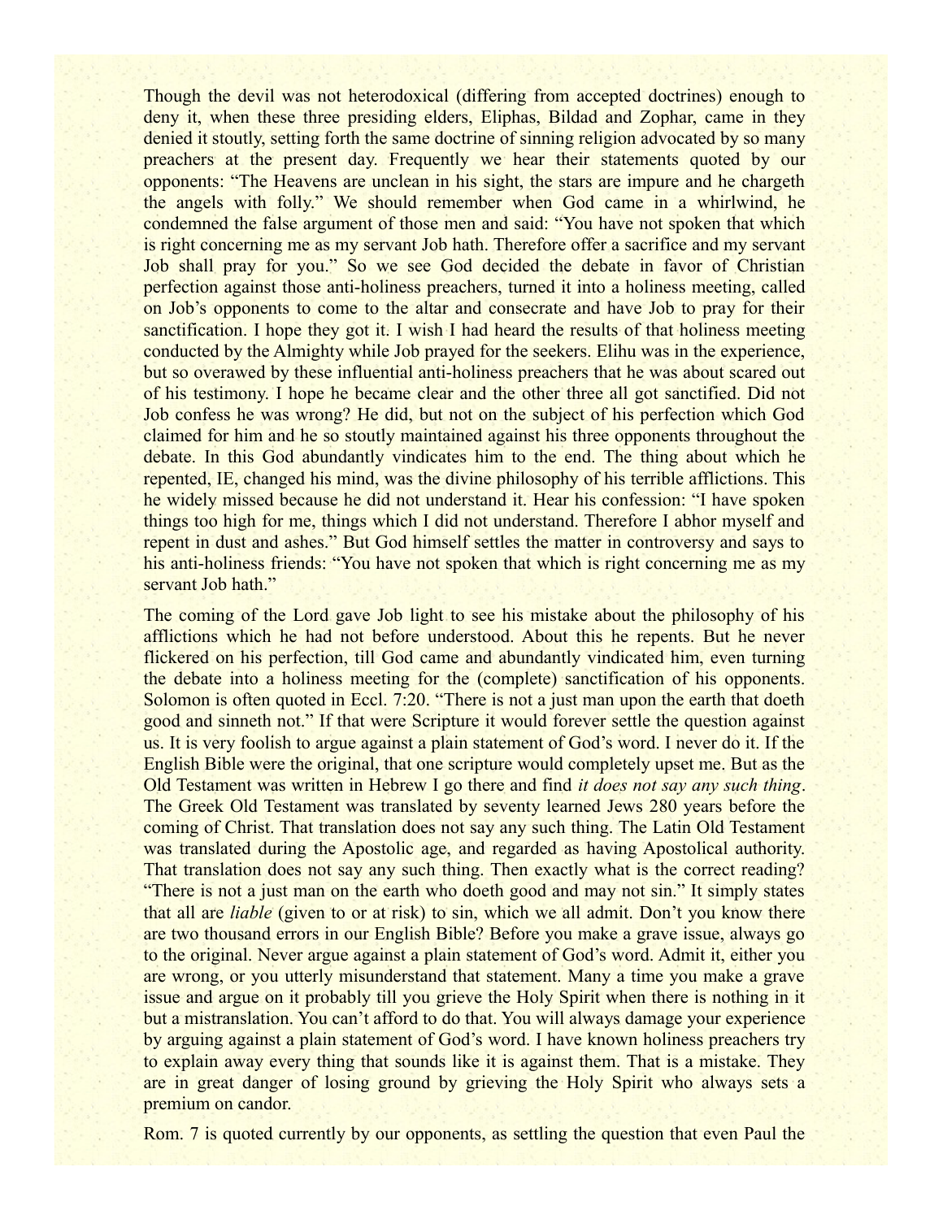Though the devil was not heterodoxical (differing from accepted doctrines) enough to deny it, when these three presiding elders, Eliphas, Bildad and Zophar, came in they denied it stoutly, setting forth the same doctrine of sinning religion advocated by so many preachers at the present day. Frequently we hear their statements quoted by our opponents: "The Heavens are unclean in his sight, the stars are impure and he chargeth the angels with folly." We should remember when God came in a whirlwind, he condemned the false argument of those men and said: "You have not spoken that which is right concerning me as my servant Job hath. Therefore offer a sacrifice and my servant Job shall pray for you." So we see God decided the debate in favor of Christian perfection against those anti-holiness preachers, turned it into a holiness meeting, called on Job's opponents to come to the altar and consecrate and have Job to pray for their sanctification. I hope they got it. I wish I had heard the results of that holiness meeting conducted by the Almighty while Job prayed for the seekers. Elihu was in the experience, but so overawed by these influential anti-holiness preachers that he was about scared out of his testimony. I hope he became clear and the other three all got sanctified. Did not Job confess he was wrong? He did, but not on the subject of his perfection which God claimed for him and he so stoutly maintained against his three opponents throughout the debate. In this God abundantly vindicates him to the end. The thing about which he repented, IE, changed his mind, was the divine philosophy of his terrible afflictions. This he widely missed because he did not understand it. Hear his confession: "I have spoken things too high for me, things which I did not understand. Therefore I abhor myself and repent in dust and ashes." But God himself settles the matter in controversy and says to his anti-holiness friends: "You have not spoken that which is right concerning me as my servant Job hath."

The coming of the Lord gave Job light to see his mistake about the philosophy of his afflictions which he had not before understood. About this he repents. But he never flickered on his perfection, till God came and abundantly vindicated him, even turning the debate into a holiness meeting for the (complete) sanctification of his opponents. Solomon is often quoted in Eccl. 7:20. "There is not a just man upon the earth that doeth good and sinneth not." If that were Scripture it would forever settle the question against us. It is very foolish to argue against a plain statement of God's word. I never do it. If the English Bible were the original, that one scripture would completely upset me. But as the Old Testament was written in Hebrew I go there and find *it does not say any such thing*. The Greek Old Testament was translated by seventy learned Jews 280 years before the coming of Christ. That translation does not say any such thing. The Latin Old Testament was translated during the Apostolic age, and regarded as having Apostolical authority. That translation does not say any such thing. Then exactly what is the correct reading? "There is not a just man on the earth who doeth good and may not sin." It simply states that all are *liable* (given to or at risk) to sin, which we all admit. Don't you know there are two thousand errors in our English Bible? Before you make a grave issue, always go to the original. Never argue against a plain statement of God's word. Admit it, either you are wrong, or you utterly misunderstand that statement. Many a time you make a grave issue and argue on it probably till you grieve the Holy Spirit when there is nothing in it but a mistranslation. You can't afford to do that. You will always damage your experience by arguing against a plain statement of God's word. I have known holiness preachers try to explain away every thing that sounds like it is against them. That is a mistake. They are in great danger of losing ground by grieving the Holy Spirit who always sets a premium on candor.

Rom. 7 is quoted currently by our opponents, as settling the question that even Paul the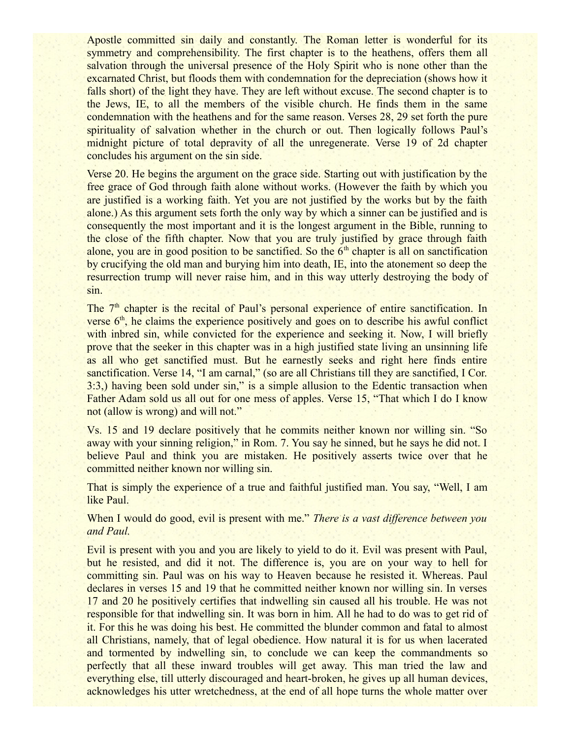Apostle committed sin daily and constantly. The Roman letter is wonderful for its symmetry and comprehensibility. The first chapter is to the heathens, offers them all salvation through the universal presence of the Holy Spirit who is none other than the excarnated Christ, but floods them with condemnation for the depreciation (shows how it falls short) of the light they have. They are left without excuse. The second chapter is to the Jews, IE, to all the members of the visible church. He finds them in the same condemnation with the heathens and for the same reason. Verses 28, 29 set forth the pure spirituality of salvation whether in the church or out. Then logically follows Paul's midnight picture of total depravity of all the unregenerate. Verse 19 of 2d chapter concludes his argument on the sin side.

Verse 20. He begins the argument on the grace side. Starting out with justification by the free grace of God through faith alone without works. (However the faith by which you are justified is a working faith. Yet you are not justified by the works but by the faith alone.) As this argument sets forth the only way by which a sinner can be justified and is consequently the most important and it is the longest argument in the Bible, running to the close of the fifth chapter. Now that you are truly justified by grace through faith alone, you are in good position to be sanctified. So the 6th chapter is all on sanctification by crucifying the old man and burying him into death, IE, into the atonement so deep the resurrection trump will never raise him, and in this way utterly destroying the body of sin.

The 7th chapter is the recital of Paul's personal experience of entire sanctification. In verse 6th, he claims the experience positively and goes on to describe his awful conflict with inbred sin, while convicted for the experience and seeking it. Now, I will briefly prove that the seeker in this chapter was in a high justified state living an unsinning life as all who get sanctified must. But he earnestly seeks and right here finds entire sanctification. Verse 14, "I am carnal," (so are all Christians till they are sanctified, I Cor. 3:3,) having been sold under sin," is a simple allusion to the Edentic transaction when Father Adam sold us all out for one mess of apples. Verse 15, "That which I do I know not (allow is wrong) and will not."

Vs. 15 and 19 declare positively that he commits neither known nor willing sin. "So away with your sinning religion," in Rom. 7. You say he sinned, but he says he did not. I believe Paul and think you are mistaken. He positively asserts twice over that he committed neither known nor willing sin.

That is simply the experience of a true and faithful justified man. You say, "Well, I am like Paul.

When I would do good, evil is present with me." *There is a vast difference between you and Paul.*

Evil is present with you and you are likely to yield to do it. Evil was present with Paul, but he resisted, and did it not. The difference is, you are on your way to hell for committing sin. Paul was on his way to Heaven because he resisted it. Whereas. Paul declares in verses 15 and 19 that he committed neither known nor willing sin. In verses 17 and 20 he positively certifies that indwelling sin caused all his trouble. He was not responsible for that indwelling sin. It was born in him. All he had to do was to get rid of it. For this he was doing his best. He committed the blunder common and fatal to almost all Christians, namely, that of legal obedience. How natural it is for us when lacerated and tormented by indwelling sin, to conclude we can keep the commandments so perfectly that all these inward troubles will get away. This man tried the law and everything else, till utterly discouraged and heart-broken, he gives up all human devices, acknowledges his utter wretchedness, at the end of all hope turns the whole matter over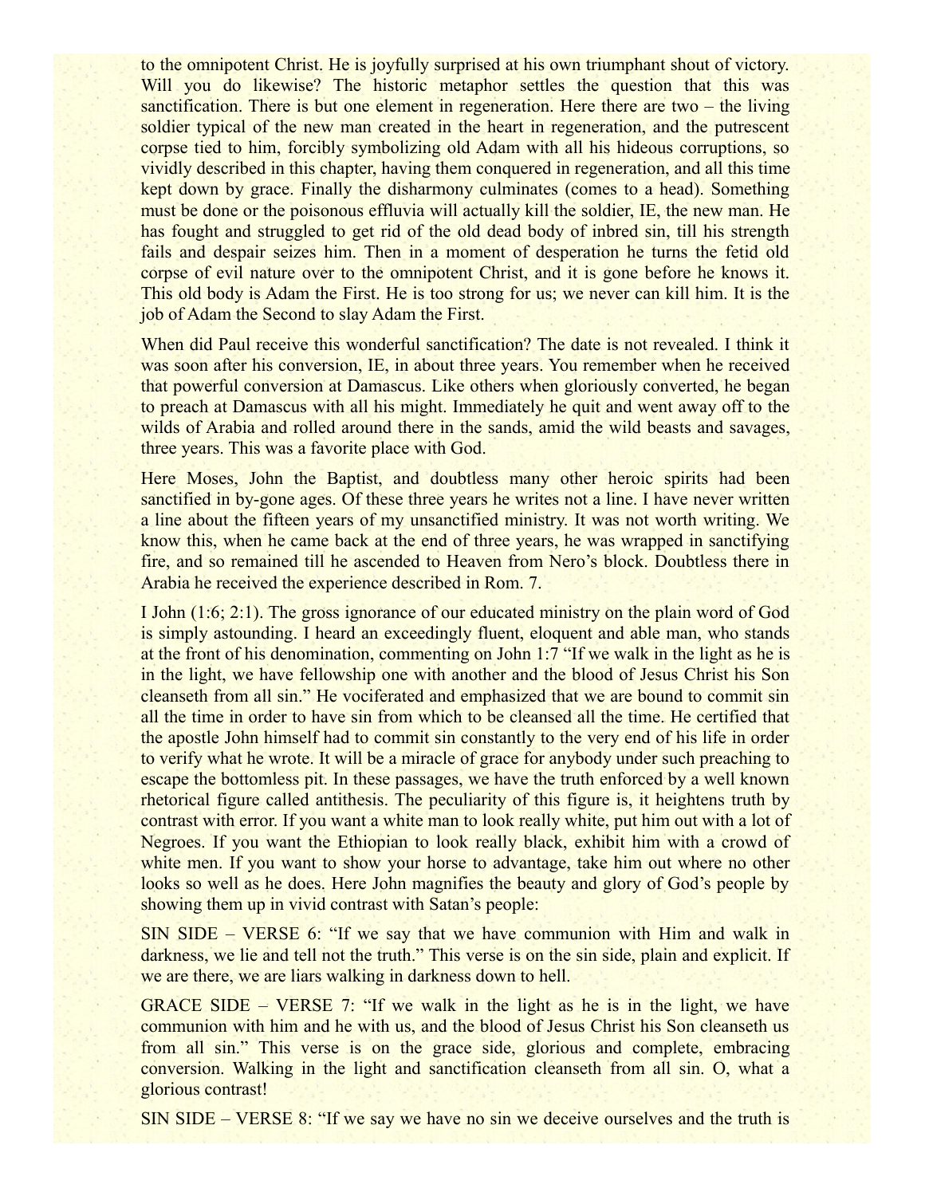to the omnipotent Christ. He is joyfully surprised at his own triumphant shout of victory. Will you do likewise? The historic metaphor settles the question that this was sanctification. There is but one element in regeneration. Here there are two – the living soldier typical of the new man created in the heart in regeneration, and the putrescent corpse tied to him, forcibly symbolizing old Adam with all his hideous corruptions, so vividly described in this chapter, having them conquered in regeneration, and all this time kept down by grace. Finally the disharmony culminates (comes to a head). Something must be done or the poisonous effluvia will actually kill the soldier, IE, the new man. He has fought and struggled to get rid of the old dead body of inbred sin, till his strength fails and despair seizes him. Then in a moment of desperation he turns the fetid old corpse of evil nature over to the omnipotent Christ, and it is gone before he knows it. This old body is Adam the First. He is too strong for us; we never can kill him. It is the job of Adam the Second to slay Adam the First.

When did Paul receive this wonderful sanctification? The date is not revealed. I think it was soon after his conversion, IE, in about three years. You remember when he received that powerful conversion at Damascus. Like others when gloriously converted, he began to preach at Damascus with all his might. Immediately he quit and went away off to the wilds of Arabia and rolled around there in the sands, amid the wild beasts and savages, three years. This was a favorite place with God.

Here Moses, John the Baptist, and doubtless many other heroic spirits had been sanctified in by-gone ages. Of these three years he writes not a line. I have never written a line about the fifteen years of my unsanctified ministry. It was not worth writing. We know this, when he came back at the end of three years, he was wrapped in sanctifying fire, and so remained till he ascended to Heaven from Nero's block. Doubtless there in Arabia he received the experience described in Rom. 7.

I John (1:6; 2:1). The gross ignorance of our educated ministry on the plain word of God is simply astounding. I heard an exceedingly fluent, eloquent and able man, who stands at the front of his denomination, commenting on John 1:7 "If we walk in the light as he is in the light, we have fellowship one with another and the blood of Jesus Christ his Son cleanseth from all sin." He vociferated and emphasized that we are bound to commit sin all the time in order to have sin from which to be cleansed all the time. He certified that the apostle John himself had to commit sin constantly to the very end of his life in order to verify what he wrote. It will be a miracle of grace for anybody under such preaching to escape the bottomless pit. In these passages, we have the truth enforced by a well known rhetorical figure called antithesis. The peculiarity of this figure is, it heightens truth by contrast with error. If you want a white man to look really white, put him out with a lot of Negroes. If you want the Ethiopian to look really black, exhibit him with a crowd of white men. If you want to show your horse to advantage, take him out where no other looks so well as he does. Here John magnifies the beauty and glory of God's people by showing them up in vivid contrast with Satan's people:

SIN SIDE – VERSE 6: "If we say that we have communion with Him and walk in darkness, we lie and tell not the truth." This verse is on the sin side, plain and explicit. If we are there, we are liars walking in darkness down to hell.

GRACE SIDE – VERSE 7: "If we walk in the light as he is in the light, we have communion with him and he with us, and the blood of Jesus Christ his Son cleanseth us from all sin." This verse is on the grace side, glorious and complete, embracing conversion. Walking in the light and sanctification cleanseth from all sin. O, what a glorious contrast!

SIN SIDE – VERSE 8: "If we say we have no sin we deceive ourselves and the truth is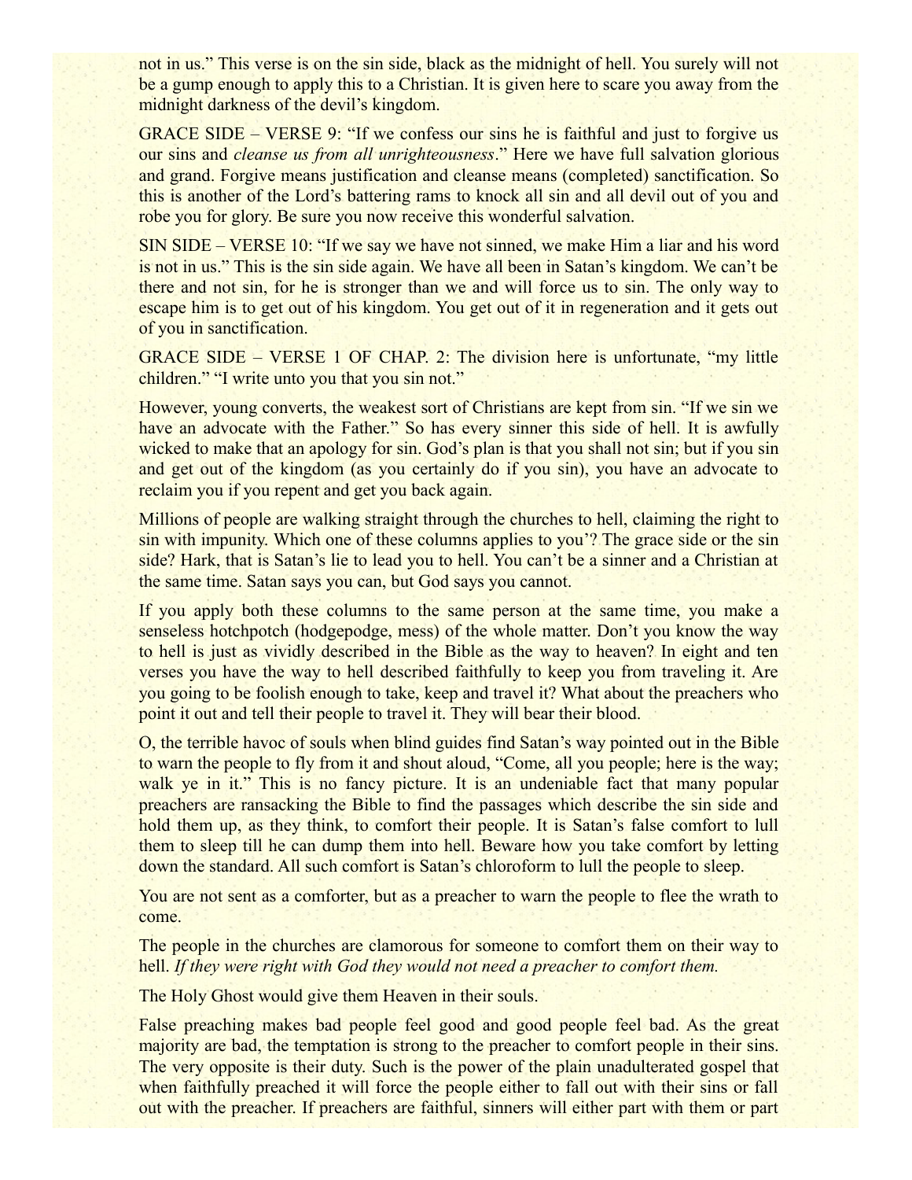not in us." This verse is on the sin side, black as the midnight of hell. You surely will not be a gump enough to apply this to a Christian. It is given here to scare you away from the midnight darkness of the devil's kingdom.

GRACE SIDE – VERSE 9: "If we confess our sins he is faithful and just to forgive us our sins and *cleanse us from all unrighteousness*." Here we have full salvation glorious and grand. Forgive means justification and cleanse means (completed) sanctification. So this is another of the Lord's battering rams to knock all sin and all devil out of you and robe you for glory. Be sure you now receive this wonderful salvation.

SIN SIDE – VERSE 10: "If we say we have not sinned, we make Him a liar and his word is not in us." This is the sin side again. We have all been in Satan's kingdom. We can't be there and not sin, for he is stronger than we and will force us to sin. The only way to escape him is to get out of his kingdom. You get out of it in regeneration and it gets out of you in sanctification.

GRACE SIDE – VERSE 1 OF CHAP. 2: The division here is unfortunate, "my little children." "I write unto you that you sin not."

However, young converts, the weakest sort of Christians are kept from sin. "If we sin we have an advocate with the Father." So has every sinner this side of hell. It is awfully wicked to make that an apology for sin. God's plan is that you shall not sin; but if you sin and get out of the kingdom (as you certainly do if you sin), you have an advocate to reclaim you if you repent and get you back again.

Millions of people are walking straight through the churches to hell, claiming the right to sin with impunity. Which one of these columns applies to you'? The grace side or the sin side? Hark, that is Satan's lie to lead you to hell. You can't be a sinner and a Christian at the same time. Satan says you can, but God says you cannot.

If you apply both these columns to the same person at the same time, you make a senseless hotchpotch (hodgepodge, mess) of the whole matter. Don't you know the way to hell is just as vividly described in the Bible as the way to heaven? In eight and ten verses you have the way to hell described faithfully to keep you from traveling it. Are you going to be foolish enough to take, keep and travel it? What about the preachers who point it out and tell their people to travel it. They will bear their blood.

O, the terrible havoc of souls when blind guides find Satan's way pointed out in the Bible to warn the people to fly from it and shout aloud, "Come, all you people; here is the way; walk ye in it." This is no fancy picture. It is an undeniable fact that many popular preachers are ransacking the Bible to find the passages which describe the sin side and hold them up, as they think, to comfort their people. It is Satan's false comfort to lull them to sleep till he can dump them into hell. Beware how you take comfort by letting down the standard. All such comfort is Satan's chloroform to lull the people to sleep.

You are not sent as a comforter, but as a preacher to warn the people to flee the wrath to come.

The people in the churches are clamorous for someone to comfort them on their way to hell. *If they were right with God they would not need a preacher to comfort them.*

The Holy Ghost would give them Heaven in their souls.

False preaching makes bad people feel good and good people feel bad. As the great majority are bad, the temptation is strong to the preacher to comfort people in their sins. The very opposite is their duty. Such is the power of the plain unadulterated gospel that when faithfully preached it will force the people either to fall out with their sins or fall out with the preacher. If preachers are faithful, sinners will either part with them or part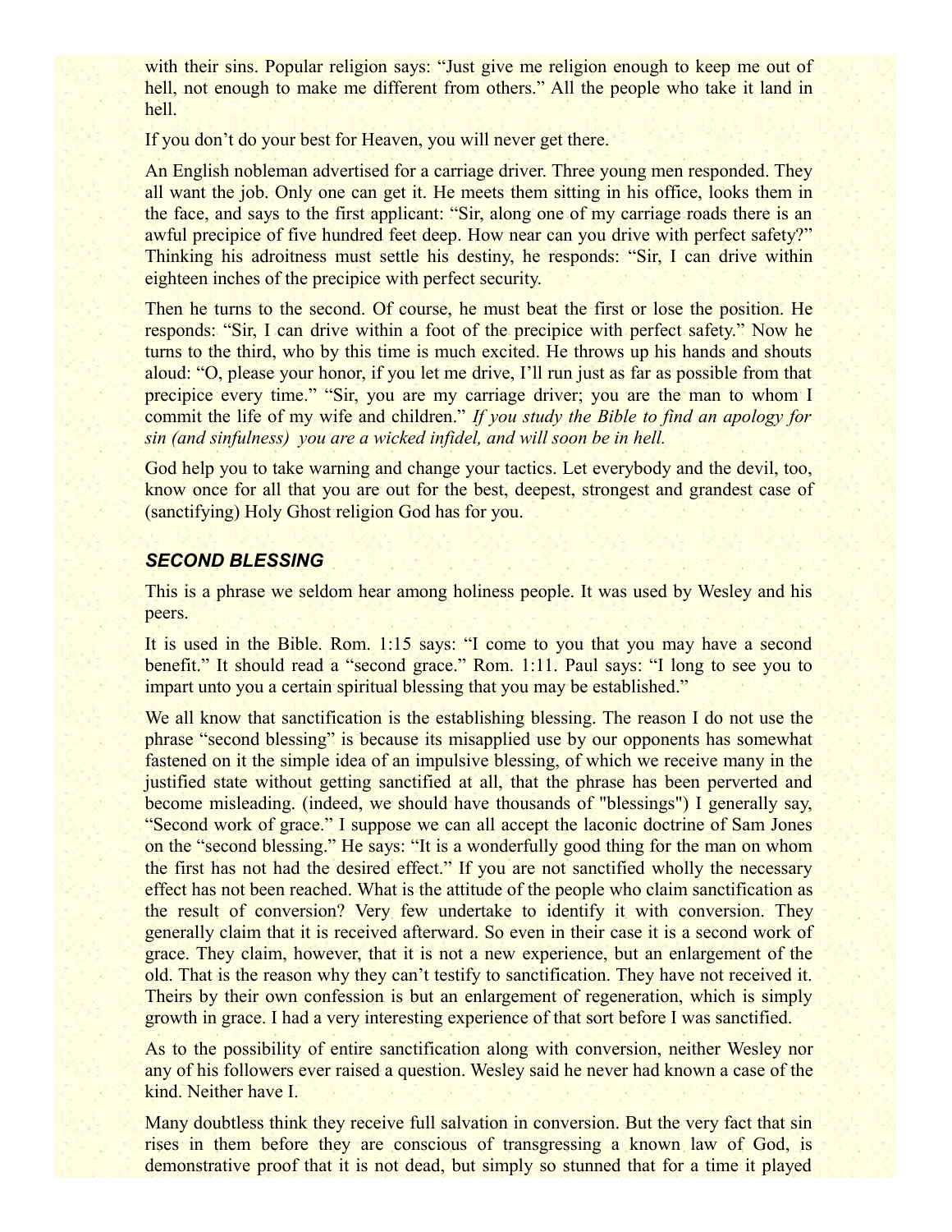with their sins. Popular religion says: “Just give me religion enough to keep me out of hell, not enough to make me different from others.” All the people who take it land in hell.

If you don’t do your best for Heaven, you will never get there.

An English nobleman advertised for a carriage driver. Three young men responded. They all want the job. Only one can get it. He meets them sitting in his office, looks them in the face, and says to the first applicant: “Sir, along one of my carriage roads there is an awful precipice of five hundred feet deep. How near can you drive with perfect safety?” Thinking his adroitness must settle his destiny, he responds: “Sir, I can drive within eighteen inches of the precipice with perfect security.

Then he turns to the second. Of course, he must beat the first or lose the position. He responds: “Sir, I can drive within a foot of the precipice with perfect safety.” Now he turns to the third, who by this time is much excited. He throws up his hands and shouts aloud: “O, please your honor, if you let me drive, I’ll run just as far as possible from that precipice every time.” “Sir, you are my carriage driver; you are the man to whom I commit the life of my wife and children.” *If you study the Bible to find an apology for sin (and sinfulness) you are a wicked infidel, and will soon be in hell.*

God help you to take warning and change your tactics. Let everybody and the devil, too, know once for all that you are out for the best, deepest, strongest and grandest case of (sanctifying) Holy Ghost religion God has for you.

### *SECOND BLESSING*

This is a phrase we seldom hear among holiness people. It was used by Wesley and his peers.

It is used in the Bible. Rom. 1:15 says: “I come to you that you may have a second benefit.” It should read a “second grace.” Rom. 1:11. Paul says: “I long to see you to impart unto you a certain spiritual blessing that you may be established.”

We all know that sanctification is the establishing blessing. The reason I do not use the phrase “second blessing” is because its misapplied use by our opponents has somewhat fastened on it the simple idea of an impulsive blessing, of which we receive many in the justified state without getting sanctified at all, that the phrase has been perverted and become misleading. (indeed, we should have thousands of "blessings") I generally say, “Second work of grace.” I suppose we can all accept the laconic doctrine of Sam Jones on the “second blessing.” He says: “It is a wonderfully good thing for the man on whom the first has not had the desired effect.” If you are not sanctified wholly the necessary effect has not been reached. What is the attitude of the people who claim sanctification as the result of conversion? Very few undertake to identify it with conversion. They generally claim that it is received afterward. So even in their case it is a second work of grace. They claim, however, that it is not a new experience, but an enlargement of the old. That is the reason why they can’t testify to sanctification. They have not received it. Theirs by their own confession is but an enlargement of regeneration, which is simply growth in grace. I had a very interesting experience of that sort before I was sanctified.

As to the possibility of entire sanctification along with conversion, neither Wesley nor any of his followers ever raised a question. Wesley said he never had known a case of the kind. Neither have I.

Many doubtless think they receive full salvation in conversion. But the very fact that sin rises in them before they are conscious of transgressing a known law of God, is demonstrative proof that it is not dead, but simply so stunned that for a time it played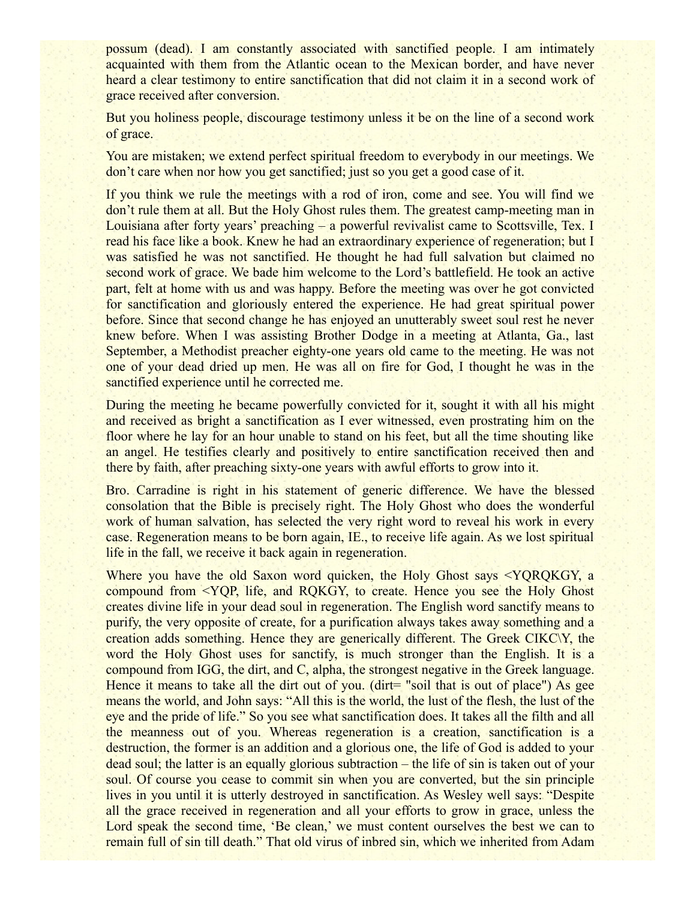possum (dead). I am constantly associated with sanctified people. I am intimately acquainted with them from the Atlantic ocean to the Mexican border, and have never heard a clear testimony to entire sanctification that did not claim it in a second work of grace received after conversion.

But you holiness people, discourage testimony unless it be on the line of a second work of grace.

You are mistaken; we extend perfect spiritual freedom to everybody in our meetings. We don't care when nor how you get sanctified; just so you get a good case of it.

If you think we rule the meetings with a rod of iron, come and see. You will find we don't rule them at all. But the Holy Ghost rules them. The greatest camp-meeting man in Louisiana after forty years' preaching – a powerful revivalist came to Scottsville, Tex. I read his face like a book. Knew he had an extraordinary experience of regeneration; but I was satisfied he was not sanctified. He thought he had full salvation but claimed no second work of grace. We bade him welcome to the Lord's battlefield. He took an active part, felt at home with us and was happy. Before the meeting was over he got convicted for sanctification and gloriously entered the experience. He had great spiritual power before. Since that second change he has enjoyed an unutterably sweet soul rest he never knew before. When I was assisting Brother Dodge in a meeting at Atlanta, Ga., last September, a Methodist preacher eighty-one years old came to the meeting. He was not one of your dead dried up men. He was all on fire for God, I thought he was in the sanctified experience until he corrected me.

During the meeting he became powerfully convicted for it, sought it with all his might and received as bright a sanctification as I ever witnessed, even prostrating him on the floor where he lay for an hour unable to stand on his feet, but all the time shouting like an angel. He testifies clearly and positively to entire sanctification received then and there by faith, after preaching sixty-one years with awful efforts to grow into it.

Bro. Carradine is right in his statement of generic difference. We have the blessed consolation that the Bible is precisely right. The Holy Ghost who does the wonderful work of human salvation, has selected the very right word to reveal his work in every case. Regeneration means to be born again, IE., to receive life again. As we lost spiritual life in the fall, we receive it back again in regeneration.

Where you have the old Saxon word quicken, the Holy Ghost says <YQRQKGY, a compound from <YQP, life, and RQKGY, to create. Hence you see the Holy Ghost creates divine life in your dead soul in regeneration. The English word sanctify means to purify, the very opposite of create, for a purification always takes away something and a creation adds something. Hence they are generically different. The Greek CIKC\Y, the word the Holy Ghost uses for sanctify, is much stronger than the English. It is a compound from IGG, the dirt, and C, alpha, the strongest negative in the Greek language. Hence it means to take all the dirt out of you. (dirt= "soil that is out of place") As gee means the world, and John says: "All this is the world, the lust of the flesh, the lust of the eye and the pride of life." So you see what sanctification does. It takes all the filth and all the meanness out of you. Whereas regeneration is a creation, sanctification is a destruction, the former is an addition and a glorious one, the life of God is added to your dead soul; the latter is an equally glorious subtraction – the life of sin is taken out of your soul. Of course you cease to commit sin when you are converted, but the sin principle lives in you until it is utterly destroyed in sanctification. As Wesley well says: "Despite all the grace received in regeneration and all your efforts to grow in grace, unless the Lord speak the second time, 'Be clean,' we must content ourselves the best we can to remain full of sin till death." That old virus of inbred sin, which we inherited from Adam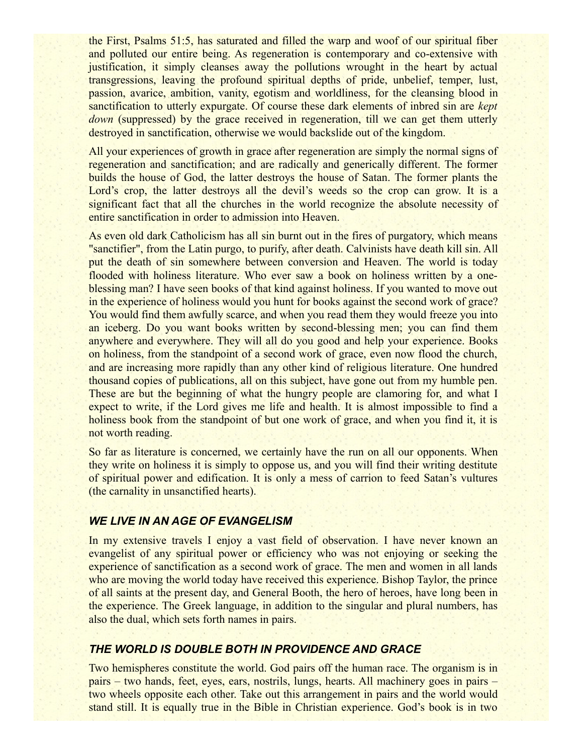the First, Psalms 51:5, has saturated and filled the warp and woof of our spiritual fiber and polluted our entire being. As regeneration is contemporary and co-extensive with justification, it simply cleanses away the pollutions wrought in the heart by actual transgressions, leaving the profound spiritual depths of pride, unbelief, temper, lust, passion, avarice, ambition, vanity, egotism and worldliness, for the cleansing blood in sanctification to utterly expurgate. Of course these dark elements of inbred sin are *kept down* (suppressed) by the grace received in regeneration, till we can get them utterly destroyed in sanctification, otherwise we would backslide out of the kingdom.

All your experiences of growth in grace after regeneration are simply the normal signs of regeneration and sanctification; and are radically and generically different. The former builds the house of God, the latter destroys the house of Satan. The former plants the Lord's crop, the latter destroys all the devil's weeds so the crop can grow. It is a significant fact that all the churches in the world recognize the absolute necessity of entire sanctification in order to admission into Heaven.

As even old dark Catholicism has all sin burnt out in the fires of purgatory, which means "sanctifier", from the Latin purgo, to purify, after death. Calvinists have death kill sin. All put the death of sin somewhere between conversion and Heaven. The world is today flooded with holiness literature. Who ever saw a book on holiness written by a one-blessing man? I have seen books of that kind against holiness. If you wanted to move out in the experience of holiness would you hunt for books against the second work of grace? You would find them awfully scarce, and when you read them they would freeze you into an iceberg. Do you want books written by second-blessing men; you can find them anywhere and everywhere. They will all do you good and help your experience. Books on holiness, from the standpoint of a second work of grace, even now flood the church, and are increasing more rapidly than any other kind of religious literature. One hundred thousand copies of publications, all on this subject, have gone out from my humble pen. These are but the beginning of what the hungry people are clamoring for, and what I expect to write, if the Lord gives me life and health. It is almost impossible to find a holiness book from the standpoint of but one work of grace, and when you find it, it is not worth reading.

So far as literature is concerned, we certainly have the run on all our opponents. When they write on holiness it is simply to oppose us, and you will find their writing destitute of spiritual power and edification. It is only a mess of carrion to feed Satan's vultures (the carnality in unsanctified hearts).

### *WE LIVE IN AN AGE OF EVANGELISM*

In my extensive travels I enjoy a vast field of observation. I have never known an evangelist of any spiritual power or efficiency who was not enjoying or seeking the experience of sanctification as a second work of grace. The men and women in all lands who are moving the world today have received this experience. Bishop Taylor, the prince of all saints at the present day, and General Booth, the hero of heroes, have long been in the experience. The Greek language, in addition to the singular and plural numbers, has also the dual, which sets forth names in pairs.

### *THE WORLD IS DOUBLE BOTH IN PROVIDENCE AND GRACE*

Two hemispheres constitute the world. God pairs off the human race. The organism is in pairs – two hands, feet, eyes, ears, nostrils, lungs, hearts. All machinery goes in pairs – two wheels opposite each other. Take out this arrangement in pairs and the world would stand still. It is equally true in the Bible in Christian experience. God's book is in two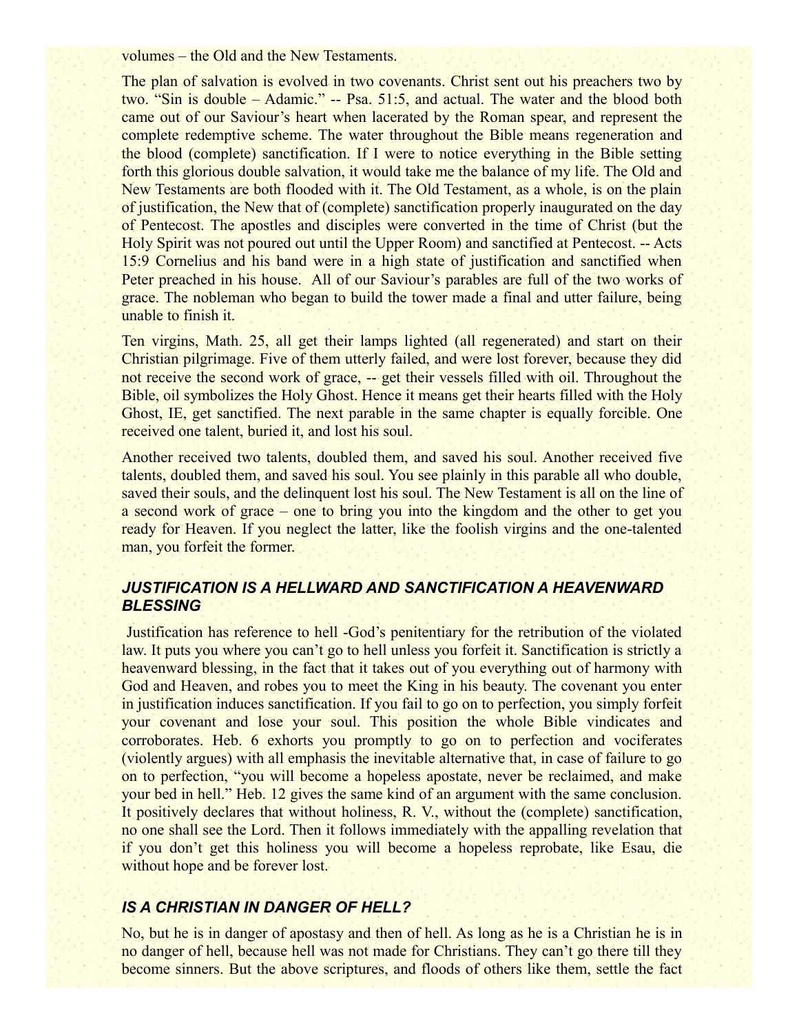volumes – the Old and the New Testaments.

The plan of salvation is evolved in two covenants. Christ sent out his preachers two by two. "Sin is double – Adamic." -- Psa. 51:5, and actual. The water and the blood both came out of our Saviour's heart when lacerated by the Roman spear, and represent the complete redemptive scheme. The water throughout the Bible means regeneration and the blood (complete) sanctification. If I were to notice everything in the Bible setting forth this glorious double salvation, it would take me the balance of my life. The Old and New Testaments are both flooded with it. The Old Testament, as a whole, is on the plain of justification, the New that of (complete) sanctification properly inaugurated on the day of Pentecost. The apostles and disciples were converted in the time of Christ (but the Holy Spirit was not poured out until the Upper Room) and sanctified at Pentecost. -- Acts 15:9 Cornelius and his band were in a high state of justification and sanctified when Peter preached in his house. All of our Saviour's parables are full of the two works of grace. The nobleman who began to build the tower made a final and utter failure, being unable to finish it.

Ten virgins, Math. 25, all get their lamps lighted (all regenerated) and start on their Christian pilgrimage. Five of them utterly failed, and were lost forever, because they did not receive the second work of grace, -- get their vessels filled with oil. Throughout the Bible, oil symbolizes the Holy Ghost. Hence it means get their hearts filled with the Holy Ghost, IE, get sanctified. The next parable in the same chapter is equally forcible. One received one talent, buried it, and lost his soul.

Another received two talents, doubled them, and saved his soul. Another received five talents, doubled them, and saved his soul. You see plainly in this parable all who double, saved their souls, and the delinquent lost his soul. The New Testament is all on the line of a second work of grace – one to bring you into the kingdom and the other to get you ready for Heaven. If you neglect the latter, like the foolish virgins and the one-talented man, you forfeit the former.

### *JUSTIFICATION IS A HELLWARD AND SANCTIFICATION A HEAVENWARD BLESSING*

Justification has reference to hell -God's penitentiary for the retribution of the violated law. It puts you where you can't go to hell unless you forfeit it. Sanctification is strictly a heavenward blessing, in the fact that it takes out of you everything out of harmony with God and Heaven, and robes you to meet the King in his beauty. The covenant you enter in justification induces sanctification. If you fail to go on to perfection, you simply forfeit your covenant and lose your soul. This position the whole Bible vindicates and corroborates. Heb. 6 exhorts you promptly to go on to perfection and vociferates (violently argues) with all emphasis the inevitable alternative that, in case of failure to go on to perfection, "you will become a hopeless apostate, never be reclaimed, and make your bed in hell." Heb. 12 gives the same kind of an argument with the same conclusion. It positively declares that without holiness, R. V., without the (complete) sanctification, no one shall see the Lord. Then it follows immediately with the appalling revelation that if you don't get this holiness you will become a hopeless reprobate, like Esau, die without hope and be forever lost.

### *IS A CHRISTIAN IN DANGER OF HELL?*

No, but he is in danger of apostasy and then of hell. As long as he is a Christian he is in no danger of hell, because hell was not made for Christians. They can't go there till they become sinners. But the above scriptures, and floods of others like them, settle the fact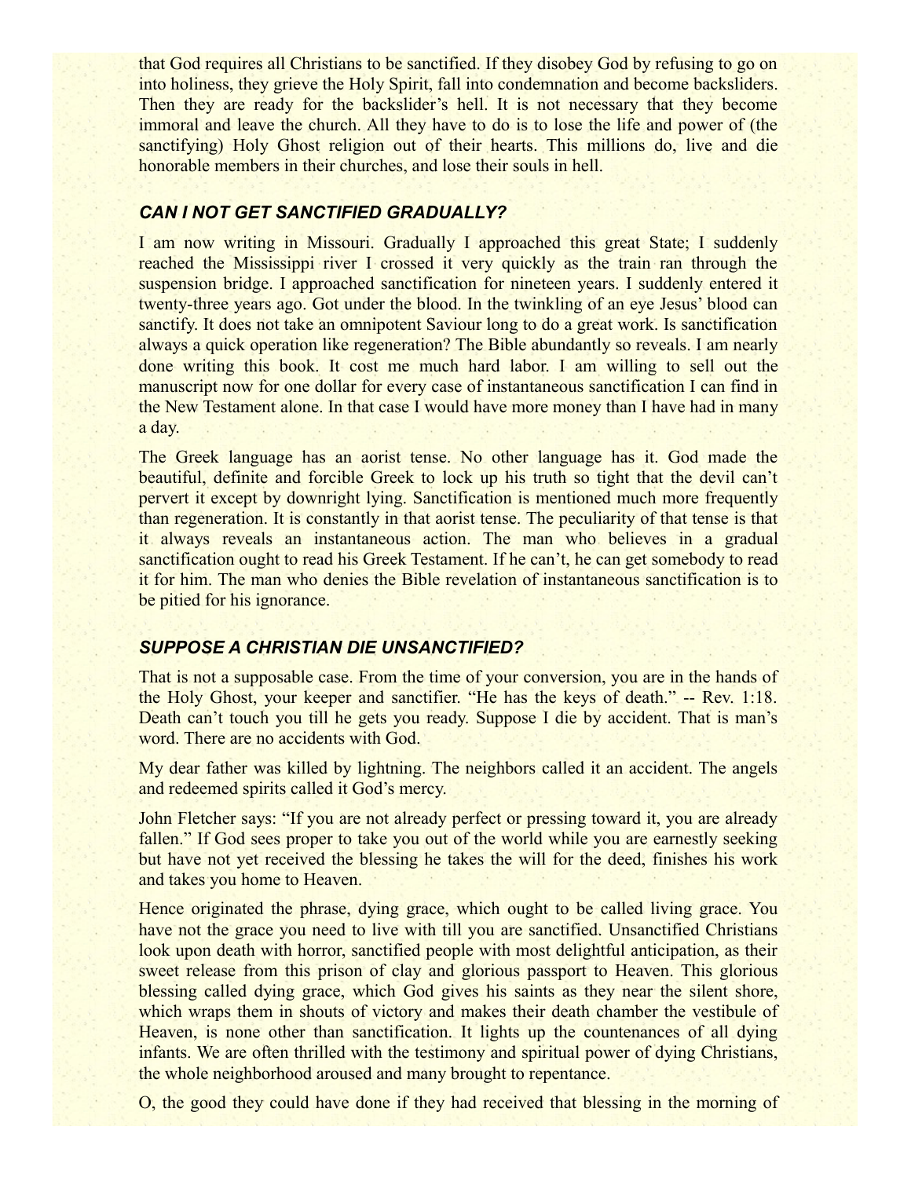that God requires all Christians to be sanctified. If they disobey God by refusing to go on into holiness, they grieve the Holy Spirit, fall into condemnation and become backsliders. Then they are ready for the backslider's hell. It is not necessary that they become immoral and leave the church. All they have to do is to lose the life and power of (the sanctifying) Holy Ghost religion out of their hearts. This millions do, live and die honorable members in their churches, and lose their souls in hell.

### *CAN I NOT GET SANCTIFIED GRADUALLY?*

I am now writing in Missouri. Gradually I approached this great State; I suddenly reached the Mississippi river I crossed it very quickly as the train ran through the suspension bridge. I approached sanctification for nineteen years. I suddenly entered it twenty-three years ago. Got under the blood. In the twinkling of an eye Jesus' blood can sanctify. It does not take an omnipotent Saviour long to do a great work. Is sanctification always a quick operation like regeneration? The Bible abundantly so reveals. I am nearly done writing this book. It cost me much hard labor. I am willing to sell out the manuscript now for one dollar for every case of instantaneous sanctification I can find in the New Testament alone. In that case I would have more money than I have had in many a day.

The Greek language has an aorist tense. No other language has it. God made the beautiful, definite and forcible Greek to lock up his truth so tight that the devil can't pervert it except by downright lying. Sanctification is mentioned much more frequently than regeneration. It is constantly in that aorist tense. The peculiarity of that tense is that it always reveals an instantaneous action. The man who believes in a gradual sanctification ought to read his Greek Testament. If he can't, he can get somebody to read it for him. The man who denies the Bible revelation of instantaneous sanctification is to be pitied for his ignorance.

### *SUPPOSE A CHRISTIAN DIE UNSANCTIFIED?*

That is not a supposable case. From the time of your conversion, you are in the hands of the Holy Ghost, your keeper and sanctifier. "He has the keys of death." -- Rev. 1:18. Death can't touch you till he gets you ready. Suppose I die by accident. That is man's word. There are no accidents with God.

My dear father was killed by lightning. The neighbors called it an accident. The angels and redeemed spirits called it God's mercy.

John Fletcher says: "If you are not already perfect or pressing toward it, you are already fallen." If God sees proper to take you out of the world while you are earnestly seeking but have not yet received the blessing he takes the will for the deed, finishes his work and takes you home to Heaven.

Hence originated the phrase, dying grace, which ought to be called living grace. You have not the grace you need to live with till you are sanctified. Unsanctified Christians look upon death with horror, sanctified people with most delightful anticipation, as their sweet release from this prison of clay and glorious passport to Heaven. This glorious blessing called dying grace, which God gives his saints as they near the silent shore, which wraps them in shouts of victory and makes their death chamber the vestibule of Heaven, is none other than sanctification. It lights up the countenances of all dying infants. We are often thrilled with the testimony and spiritual power of dying Christians, the whole neighborhood aroused and many brought to repentance.

O, the good they could have done if they had received that blessing in the morning of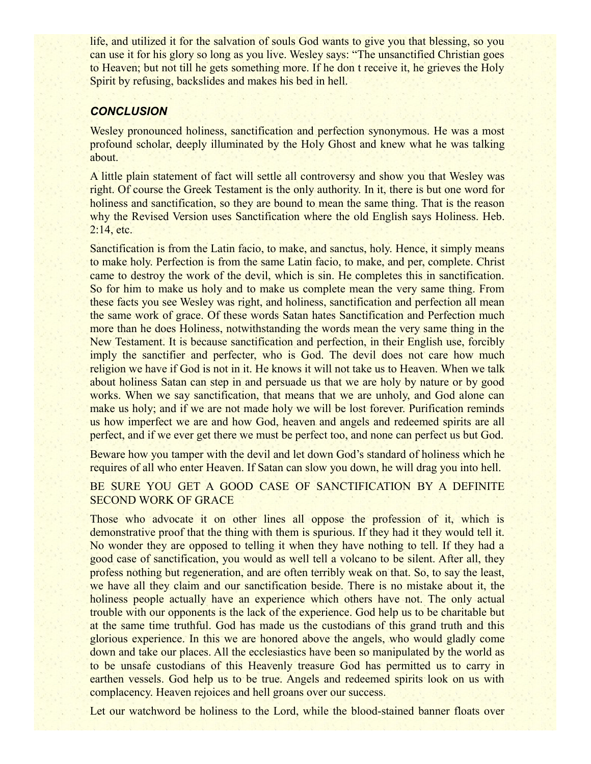life, and utilized it for the salvation of souls God wants to give you that blessing, so you can use it for his glory so long as you live. Wesley says: “The unsanctified Christian goes to Heaven; but not till he gets something more. If he don t receive it, he grieves the Holy Spirit by refusing, backslides and makes his bed in hell.

### *CONCLUSION*

Wesley pronounced holiness, sanctification and perfection synonymous. He was a most profound scholar, deeply illuminated by the Holy Ghost and knew what he was talking about.

A little plain statement of fact will settle all controversy and show you that Wesley was right. Of course the Greek Testament is the only authority. In it, there is but one word for holiness and sanctification, so they are bound to mean the same thing. That is the reason why the Revised Version uses Sanctification where the old English says Holiness. Heb. 2:14, etc.

Sanctification is from the Latin facio, to make, and sanctus, holy. Hence, it simply means to make holy. Perfection is from the same Latin facio, to make, and per, complete. Christ came to destroy the work of the devil, which is sin. He completes this in sanctification. So for him to make us holy and to make us complete mean the very same thing. From these facts you see Wesley was right, and holiness, sanctification and perfection all mean the same work of grace. Of these words Satan hates Sanctification and Perfection much more than he does Holiness, notwithstanding the words mean the very same thing in the New Testament. It is because sanctification and perfection, in their English use, forcibly imply the sanctifier and perfecter, who is God. The devil does not care how much religion we have if God is not in it. He knows it will not take us to Heaven. When we talk about holiness Satan can step in and persuade us that we are holy by nature or by good works. When we say sanctification, that means that we are unholy, and God alone can make us holy; and if we are not made holy we will be lost forever. Purification reminds us how imperfect we are and how God, heaven and angels and redeemed spirits are all perfect, and if we ever get there we must be perfect too, and none can perfect us but God.

Beware how you tamper with the devil and let down God’s standard of holiness which he requires of all who enter Heaven. If Satan can slow you down, he will drag you into hell.

BE SURE YOU GET A GOOD CASE OF SANCTIFICATION BY A DEFINITE SECOND WORK OF GRACE

Those who advocate it on other lines all oppose the profession of it, which is demonstrative proof that the thing with them is spurious. If they had it they would tell it. No wonder they are opposed to telling it when they have nothing to tell. If they had a good case of sanctification, you would as well tell a volcano to be silent. After all, they profess nothing but regeneration, and are often terribly weak on that. So, to say the least, we have all they claim and our sanctification beside. There is no mistake about it, the holiness people actually have an experience which others have not. The only actual trouble with our opponents is the lack of the experience. God help us to be charitable but at the same time truthful. God has made us the custodians of this grand truth and this glorious experience. In this we are honored above the angels, who would gladly come down and take our places. All the ecclesiastics have been so manipulated by the world as to be unsafe custodians of this Heavenly treasure God has permitted us to carry in earthen vessels. God help us to be true. Angels and redeemed spirits look on us with complacency. Heaven rejoices and hell groans over our success.

Let our watchword be holiness to the Lord, while the blood-stained banner floats over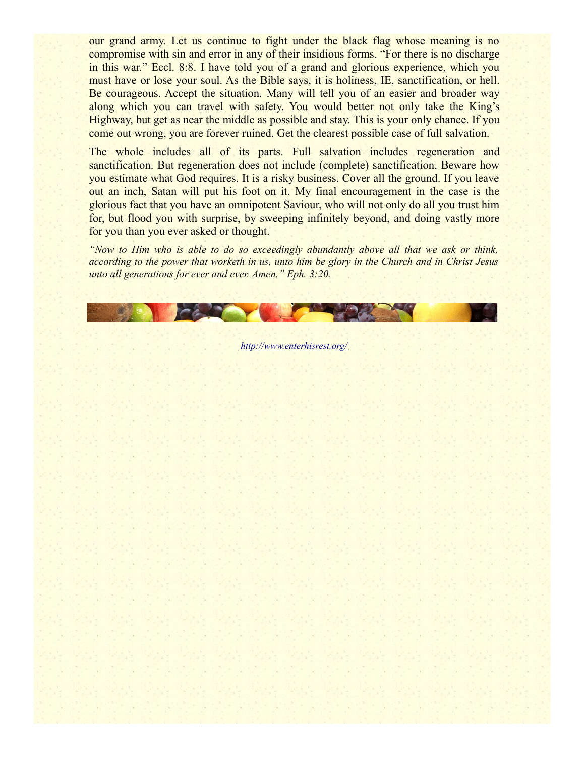our grand army. Let us continue to fight under the black flag whose meaning is no compromise with sin and error in any of their insidious forms. "For there is no discharge in this war." Eccl. 8:8. I have told you of a grand and glorious experience, which you must have or lose your soul. As the Bible says, it is holiness, IE, sanctification, or hell. Be courageous. Accept the situation. Many will tell you of an easier and broader way along which you can travel with safety. You would better not only take the King's Highway, but get as near the middle as possible and stay. This is your only chance. If you come out wrong, you are forever ruined. Get the clearest possible case of full salvation.

The whole includes all of its parts. Full salvation includes regeneration and sanctification. But regeneration does not include (complete) sanctification. Beware how you estimate what God requires. It is a risky business. Cover all the ground. If you leave out an inch, Satan will put his foot on it. My final encouragement in the case is the glorious fact that you have an omnipotent Saviour, who will not only do all you trust him for, but flood you with surprise, by sweeping infinitely beyond, and doing vastly more for you than you ever asked or thought.

*"Now to Him who is able to do so exceedingly abundantly above all that we ask or think, according to the power that worketh in us, unto him be glory in the Church and in Christ Jesus unto all generations for ever and ever. Amen." Eph. 3:20.*

*http://www.enterhisrest.org/*